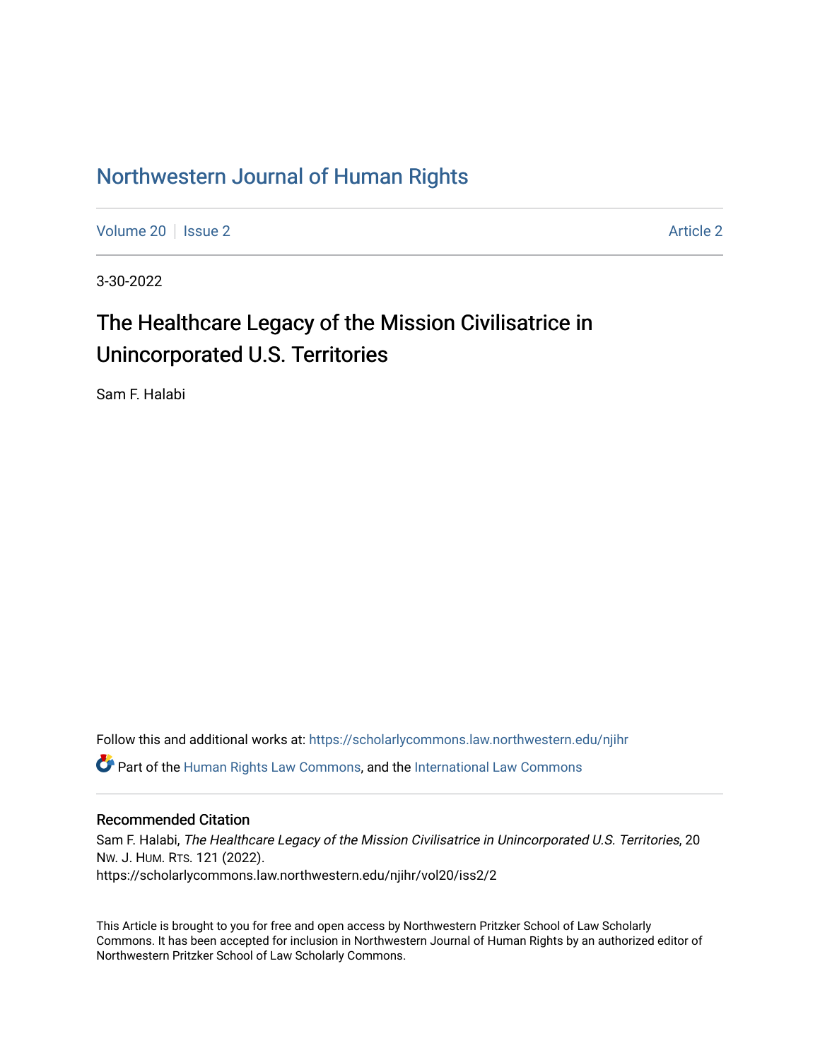# Northwestern Journal of Human Rights

Volume 20 | Issue 2 — Article 2

3-30-2022

## The Healthcare Legacy of the Mission Civilisatrice in Unincorporated U.S. Territories

Sam F. Halabi

Follow this and additional works at: https://scholarlycommons.law.northwestern.edu/njihr

Part of the Human Rights Law Commons, and the International Law Commons

### Recommended Citation

Sam F. Halabi, *The Healthcare Legacy of the Mission Civilisatrice in Unincorporated U.S. Territories*, 20 Nw. J. Hum. Rts. 121 (2022).
https://scholarlycommons.law.northwestern.edu/njihr/vol20/iss2/2

This Article is brought to you for free and open access by Northwestern Pritzker School of Law Scholarly Commons. It has been accepted for inclusion in Northwestern Journal of Human Rights by an authorized editor of Northwestern Pritzker School of Law Scholarly Commons.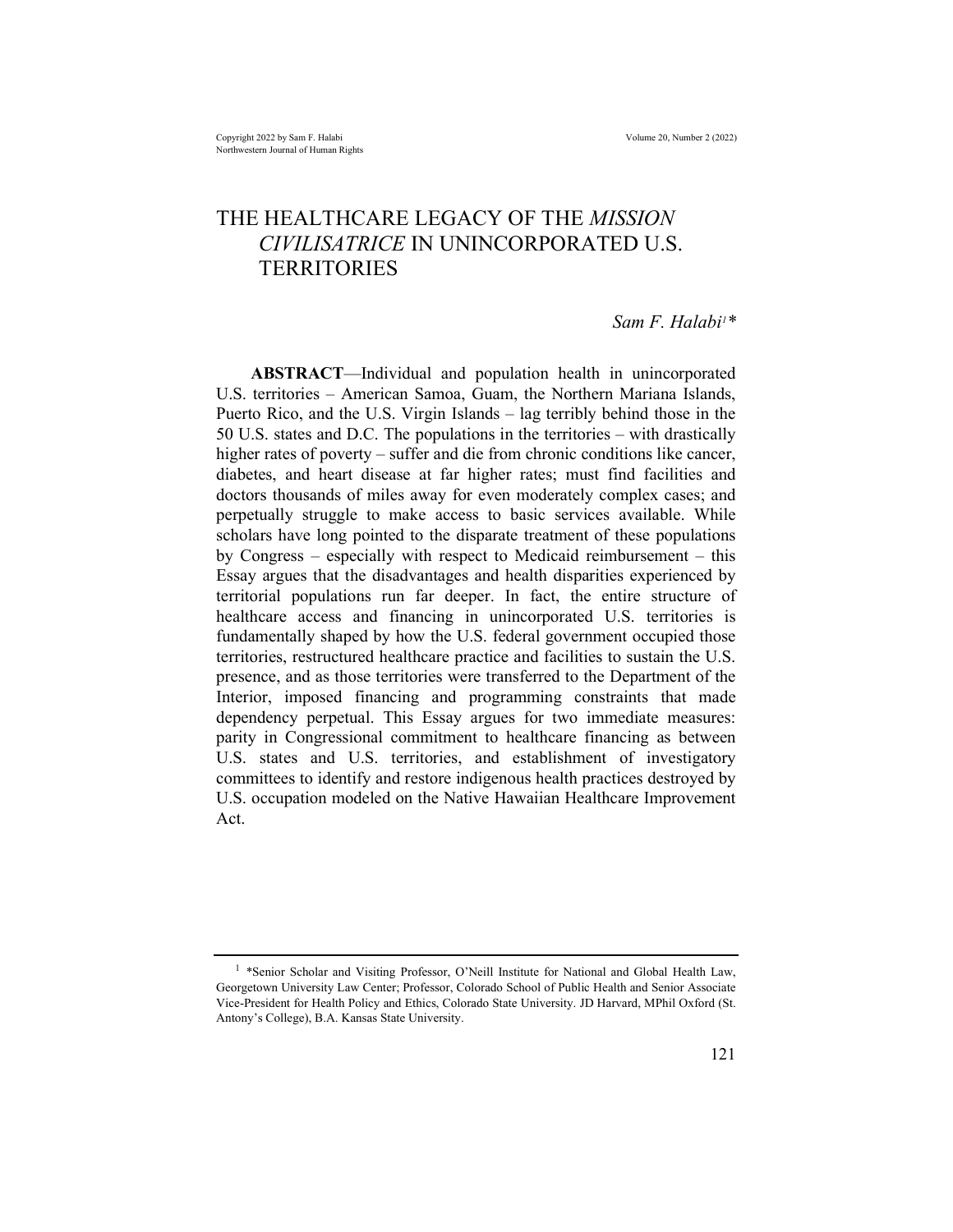# THE HEALTHCARE LEGACY OF THE *MISSION CIVILISATRICE* IN UNINCORPORATED U.S. TERRITORIES

*Sam F. Halabi*[1] *

**ABSTRACT**—Individual and population health in unincorporated U.S. territories – American Samoa, Guam, the Northern Mariana Islands, Puerto Rico, and the U.S. Virgin Islands – lag terribly behind those in the 50 U.S. states and D.C. The populations in the territories – with drastically higher rates of poverty – suffer and die from chronic conditions like cancer, diabetes, and heart disease at far higher rates; must find facilities and doctors thousands of miles away for even moderately complex cases; and perpetually struggle to make access to basic services available. While scholars have long pointed to the disparate treatment of these populations by Congress – especially with respect to Medicaid reimbursement – this Essay argues that the disadvantages and health disparities experienced by territorial populations run far deeper. In fact, the entire structure of healthcare access and financing in unincorporated U.S. territories is fundamentally shaped by how the U.S. federal government occupied those territories, restructured healthcare practice and facilities to sustain the U.S. presence, and as those territories were transferred to the Department of the Interior, imposed financing and programming constraints that made dependency perpetual. This Essay argues for two immediate measures: parity in Congressional commitment to healthcare financing as between U.S. states and U.S. territories, and establishment of investigatory committees to identify and restore indigenous health practices destroyed by U.S. occupation modeled on the Native Hawaiian Healthcare Improvement Act.

---

[1] *Senior Scholar and Visiting Professor, O'Neill Institute for National and Global Health Law, Georgetown University Law Center; Professor, Colorado School of Public Health and Senior Associate Vice-President for Health Policy and Ethics, Colorado State University. JD Harvard, MPhil Oxford (St. Antony's College), B.A. Kansas State University.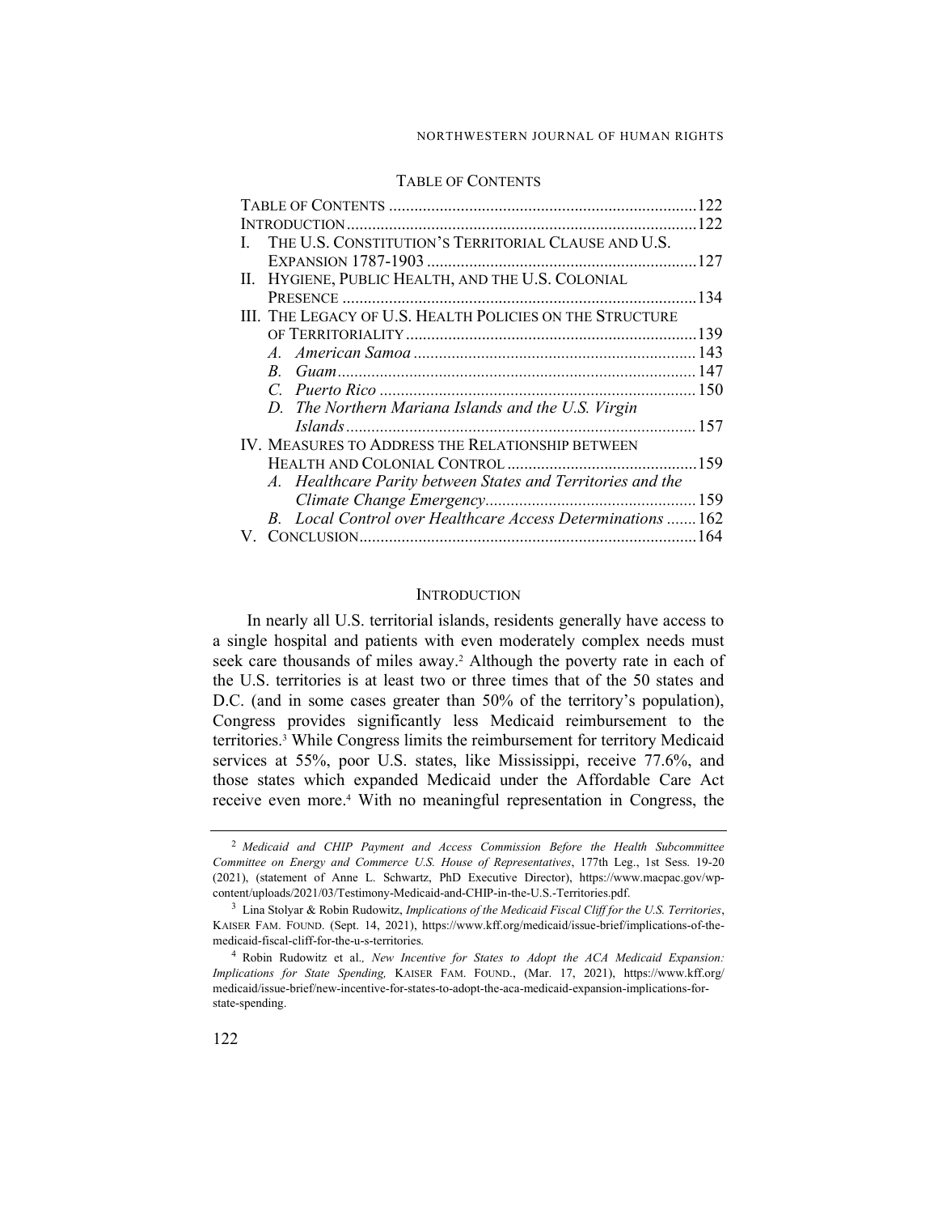## TABLE OF CONTENTS

TABLE OF CONTENTS ........................................................................ 122

INTRODUCTION .................................................................................. 122

I. THE U.S. CONSTITUTION'S TERRITORIAL CLAUSE AND U.S. EXPANSION 1787-1903 ............................................................... 127

II. HYGIENE, PUBLIC HEALTH, AND THE U.S. COLONIAL PRESENCE .................................................................................. 134

III. THE LEGACY OF U.S. HEALTH POLICIES ON THE STRUCTURE OF TERRITORIALITY ..................................................................... 139

- *A. American Samoa* ................................................................... 143
- *B. Guam* ..................................................................................... 147
- *C. Puerto Rico* ........................................................................... 150
- *D. The Northern Mariana Islands and the U.S. Virgin Islands* ................................................................................... 157

IV. MEASURES TO ADDRESS THE RELATIONSHIP BETWEEN HEALTH AND COLONIAL CONTROL ............................................ 159

- *A. Healthcare Parity between States and Territories and the Climate Change Emergency* ................................................... 159
- *B. Local Control over Healthcare Access Determinations* ....... 162

V. CONCLUSION ............................................................................... 164

## INTRODUCTION

In nearly all U.S. territorial islands, residents generally have access to a single hospital and patients with even moderately complex needs must seek care thousands of miles away.[2] Although the poverty rate in each of the U.S. territories is at least two or three times that of the 50 states and D.C. (and in some cases greater than 50% of the territory's population), Congress provides significantly less Medicaid reimbursement to the territories.[3] While Congress limits the reimbursement for territory Medicaid services at 55%, poor U.S. states, like Mississippi, receive 77.6%, and those states which expanded Medicaid under the Affordable Care Act receive even more.[4] With no meaningful representation in Congress, the

---

[2] *Medicaid and CHIP Payment and Access Commission Before the Health Subcommittee Committee on Energy and Commerce U.S. House of Representatives*, 177th Leg., 1st Sess. 19-20 (2021), (statement of Anne L. Schwartz, PhD Executive Director), https://www.macpac.gov/wp-content/uploads/2021/03/Testimony-Medicaid-and-CHIP-in-the-U.S.-Territories.pdf.

[3] Lina Stolyar & Robin Rudowitz, *Implications of the Medicaid Fiscal Cliff for the U.S. Territories*, KAISER FAM. FOUND. (Sept. 14, 2021), https://www.kff.org/medicaid/issue-brief/implications-of-the-medicaid-fiscal-cliff-for-the-u-s-territories.

[4] Robin Rudowitz et al., *New Incentive for States to Adopt the ACA Medicaid Expansion: Implications for State Spending,* KAISER FAM. FOUND., (Mar. 17, 2021), https://www.kff.org/medicaid/issue-brief/new-incentive-for-states-to-adopt-the-aca-medicaid-expansion-implications-for-state-spending.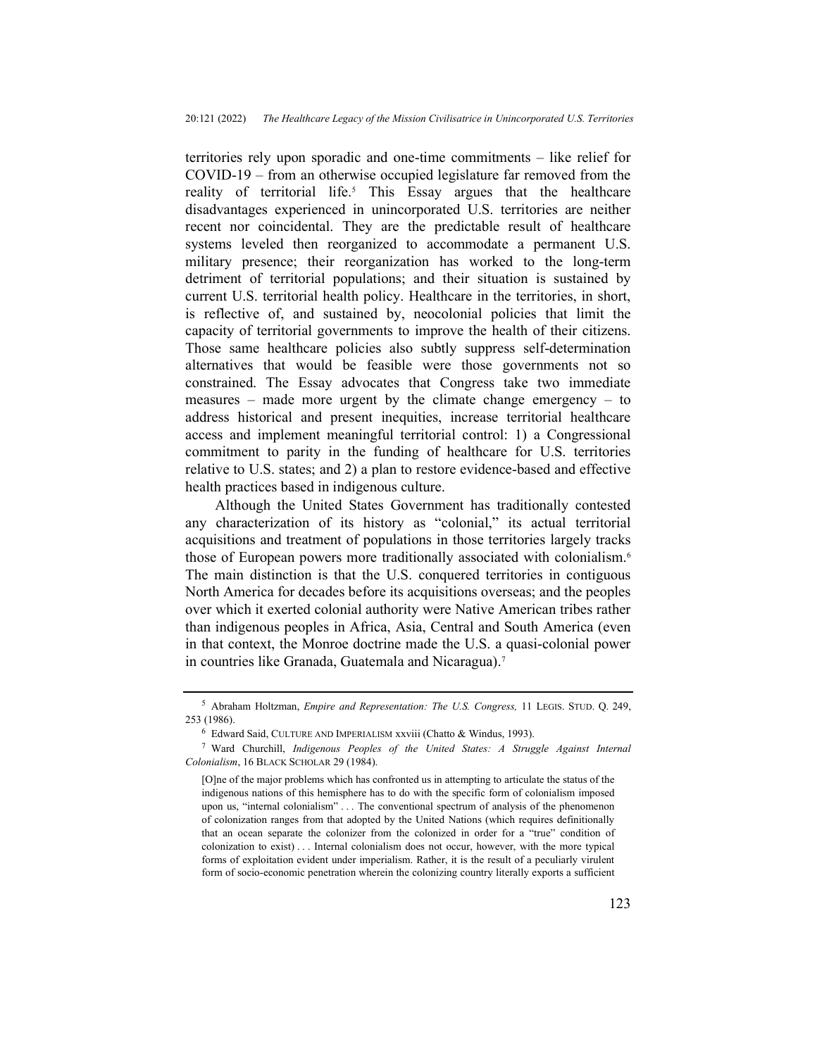territories rely upon sporadic and one-time commitments – like relief for COVID-19 – from an otherwise occupied legislature far removed from the reality of territorial life.[5] This Essay argues that the healthcare disadvantages experienced in unincorporated U.S. territories are neither recent nor coincidental. They are the predictable result of healthcare systems leveled then reorganized to accommodate a permanent U.S. military presence; their reorganization has worked to the long-term detriment of territorial populations; and their situation is sustained by current U.S. territorial health policy. Healthcare in the territories, in short, is reflective of, and sustained by, neocolonial policies that limit the capacity of territorial governments to improve the health of their citizens. Those same healthcare policies also subtly suppress self-determination alternatives that would be feasible were those governments not so constrained. The Essay advocates that Congress take two immediate measures – made more urgent by the climate change emergency – to address historical and present inequities, increase territorial healthcare access and implement meaningful territorial control: 1) a Congressional commitment to parity in the funding of healthcare for U.S. territories relative to U.S. states; and 2) a plan to restore evidence-based and effective health practices based in indigenous culture.

Although the United States Government has traditionally contested any characterization of its history as "colonial," its actual territorial acquisitions and treatment of populations in those territories largely tracks those of European powers more traditionally associated with colonialism.[6] The main distinction is that the U.S. conquered territories in contiguous North America for decades before its acquisitions overseas; and the peoples over which it exerted colonial authority were Native American tribes rather than indigenous peoples in Africa, Asia, Central and South America (even in that context, the Monroe doctrine made the U.S. a quasi-colonial power in countries like Granada, Guatemala and Nicaragua).[7]

---

[5] Abraham Holtzman, *Empire and Representation: The U.S. Congress,* 11 LEGIS. STUD. Q. 249, 253 (1986).

[6] Edward Said, CULTURE AND IMPERIALISM xxviii (Chatto & Windus, 1993).

[7] Ward Churchill, *Indigenous Peoples of the United States: A Struggle Against Internal Colonialism*, 16 BLACK SCHOLAR 29 (1984).

> [O]ne of the major problems which has confronted us in attempting to articulate the status of the indigenous nations of this hemisphere has to do with the specific form of colonialism imposed upon us, "internal colonialism" . . . The conventional spectrum of analysis of the phenomenon of colonization ranges from that adopted by the United Nations (which requires definitionally that an ocean separate the colonizer from the colonized in order for a "true" condition of colonization to exist) . . . Internal colonialism does not occur, however, with the more typical forms of exploitation evident under imperialism. Rather, it is the result of a peculiarly virulent form of socio-economic penetration wherein the colonizing country literally exports a sufficient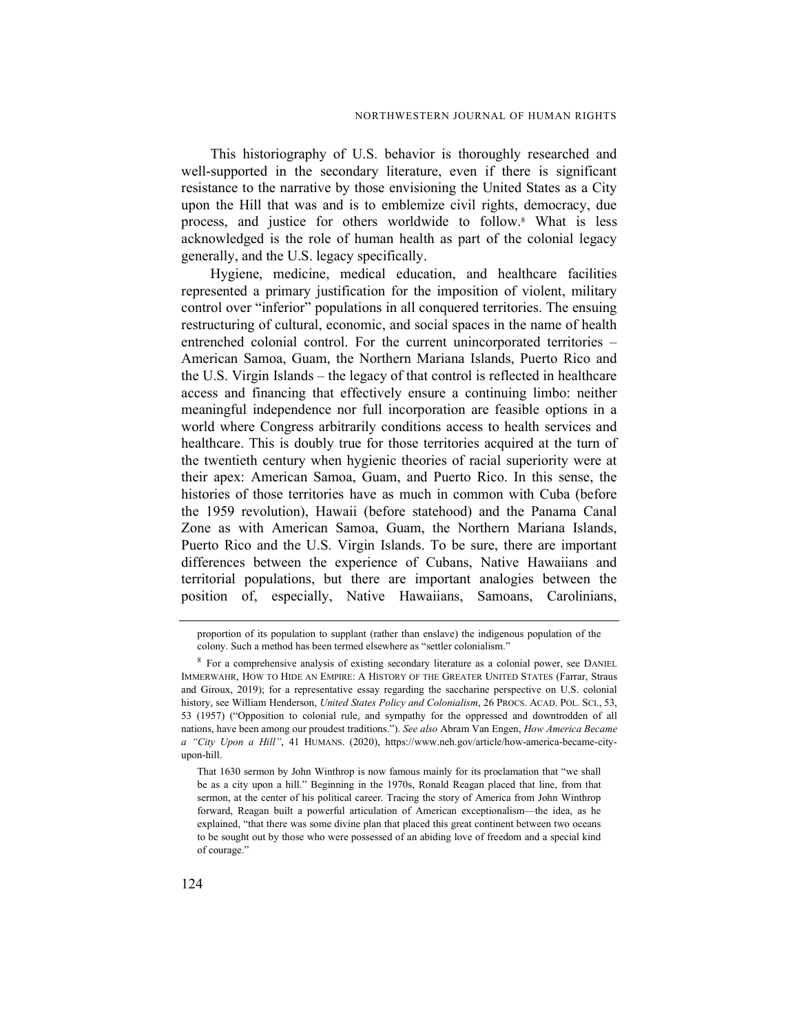This historiography of U.S. behavior is thoroughly researched and well-supported in the secondary literature, even if there is significant resistance to the narrative by those envisioning the United States as a City upon the Hill that was and is to emblemize civil rights, democracy, due process, and justice for others worldwide to follow.[8] What is less acknowledged is the role of human health as part of the colonial legacy generally, and the U.S. legacy specifically.

Hygiene, medicine, medical education, and healthcare facilities represented a primary justification for the imposition of violent, military control over "inferior" populations in all conquered territories. The ensuing restructuring of cultural, economic, and social spaces in the name of health entrenched colonial control. For the current unincorporated territories – American Samoa, Guam, the Northern Mariana Islands, Puerto Rico and the U.S. Virgin Islands – the legacy of that control is reflected in healthcare access and financing that effectively ensure a continuing limbo: neither meaningful independence nor full incorporation are feasible options in a world where Congress arbitrarily conditions access to health services and healthcare. This is doubly true for those territories acquired at the turn of the twentieth century when hygienic theories of racial superiority were at their apex: American Samoa, Guam, and Puerto Rico. In this sense, the histories of those territories have as much in common with Cuba (before the 1959 revolution), Hawaii (before statehood) and the Panama Canal Zone as with American Samoa, Guam, the Northern Mariana Islands, Puerto Rico and the U.S. Virgin Islands. To be sure, there are important differences between the experience of Cubans, Native Hawaiians and territorial populations, but there are important analogies between the position of, especially, Native Hawaiians, Samoans, Carolinians,

---

proportion of its population to supplant (rather than enslave) the indigenous population of the colony. Such a method has been termed elsewhere as "settler colonialism."

[8] For a comprehensive analysis of existing secondary literature as a colonial power, see DANIEL IMMERWAHR, HOW TO HIDE AN EMPIRE: A HISTORY OF THE GREATER UNITED STATES (Farrar, Straus and Giroux, 2019); for a representative essay regarding the saccharine perspective on U.S. colonial history, see William Henderson, *United States Policy and Colonialism*, 26 PROCS. ACAD. POL. SCI., 53, 53 (1957) ("Opposition to colonial rule, and sympathy for the oppressed and downtrodden of all nations, have been among our proudest traditions."). *See also* Abram Van Engen, *How America Became a "City Upon a Hill"*, 41 HUMANS. (2020), https://www.neh.gov/article/how-america-became-city-upon-hill.

> That 1630 sermon by John Winthrop is now famous mainly for its proclamation that "we shall be as a city upon a hill." Beginning in the 1970s, Ronald Reagan placed that line, from that sermon, at the center of his political career. Tracing the story of America from John Winthrop forward, Reagan built a powerful articulation of American exceptionalism—the idea, as he explained, "that there was some divine plan that placed this great continent between two oceans to be sought out by those who were possessed of an abiding love of freedom and a special kind of courage."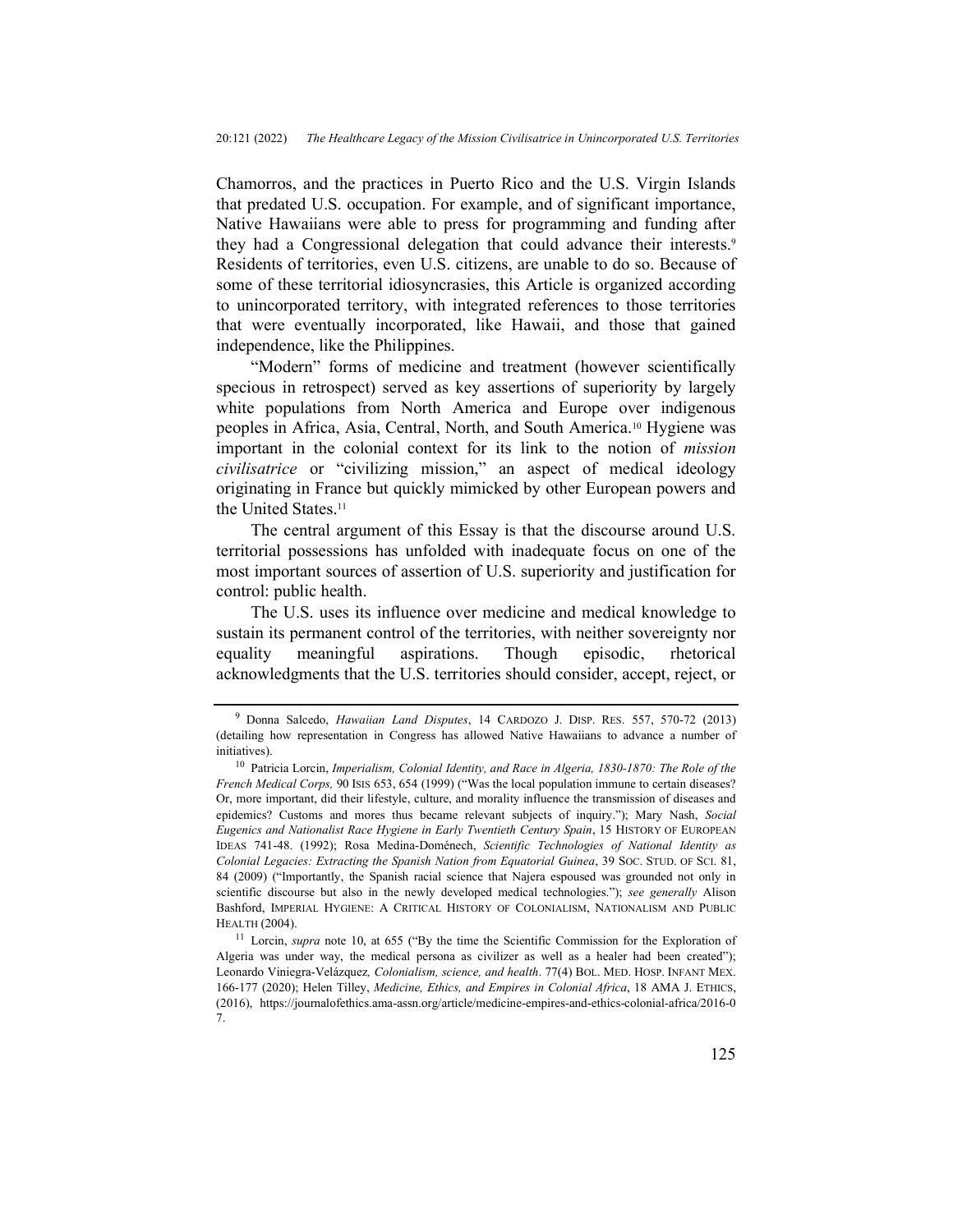Chamorros, and the practices in Puerto Rico and the U.S. Virgin Islands that predated U.S. occupation. For example, and of significant importance, Native Hawaiians were able to press for programming and funding after they had a Congressional delegation that could advance their interests.[9] Residents of territories, even U.S. citizens, are unable to do so. Because of some of these territorial idiosyncrasies, this Article is organized according to unincorporated territory, with integrated references to those territories that were eventually incorporated, like Hawaii, and those that gained independence, like the Philippines.

"Modern" forms of medicine and treatment (however scientifically specious in retrospect) served as key assertions of superiority by largely white populations from North America and Europe over indigenous peoples in Africa, Asia, Central, North, and South America.[10] Hygiene was important in the colonial context for its link to the notion of *mission civilisatrice* or "civilizing mission," an aspect of medical ideology originating in France but quickly mimicked by other European powers and the United States.[11]

The central argument of this Essay is that the discourse around U.S. territorial possessions has unfolded with inadequate focus on one of the most important sources of assertion of U.S. superiority and justification for control: public health.

The U.S. uses its influence over medicine and medical knowledge to sustain its permanent control of the territories, with neither sovereignty nor equality meaningful aspirations. Though episodic, rhetorical acknowledgments that the U.S. territories should consider, accept, reject, or

---

[9] Donna Salcedo, *Hawaiian Land Disputes*, 14 CARDOZO J. DISP. RES. 557, 570-72 (2013) (detailing how representation in Congress has allowed Native Hawaiians to advance a number of initiatives).

[10] Patricia Lorcin, *Imperialism, Colonial Identity, and Race in Algeria, 1830-1870: The Role of the French Medical Corps,* 90 ISIS 653, 654 (1999) ("Was the local population immune to certain diseases? Or, more important, did their lifestyle, culture, and morality influence the transmission of diseases and epidemics? Customs and mores thus became relevant subjects of inquiry."); Mary Nash, *Social Eugenics and Nationalist Race Hygiene in Early Twentieth Century Spain*, 15 HISTORY OF EUROPEAN IDEAS 741-48. (1992); Rosa Medina-Doménech, *Scientific Technologies of National Identity as Colonial Legacies: Extracting the Spanish Nation from Equatorial Guinea*, 39 SOC. STUD. OF SCI. 81, 84 (2009) ("Importantly, the Spanish racial science that Najera espoused was grounded not only in scientific discourse but also in the newly developed medical technologies."); *see generally* Alison Bashford, IMPERIAL HYGIENE: A CRITICAL HISTORY OF COLONIALISM, NATIONALISM AND PUBLIC HEALTH (2004).

[11] Lorcin, *supra* note 10, at 655 ("By the time the Scientific Commission for the Exploration of Algeria was under way, the medical persona as civilizer as well as a healer had been created"); Leonardo Viniegra-Velázquez*, Colonialism, science, and health*. 77(4) BOL. MED. HOSP. INFANT MEX. 166-177 (2020); Helen Tilley, *Medicine, Ethics, and Empires in Colonial Africa*, 18 AMA J. ETHICS, (2016), https://journalofethics.ama-assn.org/article/medicine-empires-and-ethics-colonial-africa/2016-07.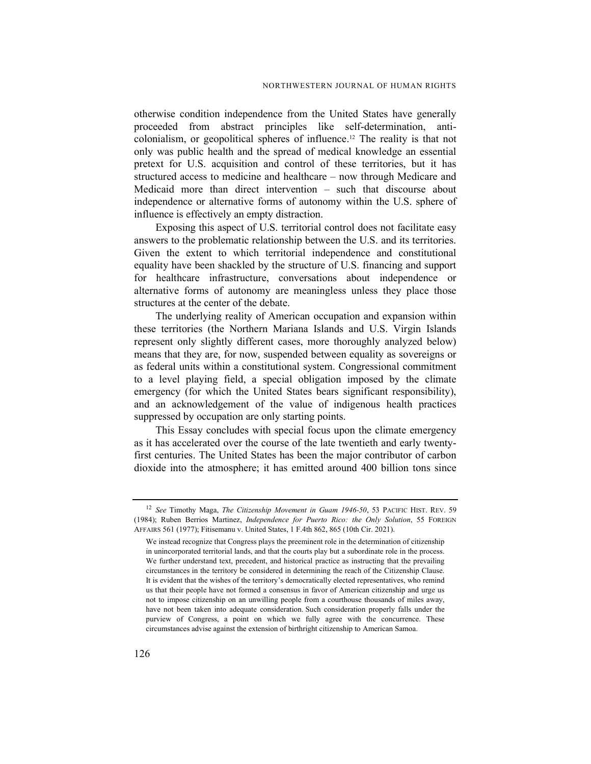otherwise condition independence from the United States have generally proceeded from abstract principles like self-determination, anti-colonialism, or geopolitical spheres of influence.[12] The reality is that not only was public health and the spread of medical knowledge an essential pretext for U.S. acquisition and control of these territories, but it has structured access to medicine and healthcare – now through Medicare and Medicaid more than direct intervention – such that discourse about independence or alternative forms of autonomy within the U.S. sphere of influence is effectively an empty distraction.

Exposing this aspect of U.S. territorial control does not facilitate easy answers to the problematic relationship between the U.S. and its territories. Given the extent to which territorial independence and constitutional equality have been shackled by the structure of U.S. financing and support for healthcare infrastructure, conversations about independence or alternative forms of autonomy are meaningless unless they place those structures at the center of the debate.

The underlying reality of American occupation and expansion within these territories (the Northern Mariana Islands and U.S. Virgin Islands represent only slightly different cases, more thoroughly analyzed below) means that they are, for now, suspended between equality as sovereigns or as federal units within a constitutional system. Congressional commitment to a level playing field, a special obligation imposed by the climate emergency (for which the United States bears significant responsibility), and an acknowledgement of the value of indigenous health practices suppressed by occupation are only starting points.

This Essay concludes with special focus upon the climate emergency as it has accelerated over the course of the late twentieth and early twenty-first centuries. The United States has been the major contributor of carbon dioxide into the atmosphere; it has emitted around 400 billion tons since

---

[12] *See* Timothy Maga, *The Citizenship Movement in Guam 1946-50*, 53 PACIFIC HIST. REV. 59 (1984); Ruben Berrios Martinez, *Independence for Puerto Rico: the Only Solution*, 55 FOREIGN AFFAIRS 561 (1977); Fitisemanu v. United States, 1 F.4th 862, 865 (10th Cir. 2021).

> We instead recognize that Congress plays the preeminent role in the determination of citizenship in unincorporated territorial lands, and that the courts play but a subordinate role in the process. We further understand text, precedent, and historical practice as instructing that the prevailing circumstances in the territory be considered in determining the reach of the Citizenship Clause. It is evident that the wishes of the territory's democratically elected representatives, who remind us that their people have not formed a consensus in favor of American citizenship and urge us not to impose citizenship on an unwilling people from a courthouse thousands of miles away, have not been taken into adequate consideration. Such consideration properly falls under the purview of Congress, a point on which we fully agree with the concurrence. These circumstances advise against the extension of birthright citizenship to American Samoa.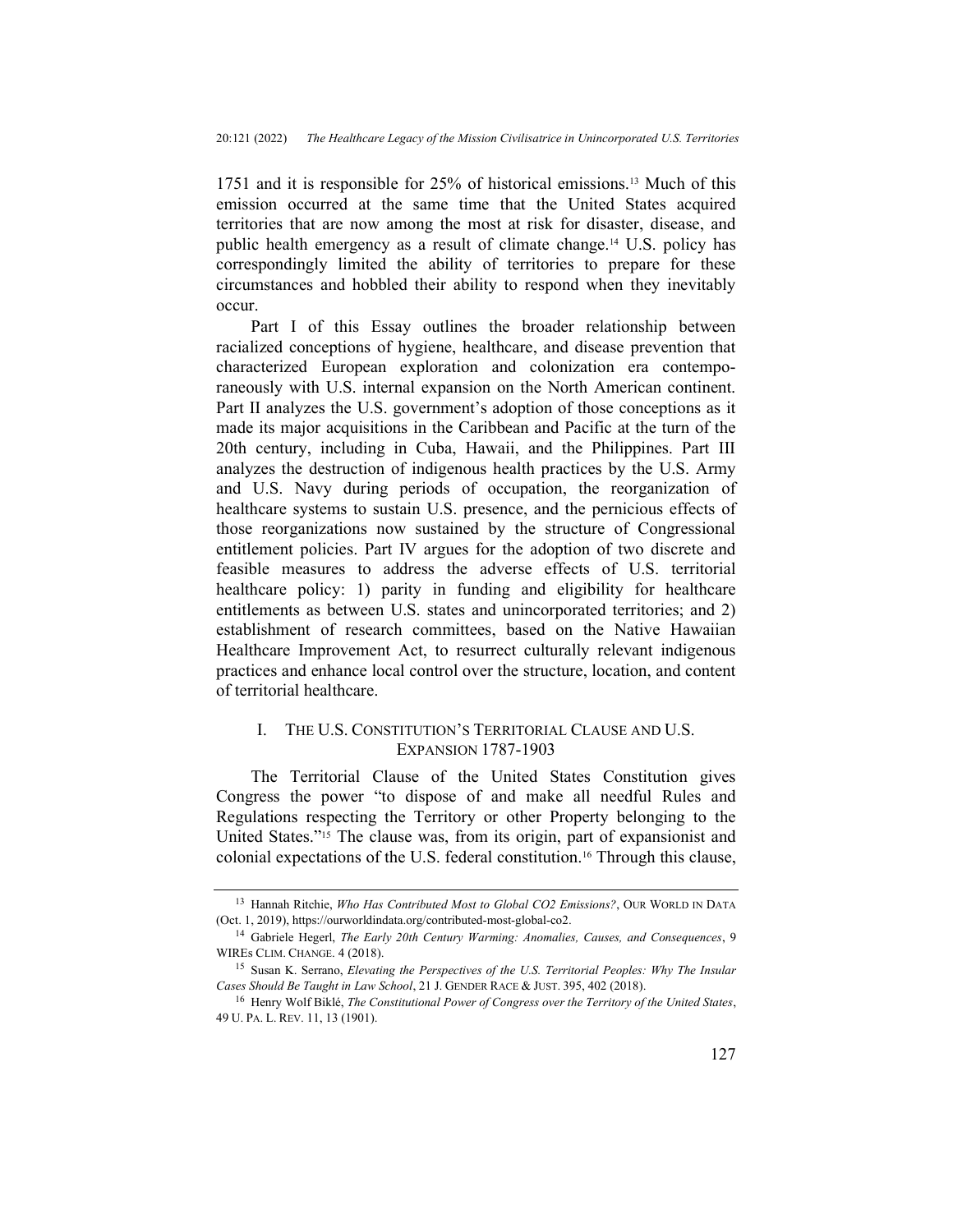1751 and it is responsible for 25% of historical emissions.[13] Much of this emission occurred at the same time that the United States acquired territories that are now among the most at risk for disaster, disease, and public health emergency as a result of climate change.[14] U.S. policy has correspondingly limited the ability of territories to prepare for these circumstances and hobbled their ability to respond when they inevitably occur.

Part I of this Essay outlines the broader relationship between racialized conceptions of hygiene, healthcare, and disease prevention that characterized European exploration and colonization era contemporaneously with U.S. internal expansion on the North American continent. Part II analyzes the U.S. government's adoption of those conceptions as it made its major acquisitions in the Caribbean and Pacific at the turn of the 20th century, including in Cuba, Hawaii, and the Philippines. Part III analyzes the destruction of indigenous health practices by the U.S. Army and U.S. Navy during periods of occupation, the reorganization of healthcare systems to sustain U.S. presence, and the pernicious effects of those reorganizations now sustained by the structure of Congressional entitlement policies. Part IV argues for the adoption of two discrete and feasible measures to address the adverse effects of U.S. territorial healthcare policy: 1) parity in funding and eligibility for healthcare entitlements as between U.S. states and unincorporated territories; and 2) establishment of research committees, based on the Native Hawaiian Healthcare Improvement Act, to resurrect culturally relevant indigenous practices and enhance local control over the structure, location, and content of territorial healthcare.

## I. THE U.S. CONSTITUTION'S TERRITORIAL CLAUSE AND U.S. EXPANSION 1787-1903

The Territorial Clause of the United States Constitution gives Congress the power "to dispose of and make all needful Rules and Regulations respecting the Territory or other Property belonging to the United States."[15] The clause was, from its origin, part of expansionist and colonial expectations of the U.S. federal constitution.[16] Through this clause,

---

[13] Hannah Ritchie, *Who Has Contributed Most to Global CO2 Emissions?*, OUR WORLD IN DATA (Oct. 1, 2019), https://ourworldindata.org/contributed-most-global-co2.

[14] Gabriele Hegerl, *The Early 20th Century Warming: Anomalies, Causes, and Consequences*, 9 WIREs CLIM. CHANGE. 4 (2018).

[15] Susan K. Serrano, *Elevating the Perspectives of the U.S. Territorial Peoples: Why The Insular Cases Should Be Taught in Law School*, 21 J. GENDER RACE & JUST. 395, 402 (2018).

[16] Henry Wolf Biklé, *The Constitutional Power of Congress over the Territory of the United States*, 49 U. PA. L. REV. 11, 13 (1901).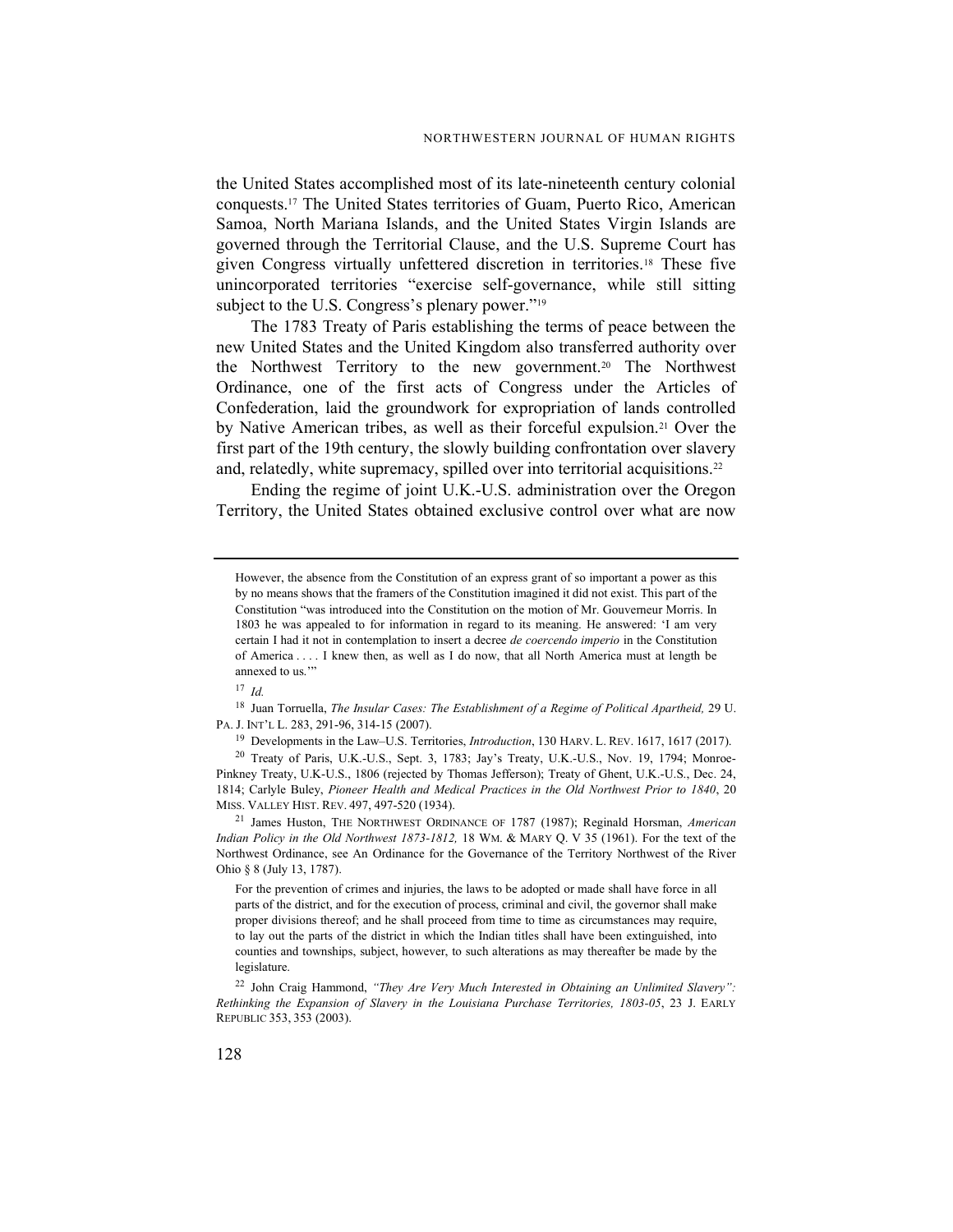the United States accomplished most of its late-nineteenth century colonial conquests.[17] The United States territories of Guam, Puerto Rico, American Samoa, North Mariana Islands, and the United States Virgin Islands are governed through the Territorial Clause, and the U.S. Supreme Court has given Congress virtually unfettered discretion in territories.[18] These five unincorporated territories "exercise self-governance, while still sitting subject to the U.S. Congress's plenary power."[19]

The 1783 Treaty of Paris establishing the terms of peace between the new United States and the United Kingdom also transferred authority over the Northwest Territory to the new government.[20] The Northwest Ordinance, one of the first acts of Congress under the Articles of Confederation, laid the groundwork for expropriation of lands controlled by Native American tribes, as well as their forceful expulsion.[21] Over the first part of the 19th century, the slowly building confrontation over slavery and, relatedly, white supremacy, spilled over into territorial acquisitions.[22]

Ending the regime of joint U.K.-U.S. administration over the Oregon Territory, the United States obtained exclusive control over what are now

---

> However, the absence from the Constitution of an express grant of so important a power as this by no means shows that the framers of the Constitution imagined it did not exist. This part of the Constitution "was introduced into the Constitution on the motion of Mr. Gouverneur Morris. In 1803 he was appealed to for information in regard to its meaning. He answered: 'I am very certain I had it not in contemplation to insert a decree *de coercendo imperio* in the Constitution of America . . . . I knew then, as well as I do now, that all North America must at length be annexed to us.'"

[17] *Id.*

[18] Juan Torruella, *The Insular Cases: The Establishment of a Regime of Political Apartheid,* 29 U. PA. J. INT'L L. 283, 291-96, 314-15 (2007).

[19] Developments in the Law–U.S. Territories, *Introduction*, 130 HARV. L. REV. 1617, 1617 (2017).

[20] Treaty of Paris, U.K.-U.S., Sept. 3, 1783; Jay's Treaty, U.K.-U.S., Nov. 19, 1794; Monroe-Pinkney Treaty, U.K-U.S., 1806 (rejected by Thomas Jefferson); Treaty of Ghent, U.K.-U.S., Dec. 24, 1814; Carlyle Buley, *Pioneer Health and Medical Practices in the Old Northwest Prior to 1840*, 20 MISS. VALLEY HIST. REV. 497, 497-520 (1934).

[21] James Huston, THE NORTHWEST ORDINANCE OF 1787 (1987); Reginald Horsman, *American Indian Policy in the Old Northwest 1873-1812,* 18 WM. & MARY Q. V 35 (1961). For the text of the Northwest Ordinance, see An Ordinance for the Governance of the Territory Northwest of the River Ohio § 8 (July 13, 1787).

> For the prevention of crimes and injuries, the laws to be adopted or made shall have force in all parts of the district, and for the execution of process, criminal and civil, the governor shall make proper divisions thereof; and he shall proceed from time to time as circumstances may require, to lay out the parts of the district in which the Indian titles shall have been extinguished, into counties and townships, subject, however, to such alterations as may thereafter be made by the legislature.

[22] John Craig Hammond, *"They Are Very Much Interested in Obtaining an Unlimited Slavery": Rethinking the Expansion of Slavery in the Louisiana Purchase Territories, 1803-05*, 23 J. EARLY REPUBLIC 353, 353 (2003).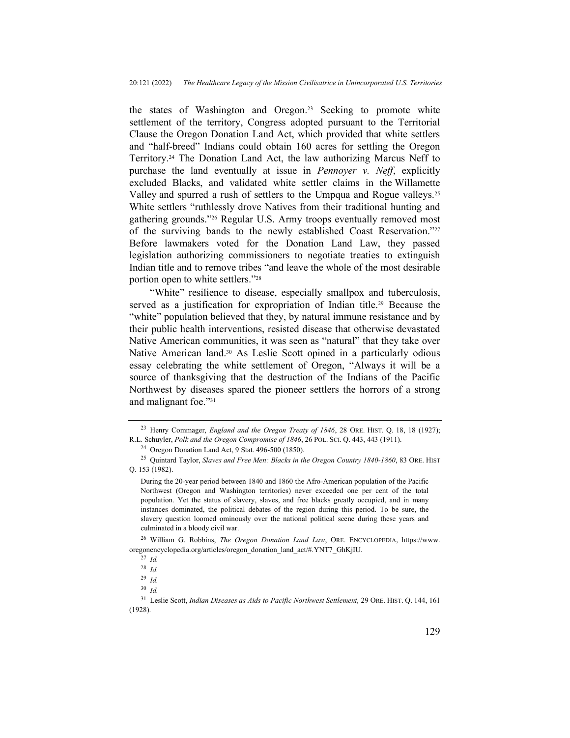the states of Washington and Oregon.[23] Seeking to promote white settlement of the territory, Congress adopted pursuant to the Territorial Clause the Oregon Donation Land Act, which provided that white settlers and "half-breed" Indians could obtain 160 acres for settling the Oregon Territory.[24] The Donation Land Act, the law authorizing Marcus Neff to purchase the land eventually at issue in *Pennoyer v. Neff*, explicitly excluded Blacks, and validated white settler claims in the Willamette Valley and spurred a rush of settlers to the Umpqua and Rogue valleys.[25] White settlers "ruthlessly drove Natives from their traditional hunting and gathering grounds."[26] Regular U.S. Army troops eventually removed most of the surviving bands to the newly established Coast Reservation."[27] Before lawmakers voted for the Donation Land Law, they passed legislation authorizing commissioners to negotiate treaties to extinguish Indian title and to remove tribes "and leave the whole of the most desirable portion open to white settlers."[28]

"White" resilience to disease, especially smallpox and tuberculosis, served as a justification for expropriation of Indian title.[29] Because the "white" population believed that they, by natural immune resistance and by their public health interventions, resisted disease that otherwise devastated Native American communities, it was seen as "natural" that they take over Native American land.[30] As Leslie Scott opined in a particularly odious essay celebrating the white settlement of Oregon, "Always it will be a source of thanksgiving that the destruction of the Indians of the Pacific Northwest by diseases spared the pioneer settlers the horrors of a strong and malignant foe."[31]

---

[23] Henry Commager, *England and the Oregon Treaty of 1846*, 28 ORE. HIST. Q. 18, 18 (1927); R.L. Schuyler, *Polk and the Oregon Compromise of 1846*, 26 POL. SCI. Q. 443, 443 (1911).

[24] Oregon Donation Land Act, 9 Stat. 496-500 (1850).

[25] Quintard Taylor, *Slaves and Free Men: Blacks in the Oregon Country 1840-1860*, 83 ORE. HIST Q. 153 (1982).

> During the 20-year period between 1840 and 1860 the Afro-American population of the Pacific Northwest (Oregon and Washington territories) never exceeded one per cent of the total population. Yet the status of slavery, slaves, and free blacks greatly occupied, and in many instances dominated, the political debates of the region during this period. To be sure, the slavery question loomed ominously over the national political scene during these years and culminated in a bloody civil war.

[26] William G. Robbins, *The Oregon Donation Land Law*, ORE. ENCYCLOPEDIA, https://www.oregonencyclopedia.org/articles/oregon_donation_land_act/#.YNT7_GhKjIU.

[27] *Id.*

[28] *Id.*

[29] *Id.*

[30] *Id.*

[31] Leslie Scott, *Indian Diseases as Aids to Pacific Northwest Settlement,* 29 ORE. HIST. Q. 144, 161 (1928).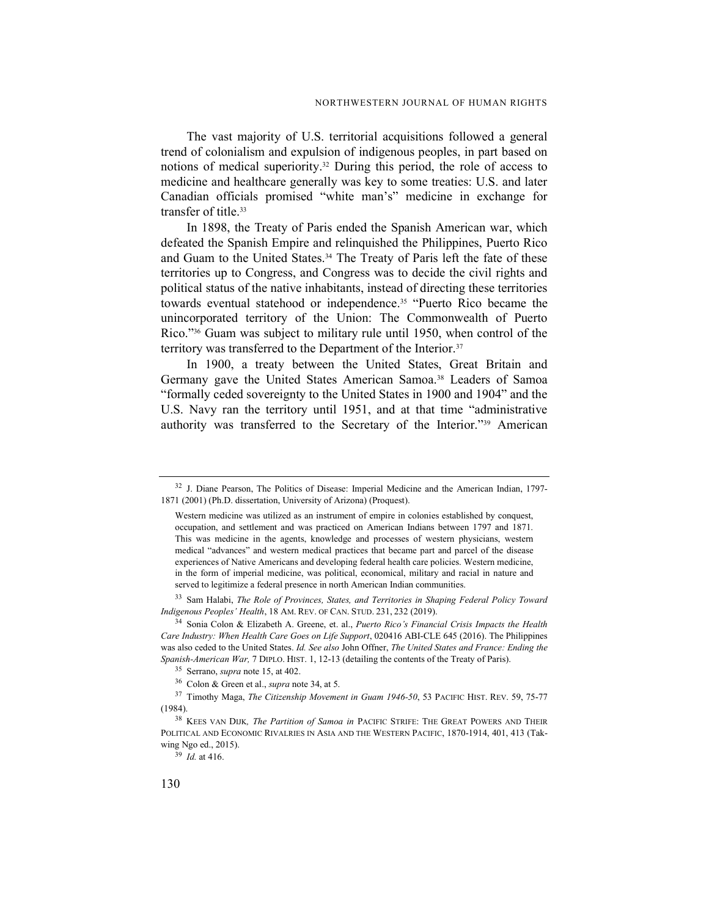The vast majority of U.S. territorial acquisitions followed a general trend of colonialism and expulsion of indigenous peoples, in part based on notions of medical superiority.[32] During this period, the role of access to medicine and healthcare generally was key to some treaties: U.S. and later Canadian officials promised "white man's" medicine in exchange for transfer of title.[33]

In 1898, the Treaty of Paris ended the Spanish American war, which defeated the Spanish Empire and relinquished the Philippines, Puerto Rico and Guam to the United States.[34] The Treaty of Paris left the fate of these territories up to Congress, and Congress was to decide the civil rights and political status of the native inhabitants, instead of directing these territories towards eventual statehood or independence.[35] "Puerto Rico became the unincorporated territory of the Union: The Commonwealth of Puerto Rico."[36] Guam was subject to military rule until 1950, when control of the territory was transferred to the Department of the Interior.[37]

In 1900, a treaty between the United States, Great Britain and Germany gave the United States American Samoa.[38] Leaders of Samoa "formally ceded sovereignty to the United States in 1900 and 1904" and the U.S. Navy ran the territory until 1951, and at that time "administrative authority was transferred to the Secretary of the Interior."[39] American

---

[32] J. Diane Pearson, The Politics of Disease: Imperial Medicine and the American Indian, 1797-1871 (2001) (Ph.D. dissertation, University of Arizona) (Proquest).

> Western medicine was utilized as an instrument of empire in colonies established by conquest, occupation, and settlement and was practiced on American Indians between 1797 and 1871. This was medicine in the agents, knowledge and processes of western physicians, western medical "advances" and western medical practices that became part and parcel of the disease experiences of Native Americans and developing federal health care policies. Western medicine, in the form of imperial medicine, was political, economical, military and racial in nature and served to legitimize a federal presence in north American Indian communities.

[33] Sam Halabi, *The Role of Provinces, States, and Territories in Shaping Federal Policy Toward Indigenous Peoples' Health*, 18 AM. REV. OF CAN. STUD. 231, 232 (2019).

[34] Sonia Colon & Elizabeth A. Greene, et. al., *Puerto Rico's Financial Crisis Impacts the Health Care Industry: When Health Care Goes on Life Support*, 020416 ABI-CLE 645 (2016). The Philippines was also ceded to the United States. *Id. See also* John Offner, *The United States and France: Ending the Spanish-American War,* 7 DIPLO. HIST. 1, 12-13 (detailing the contents of the Treaty of Paris).

[35] Serrano, *supra* note 15, at 402.

[36] Colon & Green et al., *supra* note 34, at 5.

[37] Timothy Maga, *The Citizenship Movement in Guam 1946-50*, 53 PACIFIC HIST. REV. 59, 75-77 (1984).

[38] KEES VAN DIJK, *The Partition of Samoa in* PACIFIC STRIFE: THE GREAT POWERS AND THEIR POLITICAL AND ECONOMIC RIVALRIES IN ASIA AND THE WESTERN PACIFIC, 1870-1914, 401, 413 (Tak-wing Ngo ed., 2015).

[39] *Id.* at 416.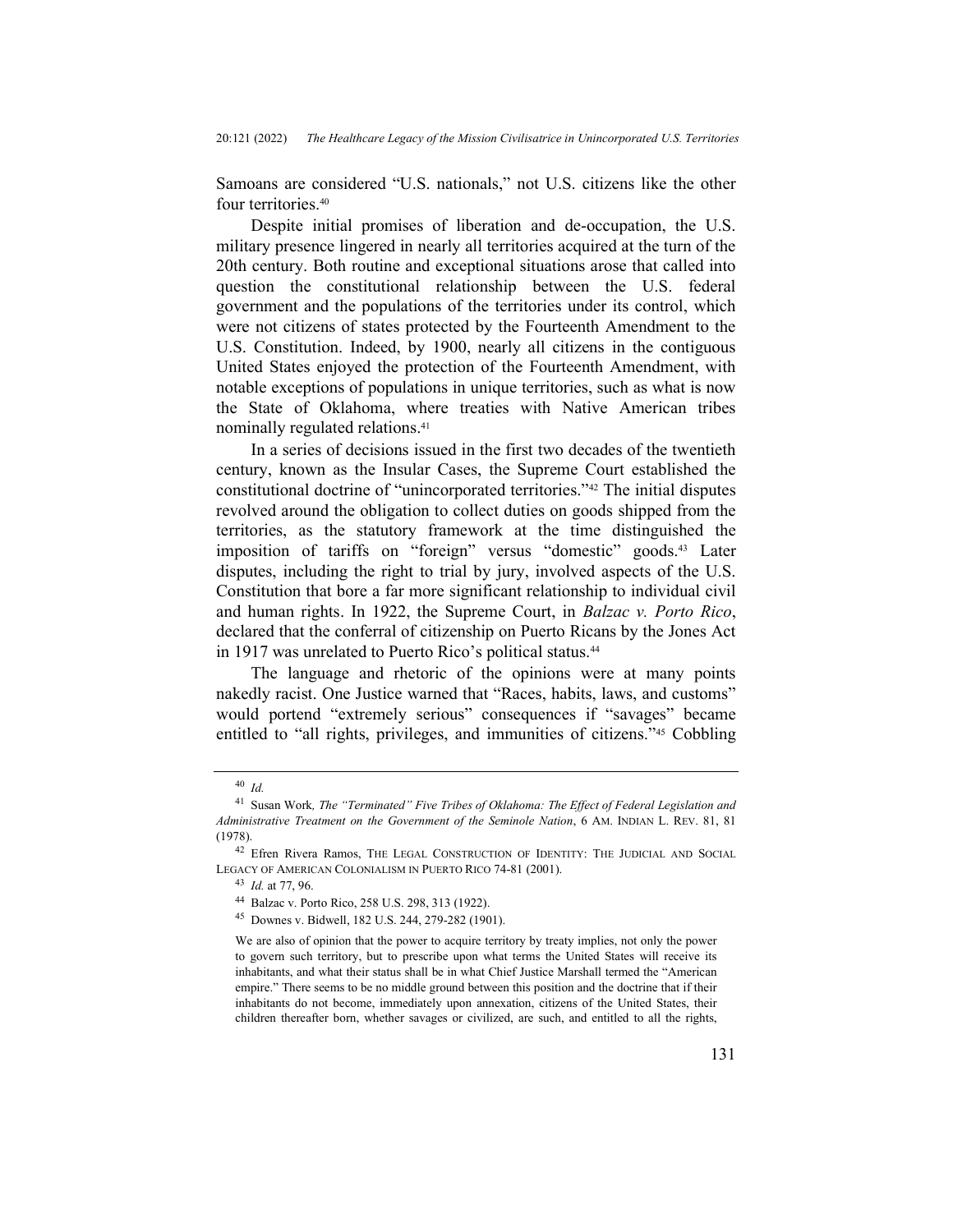Samoans are considered "U.S. nationals," not U.S. citizens like the other four territories.[40]

Despite initial promises of liberation and de-occupation, the U.S. military presence lingered in nearly all territories acquired at the turn of the 20th century. Both routine and exceptional situations arose that called into question the constitutional relationship between the U.S. federal government and the populations of the territories under its control, which were not citizens of states protected by the Fourteenth Amendment to the U.S. Constitution. Indeed, by 1900, nearly all citizens in the contiguous United States enjoyed the protection of the Fourteenth Amendment, with notable exceptions of populations in unique territories, such as what is now the State of Oklahoma, where treaties with Native American tribes nominally regulated relations.[41]

In a series of decisions issued in the first two decades of the twentieth century, known as the Insular Cases, the Supreme Court established the constitutional doctrine of "unincorporated territories."[42] The initial disputes revolved around the obligation to collect duties on goods shipped from the territories, as the statutory framework at the time distinguished the imposition of tariffs on "foreign" versus "domestic" goods.[43] Later disputes, including the right to trial by jury, involved aspects of the U.S. Constitution that bore a far more significant relationship to individual civil and human rights. In 1922, the Supreme Court, in *Balzac v. Porto Rico*, declared that the conferral of citizenship on Puerto Ricans by the Jones Act in 1917 was unrelated to Puerto Rico's political status.[44]

The language and rhetoric of the opinions were at many points nakedly racist. One Justice warned that "Races, habits, laws, and customs" would portend "extremely serious" consequences if "savages" became entitled to "all rights, privileges, and immunities of citizens."[45] Cobbling

---

[40] *Id.*

[41] Susan Work, *The "Terminated" Five Tribes of Oklahoma: The Effect of Federal Legislation and Administrative Treatment on the Government of the Seminole Nation*, 6 AM. INDIAN L. REV. 81, 81 (1978).

[42] Efren Rivera Ramos, THE LEGAL CONSTRUCTION OF IDENTITY: THE JUDICIAL AND SOCIAL LEGACY OF AMERICAN COLONIALISM IN PUERTO RICO 74-81 (2001).

[43] *Id.* at 77, 96.

[44] Balzac v. Porto Rico, 258 U.S. 298, 313 (1922).

[45] Downes v. Bidwell, 182 U.S. 244, 279-282 (1901).

> We are also of opinion that the power to acquire territory by treaty implies, not only the power to govern such territory, but to prescribe upon what terms the United States will receive its inhabitants, and what their status shall be in what Chief Justice Marshall termed the "American empire." There seems to be no middle ground between this position and the doctrine that if their inhabitants do not become, immediately upon annexation, citizens of the United States, their children thereafter born, whether savages or civilized, are such, and entitled to all the rights,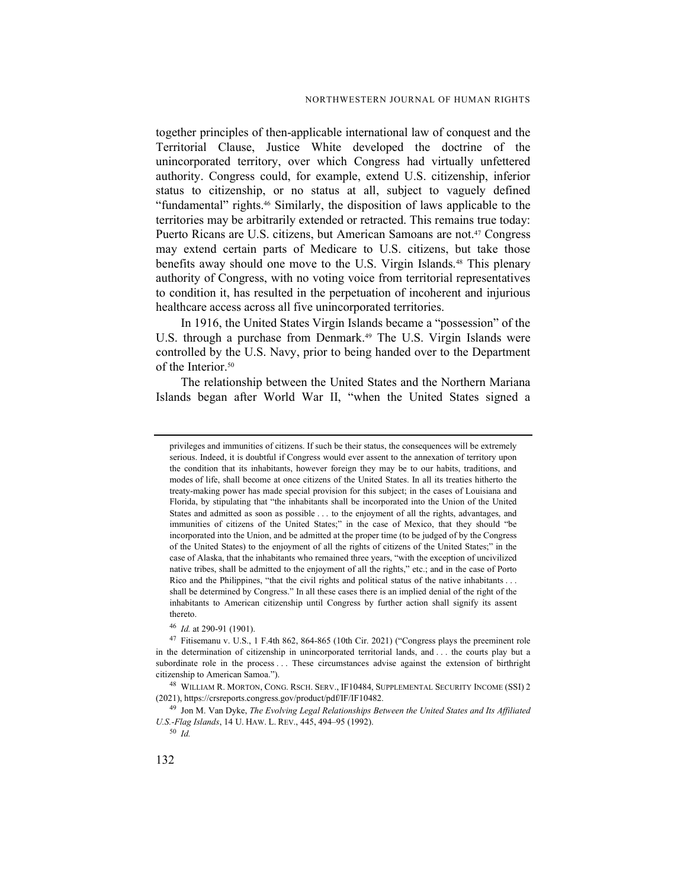together principles of then-applicable international law of conquest and the Territorial Clause, Justice White developed the doctrine of the unincorporated territory, over which Congress had virtually unfettered authority. Congress could, for example, extend U.S. citizenship, inferior status to citizenship, or no status at all, subject to vaguely defined "fundamental" rights.[46] Similarly, the disposition of laws applicable to the territories may be arbitrarily extended or retracted. This remains true today: Puerto Ricans are U.S. citizens, but American Samoans are not.[47] Congress may extend certain parts of Medicare to U.S. citizens, but take those benefits away should one move to the U.S. Virgin Islands.[48] This plenary authority of Congress, with no voting voice from territorial representatives to condition it, has resulted in the perpetuation of incoherent and injurious healthcare access across all five unincorporated territories.

In 1916, the United States Virgin Islands became a "possession" of the U.S. through a purchase from Denmark.[49] The U.S. Virgin Islands were controlled by the U.S. Navy, prior to being handed over to the Department of the Interior.[50]

The relationship between the United States and the Northern Mariana Islands began after World War II, "when the United States signed a

---

privileges and immunities of citizens. If such be their status, the consequences will be extremely serious. Indeed, it is doubtful if Congress would ever assent to the annexation of territory upon the condition that its inhabitants, however foreign they may be to our habits, traditions, and modes of life, shall become at once citizens of the United States. In all its treaties hitherto the treaty-making power has made special provision for this subject; in the cases of Louisiana and Florida, by stipulating that "the inhabitants shall be incorporated into the Union of the United States and admitted as soon as possible . . . to the enjoyment of all the rights, advantages, and immunities of citizens of the United States;" in the case of Mexico, that they should "be incorporated into the Union, and be admitted at the proper time (to be judged of by the Congress of the United States) to the enjoyment of all the rights of citizens of the United States;" in the case of Alaska, that the inhabitants who remained three years, "with the exception of uncivilized native tribes, shall be admitted to the enjoyment of all the rights," etc.; and in the case of Porto Rico and the Philippines, "that the civil rights and political status of the native inhabitants . . . shall be determined by Congress." In all these cases there is an implied denial of the right of the inhabitants to American citizenship until Congress by further action shall signify its assent thereto.

[46] *Id.* at 290-91 (1901).

[47] Fitisemanu v. U.S., 1 F.4th 862, 864-865 (10th Cir. 2021) ("Congress plays the preeminent role in the determination of citizenship in unincorporated territorial lands, and . . . the courts play but a subordinate role in the process . . . These circumstances advise against the extension of birthright citizenship to American Samoa.").

[48] WILLIAM R. MORTON, CONG. RSCH. SERV., IF10484, SUPPLEMENTAL SECURITY INCOME (SSI) 2 (2021), https://crsreports.congress.gov/product/pdf/IF/IF10482.

[49] Jon M. Van Dyke, *The Evolving Legal Relationships Between the United States and Its Affiliated U.S.-Flag Islands*, 14 U. HAW. L. REV., 445, 494–95 (1992).

[50] *Id.*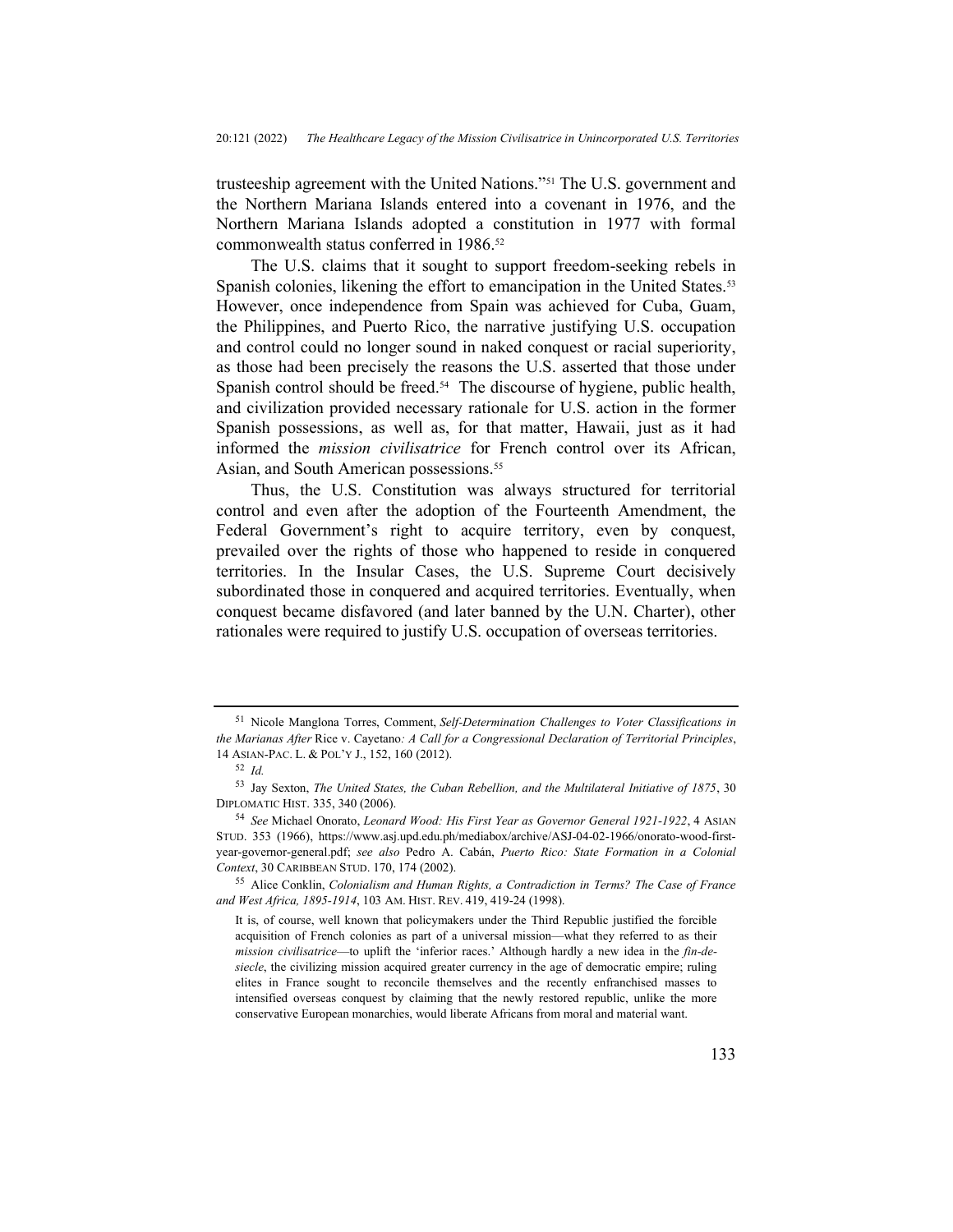trusteeship agreement with the United Nations."[51] The U.S. government and the Northern Mariana Islands entered into a covenant in 1976, and the Northern Mariana Islands adopted a constitution in 1977 with formal commonwealth status conferred in 1986.[52]

The U.S. claims that it sought to support freedom-seeking rebels in Spanish colonies, likening the effort to emancipation in the United States.[53] However, once independence from Spain was achieved for Cuba, Guam, the Philippines, and Puerto Rico, the narrative justifying U.S. occupation and control could no longer sound in naked conquest or racial superiority, as those had been precisely the reasons the U.S. asserted that those under Spanish control should be freed.[54] The discourse of hygiene, public health, and civilization provided necessary rationale for U.S. action in the former Spanish possessions, as well as, for that matter, Hawaii, just as it had informed the *mission civilisatrice* for French control over its African, Asian, and South American possessions.[55]

Thus, the U.S. Constitution was always structured for territorial control and even after the adoption of the Fourteenth Amendment, the Federal Government's right to acquire territory, even by conquest, prevailed over the rights of those who happened to reside in conquered territories. In the Insular Cases, the U.S. Supreme Court decisively subordinated those in conquered and acquired territories. Eventually, when conquest became disfavored (and later banned by the U.N. Charter), other rationales were required to justify U.S. occupation of overseas territories.

---

[51] Nicole Manglona Torres, Comment, *Self-Determination Challenges to Voter Classifications in the Marianas After* Rice v. Cayetano*: A Call for a Congressional Declaration of Territorial Principles*, 14 ASIAN-PAC. L. & POL'Y J., 152, 160 (2012).

[52] *Id.*

[53] Jay Sexton, *The United States, the Cuban Rebellion, and the Multilateral Initiative of 1875*, 30 DIPLOMATIC HIST. 335, 340 (2006).

[54] *See* Michael Onorato, *Leonard Wood: His First Year as Governor General 1921-1922*, 4 ASIAN STUD. 353 (1966), https://www.asj.upd.edu.ph/mediabox/archive/ASJ-04-02-1966/onorato-wood-first-year-governor-general.pdf; *see also* Pedro A. Cabán, *Puerto Rico: State Formation in a Colonial Context*, 30 CARIBBEAN STUD. 170, 174 (2002).

[55] Alice Conklin, *Colonialism and Human Rights, a Contradiction in Terms? The Case of France and West Africa, 1895-1914*, 103 AM. HIST. REV. 419, 419-24 (1998).

> It is, of course, well known that policymakers under the Third Republic justified the forcible acquisition of French colonies as part of a universal mission—what they referred to as their *mission civilisatrice*—to uplift the 'inferior races.' Although hardly a new idea in the *fin-de-siecle*, the civilizing mission acquired greater currency in the age of democratic empire; ruling elites in France sought to reconcile themselves and the recently enfranchised masses to intensified overseas conquest by claiming that the newly restored republic, unlike the more conservative European monarchies, would liberate Africans from moral and material want.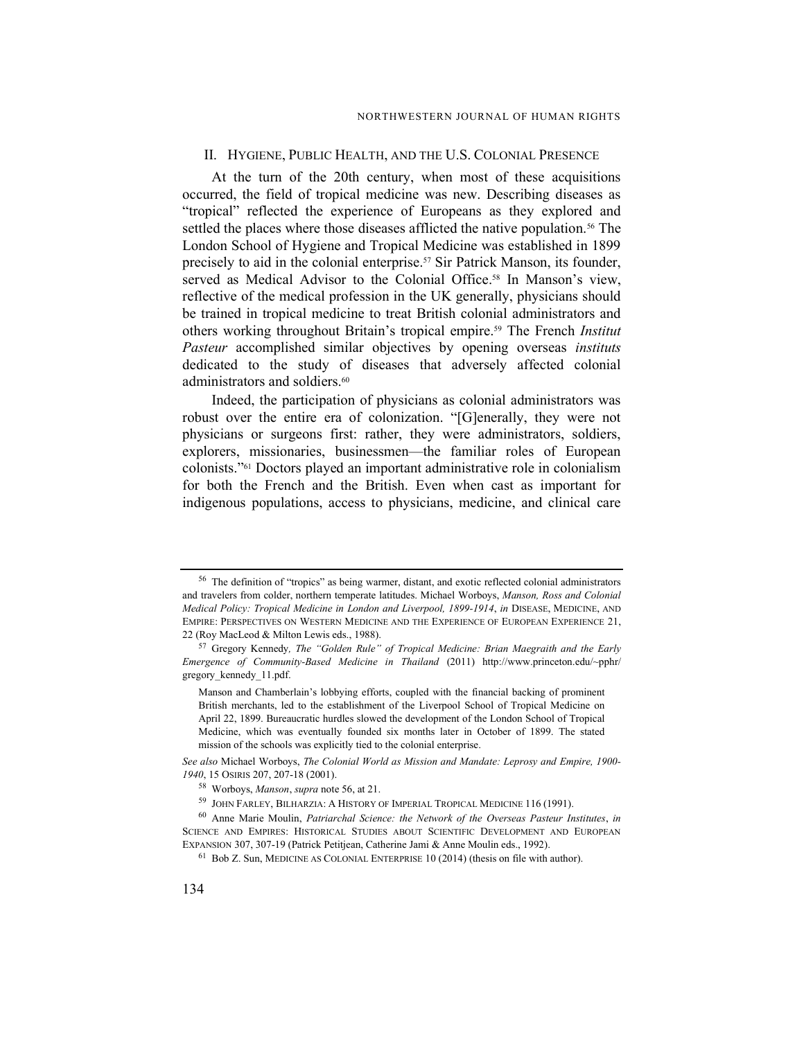## II. Hygiene, Public Health, and the U.S. Colonial Presence

At the turn of the 20th century, when most of these acquisitions occurred, the field of tropical medicine was new. Describing diseases as "tropical" reflected the experience of Europeans as they explored and settled the places where those diseases afflicted the native population.[56] The London School of Hygiene and Tropical Medicine was established in 1899 precisely to aid in the colonial enterprise.[57] Sir Patrick Manson, its founder, served as Medical Advisor to the Colonial Office.[58] In Manson's view, reflective of the medical profession in the UK generally, physicians should be trained in tropical medicine to treat British colonial administrators and others working throughout Britain's tropical empire.[59] The French *Institut Pasteur* accomplished similar objectives by opening overseas *instituts* dedicated to the study of diseases that adversely affected colonial administrators and soldiers.[60]

Indeed, the participation of physicians as colonial administrators was robust over the entire era of colonization. "[G]enerally, they were not physicians or surgeons first: rather, they were administrators, soldiers, explorers, missionaries, businessmen—the familiar roles of European colonists."[61] Doctors played an important administrative role in colonialism for both the French and the British. Even when cast as important for indigenous populations, access to physicians, medicine, and clinical care

---

[56] The definition of "tropics" as being warmer, distant, and exotic reflected colonial administrators and travelers from colder, northern temperate latitudes. Michael Worboys, *Manson, Ross and Colonial Medical Policy: Tropical Medicine in London and Liverpool, 1899-1914*, *in* DISEASE, MEDICINE, AND EMPIRE: PERSPECTIVES ON WESTERN MEDICINE AND THE EXPERIENCE OF EUROPEAN EXPERIENCE 21, 22 (Roy MacLeod & Milton Lewis eds., 1988).

[57] Gregory Kennedy, *The "Golden Rule" of Tropical Medicine: Brian Maegraith and the Early Emergence of Community-Based Medicine in Thailand* (2011) http://www.princeton.edu/~pphr/gregory_kennedy_11.pdf.

> Manson and Chamberlain's lobbying efforts, coupled with the financial backing of prominent British merchants, led to the establishment of the Liverpool School of Tropical Medicine on April 22, 1899. Bureaucratic hurdles slowed the development of the London School of Tropical Medicine, which was eventually founded six months later in October of 1899. The stated mission of the schools was explicitly tied to the colonial enterprise.

*See also* Michael Worboys, *The Colonial World as Mission and Mandate: Leprosy and Empire, 1900-1940*, 15 OSIRIS 207, 207-18 (2001).

[58] Worboys, *Manson*, *supra* note 56, at 21.

[59] JOHN FARLEY, BILHARZIA: A HISTORY OF IMPERIAL TROPICAL MEDICINE 116 (1991).

[60] Anne Marie Moulin, *Patriarchal Science: the Network of the Overseas Pasteur Institutes*, *in* SCIENCE AND EMPIRES: HISTORICAL STUDIES ABOUT SCIENTIFIC DEVELOPMENT AND EUROPEAN EXPANSION 307, 307-19 (Patrick Petitjean, Catherine Jami & Anne Moulin eds., 1992).

[61] Bob Z. Sun, MEDICINE AS COLONIAL ENTERPRISE 10 (2014) (thesis on file with author).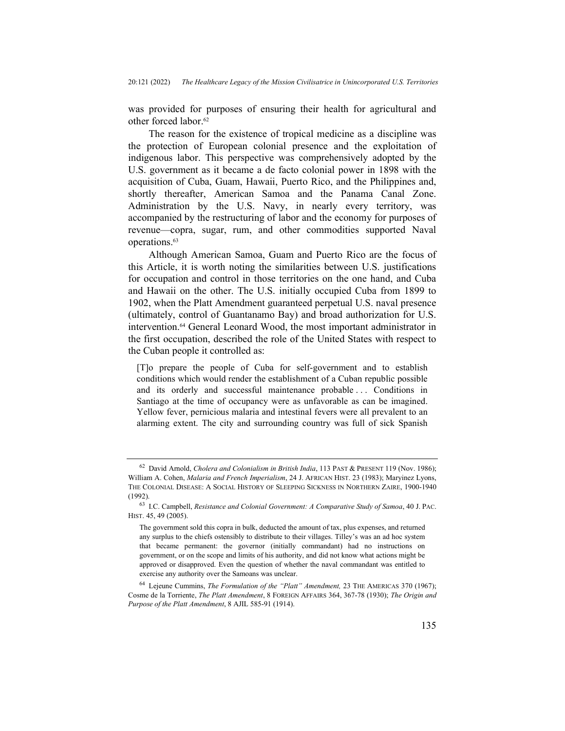was provided for purposes of ensuring their health for agricultural and other forced labor.[62]

The reason for the existence of tropical medicine as a discipline was the protection of European colonial presence and the exploitation of indigenous labor. This perspective was comprehensively adopted by the U.S. government as it became a de facto colonial power in 1898 with the acquisition of Cuba, Guam, Hawaii, Puerto Rico, and the Philippines and, shortly thereafter, American Samoa and the Panama Canal Zone. Administration by the U.S. Navy, in nearly every territory, was accompanied by the restructuring of labor and the economy for purposes of revenue—copra, sugar, rum, and other commodities supported Naval operations.[63]

Although American Samoa, Guam and Puerto Rico are the focus of this Article, it is worth noting the similarities between U.S. justifications for occupation and control in those territories on the one hand, and Cuba and Hawaii on the other. The U.S. initially occupied Cuba from 1899 to 1902, when the Platt Amendment guaranteed perpetual U.S. naval presence (ultimately, control of Guantanamo Bay) and broad authorization for U.S. intervention.[64] General Leonard Wood, the most important administrator in the first occupation, described the role of the United States with respect to the Cuban people it controlled as:

> [T]o prepare the people of Cuba for self-government and to establish conditions which would render the establishment of a Cuban republic possible and its orderly and successful maintenance probable . . . Conditions in Santiago at the time of occupancy were as unfavorable as can be imagined. Yellow fever, pernicious malaria and intestinal fevers were all prevalent to an alarming extent. The city and surrounding country was full of sick Spanish

---

[62] David Arnold, *Cholera and Colonialism in British India*, 113 PAST & PRESENT 119 (Nov. 1986); William A. Cohen, *Malaria and French Imperialism*, 24 J. AFRICAN HIST. 23 (1983); Maryinez Lyons, THE COLONIAL DISEASE: A SOCIAL HISTORY OF SLEEPING SICKNESS IN NORTHERN ZAIRE, 1900-1940 (1992).

[63] I.C. Campbell, *Resistance and Colonial Government: A Comparative Study of Samoa*, 40 J. PAC. HIST. 45, 49 (2005).

> The government sold this copra in bulk, deducted the amount of tax, plus expenses, and returned any surplus to the chiefs ostensibly to distribute to their villages. Tilley's was an ad hoc system that became permanent: the governor (initially commandant) had no instructions on government, or on the scope and limits of his authority, and did not know what actions might be approved or disapproved. Even the question of whether the naval commandant was entitled to exercise any authority over the Samoans was unclear.

[64] Lejeune Cummins, *The Formulation of the "Platt" Amendment,* 23 THE AMERICAS 370 (1967); Cosme de la Torriente, *The Platt Amendment*, 8 FOREIGN AFFAIRS 364, 367-78 (1930); *The Origin and Purpose of the Platt Amendment*, 8 AJIL 585-91 (1914).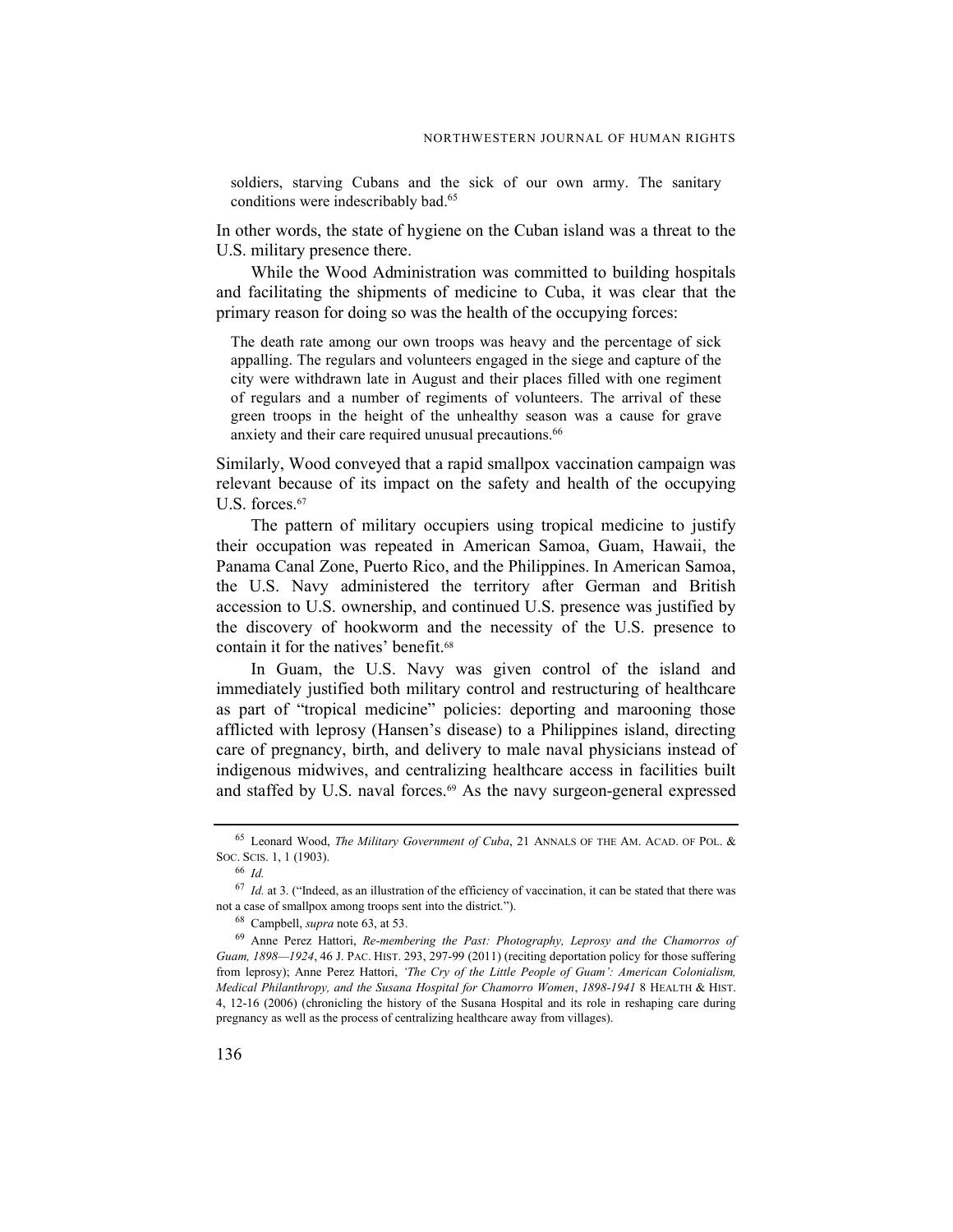> soldiers, starving Cubans and the sick of our own army. The sanitary conditions were indescribably bad.[65]

In other words, the state of hygiene on the Cuban island was a threat to the U.S. military presence there.

While the Wood Administration was committed to building hospitals and facilitating the shipments of medicine to Cuba, it was clear that the primary reason for doing so was the health of the occupying forces:

> The death rate among our own troops was heavy and the percentage of sick appalling. The regulars and volunteers engaged in the siege and capture of the city were withdrawn late in August and their places filled with one regiment of regulars and a number of regiments of volunteers. The arrival of these green troops in the height of the unhealthy season was a cause for grave anxiety and their care required unusual precautions.[66]

Similarly, Wood conveyed that a rapid smallpox vaccination campaign was relevant because of its impact on the safety and health of the occupying U.S. forces.[67]

The pattern of military occupiers using tropical medicine to justify their occupation was repeated in American Samoa, Guam, Hawaii, the Panama Canal Zone, Puerto Rico, and the Philippines. In American Samoa, the U.S. Navy administered the territory after German and British accession to U.S. ownership, and continued U.S. presence was justified by the discovery of hookworm and the necessity of the U.S. presence to contain it for the natives' benefit.[68]

In Guam, the U.S. Navy was given control of the island and immediately justified both military control and restructuring of healthcare as part of "tropical medicine" policies: deporting and marooning those afflicted with leprosy (Hansen's disease) to a Philippines island, directing care of pregnancy, birth, and delivery to male naval physicians instead of indigenous midwives, and centralizing healthcare access in facilities built and staffed by U.S. naval forces.[69] As the navy surgeon-general expressed

---

[65] Leonard Wood, *The Military Government of Cuba*, 21 ANNALS OF THE AM. ACAD. OF POL. & SOC. SCIS. 1, 1 (1903).

[66] *Id.*

[67] *Id.* at 3. ("Indeed, as an illustration of the efficiency of vaccination, it can be stated that there was not a case of smallpox among troops sent into the district.").

[68] Campbell, *supra* note 63, at 53.

[69] Anne Perez Hattori, *Re-membering the Past: Photography, Leprosy and the Chamorros of Guam, 1898—1924*, 46 J. PAC. HIST. 293, 297-99 (2011) (reciting deportation policy for those suffering from leprosy); Anne Perez Hattori, *'The Cry of the Little People of Guam': American Colonialism, Medical Philanthropy, and the Susana Hospital for Chamorro Women*, *1898-1941* 8 HEALTH & HIST. 4, 12-16 (2006) (chronicling the history of the Susana Hospital and its role in reshaping care during pregnancy as well as the process of centralizing healthcare away from villages).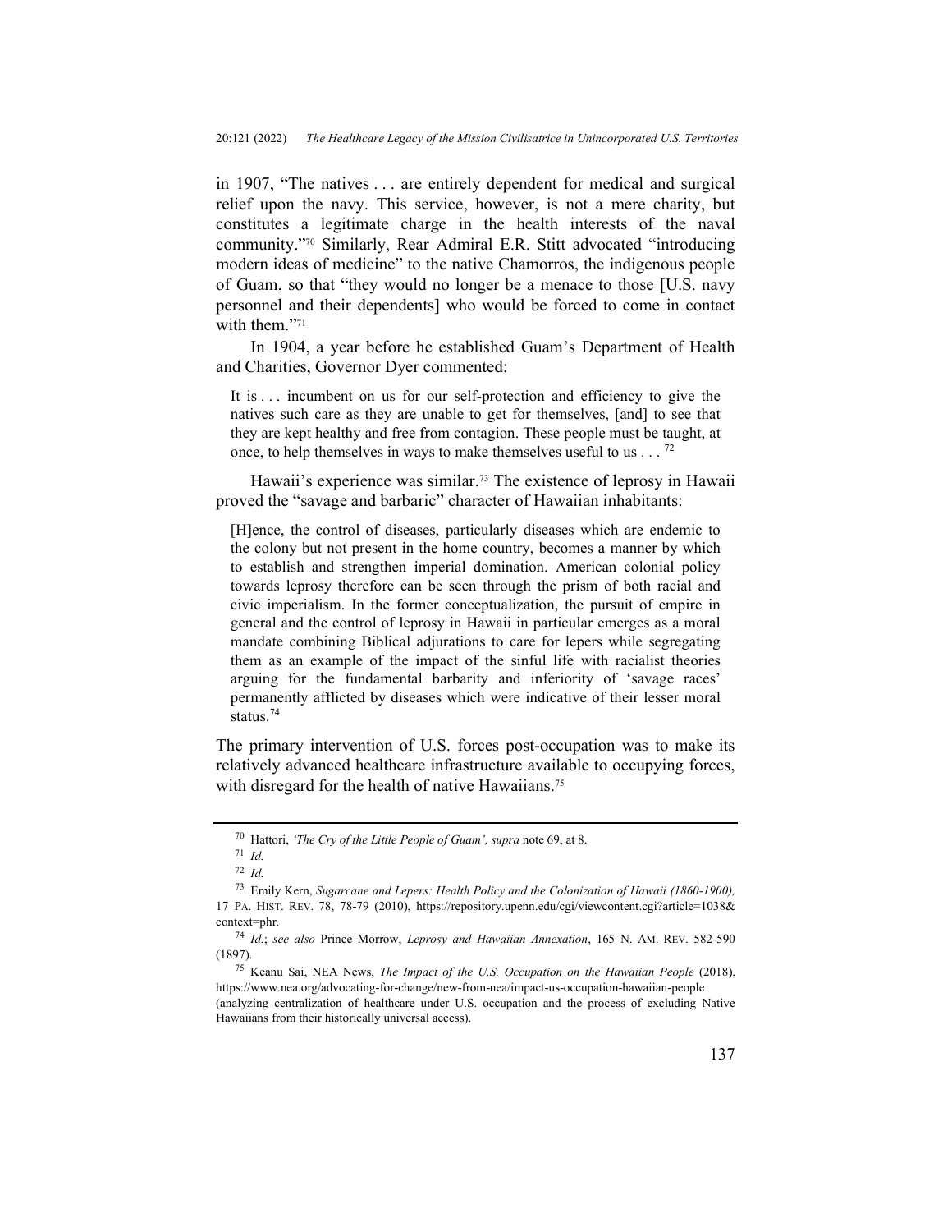in 1907, "The natives . . . are entirely dependent for medical and surgical relief upon the navy. This service, however, is not a mere charity, but constitutes a legitimate charge in the health interests of the naval community."[70] Similarly, Rear Admiral E.R. Stitt advocated "introducing modern ideas of medicine" to the native Chamorros, the indigenous people of Guam, so that "they would no longer be a menace to those [U.S. navy personnel and their dependents] who would be forced to come in contact with them."[71]

In 1904, a year before he established Guam's Department of Health and Charities, Governor Dyer commented:

> It is . . . incumbent on us for our self-protection and efficiency to give the natives such care as they are unable to get for themselves, [and] to see that they are kept healthy and free from contagion. These people must be taught, at once, to help themselves in ways to make themselves useful to us . . . [72]

Hawaii's experience was similar.[73] The existence of leprosy in Hawaii proved the "savage and barbaric" character of Hawaiian inhabitants:

> [H]ence, the control of diseases, particularly diseases which are endemic to the colony but not present in the home country, becomes a manner by which to establish and strengthen imperial domination. American colonial policy towards leprosy therefore can be seen through the prism of both racial and civic imperialism. In the former conceptualization, the pursuit of empire in general and the control of leprosy in Hawaii in particular emerges as a moral mandate combining Biblical adjurations to care for lepers while segregating them as an example of the impact of the sinful life with racialist theories arguing for the fundamental barbarity and inferiority of 'savage races' permanently afflicted by diseases which were indicative of their lesser moral status.[74]

The primary intervention of U.S. forces post-occupation was to make its relatively advanced healthcare infrastructure available to occupying forces, with disregard for the health of native Hawaiians.[75]

---

[70] Hattori, *'The Cry of the Little People of Guam', supra* note 69, at 8.

[71] *Id.*

[72] *Id.*

[73] Emily Kern, *Sugarcane and Lepers: Health Policy and the Colonization of Hawaii (1860-1900),* 17 PA. HIST. REV. 78, 78-79 (2010), https://repository.upenn.edu/cgi/viewcontent.cgi?article=1038&context=phr.

[74] *Id.*; *see also* Prince Morrow, *Leprosy and Hawaiian Annexation*, 165 N. AM. REV. 582-590 (1897).

[75] Keanu Sai, NEA News, *The Impact of the U.S. Occupation on the Hawaiian People* (2018), https://www.nea.org/advocating-for-change/new-from-nea/impact-us-occupation-hawaiian-people (analyzing centralization of healthcare under U.S. occupation and the process of excluding Native Hawaiians from their historically universal access).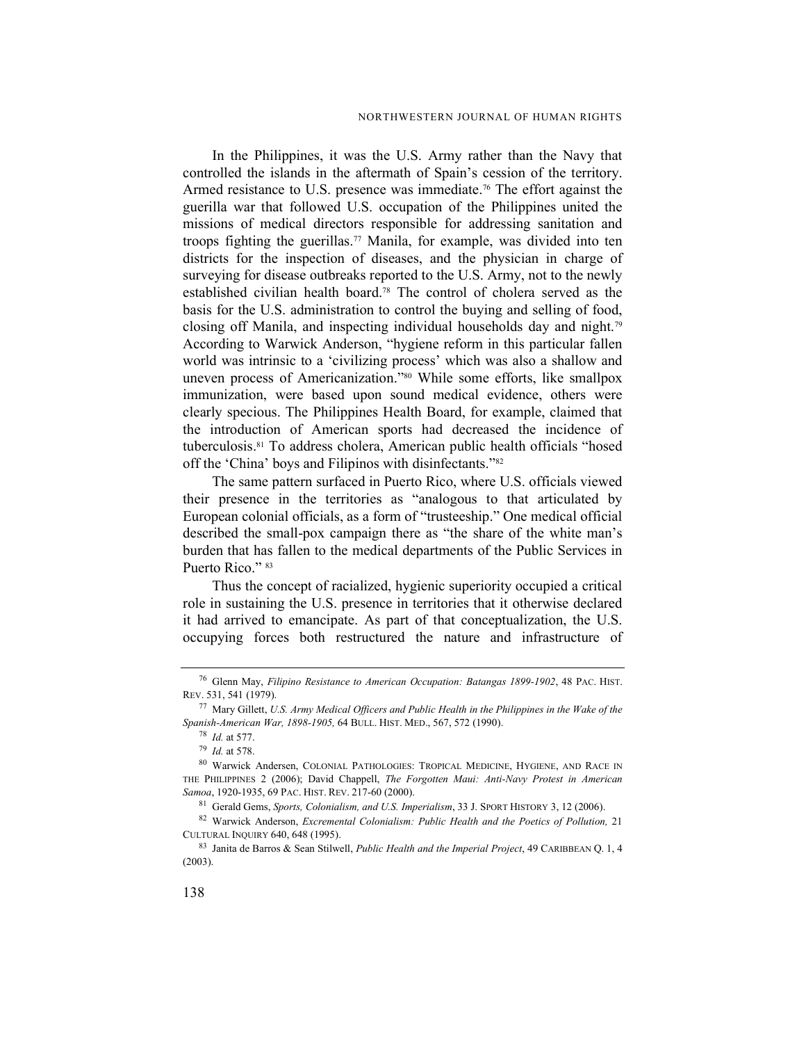In the Philippines, it was the U.S. Army rather than the Navy that controlled the islands in the aftermath of Spain's cession of the territory. Armed resistance to U.S. presence was immediate.[76] The effort against the guerilla war that followed U.S. occupation of the Philippines united the missions of medical directors responsible for addressing sanitation and troops fighting the guerillas.[77] Manila, for example, was divided into ten districts for the inspection of diseases, and the physician in charge of surveying for disease outbreaks reported to the U.S. Army, not to the newly established civilian health board.[78] The control of cholera served as the basis for the U.S. administration to control the buying and selling of food, closing off Manila, and inspecting individual households day and night.[79] According to Warwick Anderson, "hygiene reform in this particular fallen world was intrinsic to a 'civilizing process' which was also a shallow and uneven process of Americanization."[80] While some efforts, like smallpox immunization, were based upon sound medical evidence, others were clearly specious. The Philippines Health Board, for example, claimed that the introduction of American sports had decreased the incidence of tuberculosis.[81] To address cholera, American public health officials "hosed off the 'China' boys and Filipinos with disinfectants."[82]

The same pattern surfaced in Puerto Rico, where U.S. officials viewed their presence in the territories as "analogous to that articulated by European colonial officials, as a form of "trusteeship." One medical official described the small-pox campaign there as "the share of the white man's burden that has fallen to the medical departments of the Public Services in Puerto Rico." [83]

Thus the concept of racialized, hygienic superiority occupied a critical role in sustaining the U.S. presence in territories that it otherwise declared it had arrived to emancipate. As part of that conceptualization, the U.S. occupying forces both restructured the nature and infrastructure of

---

[76] Glenn May, *Filipino Resistance to American Occupation: Batangas 1899-1902*, 48 PAC. HIST. REV. 531, 541 (1979).

[77] Mary Gillett, *U.S. Army Medical Officers and Public Health in the Philippines in the Wake of the Spanish-American War, 1898-1905,* 64 BULL. HIST. MED., 567, 572 (1990).

[78] *Id.* at 577.

[79] *Id.* at 578.

[80] Warwick Andersen, COLONIAL PATHOLOGIES: TROPICAL MEDICINE, HYGIENE, AND RACE IN THE PHILIPPINES 2 (2006); David Chappell, *The Forgotten Maui: Anti-Navy Protest in American Samoa*, 1920-1935, 69 PAC. HIST. REV. 217-60 (2000).

[81] Gerald Gems, *Sports, Colonialism, and U.S. Imperialism*, 33 J. SPORT HISTORY 3, 12 (2006).

[82] Warwick Anderson, *Excremental Colonialism: Public Health and the Poetics of Pollution,* 21 CULTURAL INQUIRY 640, 648 (1995).

[83] Janita de Barros & Sean Stilwell, *Public Health and the Imperial Project*, 49 CARIBBEAN Q. 1, 4 (2003).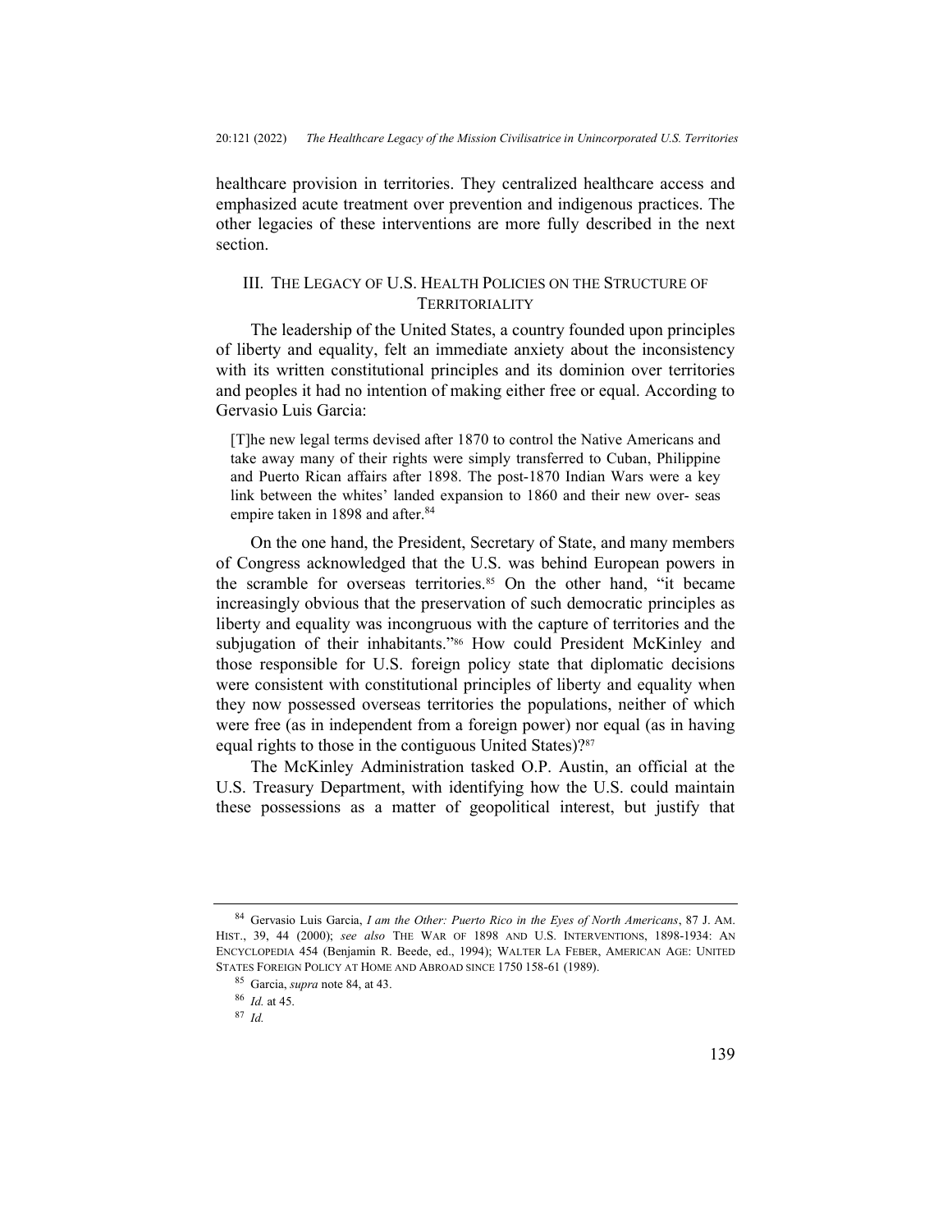healthcare provision in territories. They centralized healthcare access and emphasized acute treatment over prevention and indigenous practices. The other legacies of these interventions are more fully described in the next section.

## III. THE LEGACY OF U.S. HEALTH POLICIES ON THE STRUCTURE OF TERRITORIALITY

The leadership of the United States, a country founded upon principles of liberty and equality, felt an immediate anxiety about the inconsistency with its written constitutional principles and its dominion over territories and peoples it had no intention of making either free or equal. According to Gervasio Luis Garcia:

> [T]he new legal terms devised after 1870 to control the Native Americans and take away many of their rights were simply transferred to Cuban, Philippine and Puerto Rican affairs after 1898. The post-1870 Indian Wars were a key link between the whites' landed expansion to 1860 and their new over- seas empire taken in 1898 and after.[84]

On the one hand, the President, Secretary of State, and many members of Congress acknowledged that the U.S. was behind European powers in the scramble for overseas territories.[85] On the other hand, "it became increasingly obvious that the preservation of such democratic principles as liberty and equality was incongruous with the capture of territories and the subjugation of their inhabitants."[86] How could President McKinley and those responsible for U.S. foreign policy state that diplomatic decisions were consistent with constitutional principles of liberty and equality when they now possessed overseas territories the populations, neither of which were free (as in independent from a foreign power) nor equal (as in having equal rights to those in the contiguous United States)?[87]

The McKinley Administration tasked O.P. Austin, an official at the U.S. Treasury Department, with identifying how the U.S. could maintain these possessions as a matter of geopolitical interest, but justify that

---

[84] Gervasio Luis Garcia, *I am the Other: Puerto Rico in the Eyes of North Americans*, 87 J. AM. HIST., 39, 44 (2000); *see also* THE WAR OF 1898 AND U.S. INTERVENTIONS, 1898-1934: AN ENCYCLOPEDIA 454 (Benjamin R. Beede, ed., 1994); WALTER LA FEBER, AMERICAN AGE: UNITED STATES FOREIGN POLICY AT HOME AND ABROAD SINCE 1750 158-61 (1989).

[85] Garcia, *supra* note 84, at 43.

[86] *Id.* at 45.

[87] *Id.*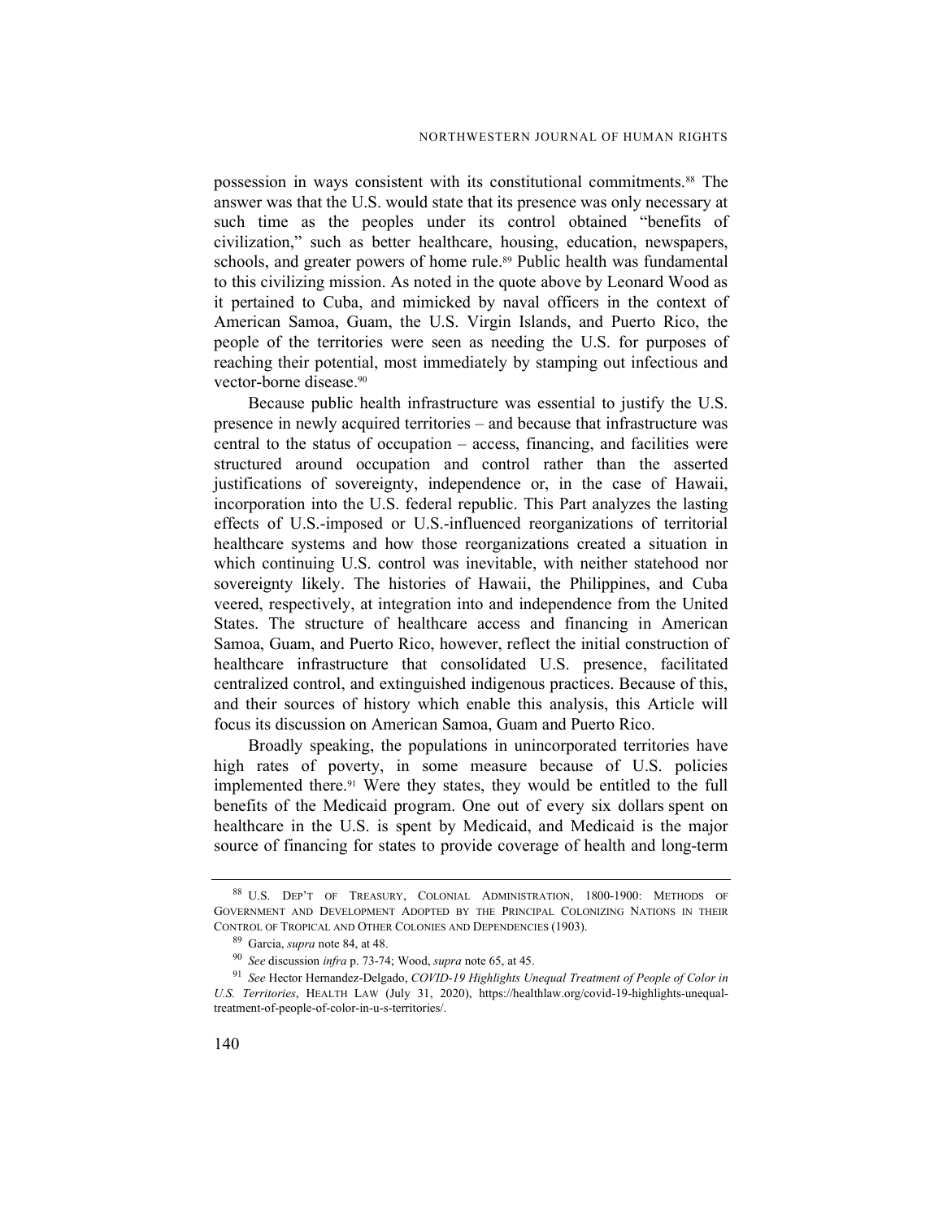possession in ways consistent with its constitutional commitments.[88] The answer was that the U.S. would state that its presence was only necessary at such time as the peoples under its control obtained "benefits of civilization," such as better healthcare, housing, education, newspapers, schools, and greater powers of home rule.[89] Public health was fundamental to this civilizing mission. As noted in the quote above by Leonard Wood as it pertained to Cuba, and mimicked by naval officers in the context of American Samoa, Guam, the U.S. Virgin Islands, and Puerto Rico, the people of the territories were seen as needing the U.S. for purposes of reaching their potential, most immediately by stamping out infectious and vector-borne disease.[90]

Because public health infrastructure was essential to justify the U.S. presence in newly acquired territories – and because that infrastructure was central to the status of occupation – access, financing, and facilities were structured around occupation and control rather than the asserted justifications of sovereignty, independence or, in the case of Hawaii, incorporation into the U.S. federal republic. This Part analyzes the lasting effects of U.S.-imposed or U.S.-influenced reorganizations of territorial healthcare systems and how those reorganizations created a situation in which continuing U.S. control was inevitable, with neither statehood nor sovereignty likely. The histories of Hawaii, the Philippines, and Cuba veered, respectively, at integration into and independence from the United States. The structure of healthcare access and financing in American Samoa, Guam, and Puerto Rico, however, reflect the initial construction of healthcare infrastructure that consolidated U.S. presence, facilitated centralized control, and extinguished indigenous practices. Because of this, and their sources of history which enable this analysis, this Article will focus its discussion on American Samoa, Guam and Puerto Rico.

Broadly speaking, the populations in unincorporated territories have high rates of poverty, in some measure because of U.S. policies implemented there.[91] Were they states, they would be entitled to the full benefits of the Medicaid program. One out of every six dollars spent on healthcare in the U.S. is spent by Medicaid, and Medicaid is the major source of financing for states to provide coverage of health and long-term

---

[88] U.S. DEP'T OF TREASURY, COLONIAL ADMINISTRATION, 1800-1900: METHODS OF GOVERNMENT AND DEVELOPMENT ADOPTED BY THE PRINCIPAL COLONIZING NATIONS IN THEIR CONTROL OF TROPICAL AND OTHER COLONIES AND DEPENDENCIES (1903).

[89] Garcia, *supra* note 84, at 48.

[90] *See* discussion *infra* p. 73-74; Wood, *supra* note 65, at 45.

[91] *See* Hector Hernandez-Delgado, *COVID-19 Highlights Unequal Treatment of People of Color in U.S. Territories*, HEALTH LAW (July 31, 2020), https://healthlaw.org/covid-19-highlights-unequal-treatment-of-people-of-color-in-u-s-territories/.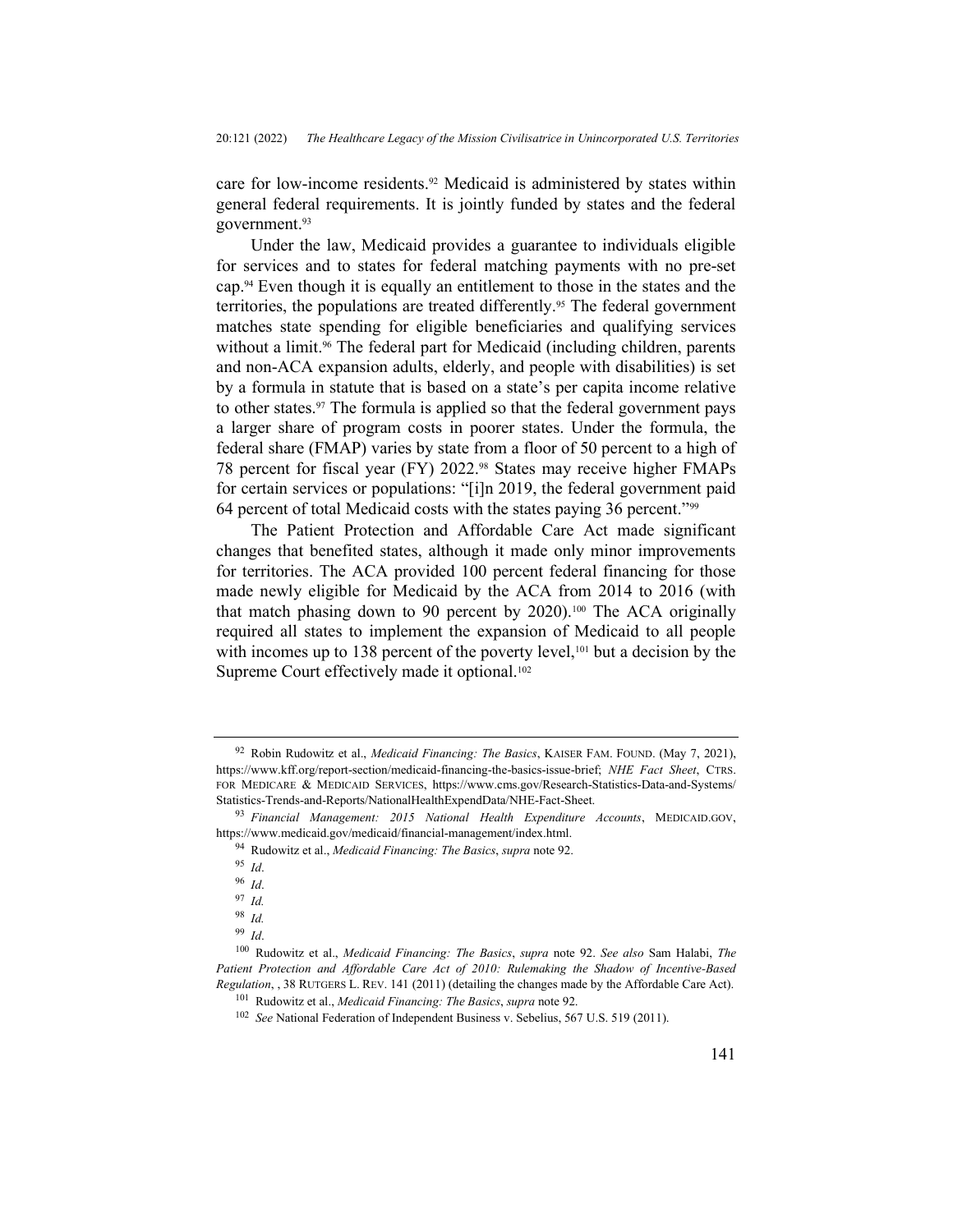care for low-income residents.[92] Medicaid is administered by states within general federal requirements. It is jointly funded by states and the federal government.[93]

Under the law, Medicaid provides a guarantee to individuals eligible for services and to states for federal matching payments with no pre-set cap.[94] Even though it is equally an entitlement to those in the states and the territories, the populations are treated differently.[95] The federal government matches state spending for eligible beneficiaries and qualifying services without a limit.[96] The federal part for Medicaid (including children, parents and non-ACA expansion adults, elderly, and people with disabilities) is set by a formula in statute that is based on a state's per capita income relative to other states.[97] The formula is applied so that the federal government pays a larger share of program costs in poorer states. Under the formula, the federal share (FMAP) varies by state from a floor of 50 percent to a high of 78 percent for fiscal year (FY) 2022.[98] States may receive higher FMAPs for certain services or populations: "[i]n 2019, the federal government paid 64 percent of total Medicaid costs with the states paying 36 percent."[99]

The Patient Protection and Affordable Care Act made significant changes that benefited states, although it made only minor improvements for territories. The ACA provided 100 percent federal financing for those made newly eligible for Medicaid by the ACA from 2014 to 2016 (with that match phasing down to 90 percent by 2020).[100] The ACA originally required all states to implement the expansion of Medicaid to all people with incomes up to 138 percent of the poverty level,[101] but a decision by the Supreme Court effectively made it optional.[102]

---

[92] Robin Rudowitz et al., *Medicaid Financing: The Basics*, KAISER FAM. FOUND. (May 7, 2021), https://www.kff.org/report-section/medicaid-financing-the-basics-issue-brief; *NHE Fact Sheet*, CTRS. FOR MEDICARE & MEDICAID SERVICES, https://www.cms.gov/Research-Statistics-Data-and-Systems/Statistics-Trends-and-Reports/NationalHealthExpendData/NHE-Fact-Sheet.

[93] *Financial Management: 2015 National Health Expenditure Accounts*, MEDICAID.GOV, https://www.medicaid.gov/medicaid/financial-management/index.html.

[94] Rudowitz et al., *Medicaid Financing: The Basics*, *supra* note 92.

[95] *Id*.

[96] *Id*.

[97] *Id.*

[98] *Id.*

[99] *Id*.

[100] Rudowitz et al., *Medicaid Financing: The Basics*, *supra* note 92. *See also* Sam Halabi, *The Patient Protection and Affordable Care Act of 2010: Rulemaking the Shadow of Incentive-Based Regulation*, , 38 RUTGERS L. REV. 141 (2011) (detailing the changes made by the Affordable Care Act).

[101] Rudowitz et al., *Medicaid Financing: The Basics*, *supra* note 92.

[102] *See* National Federation of Independent Business v. Sebelius, 567 U.S. 519 (2011).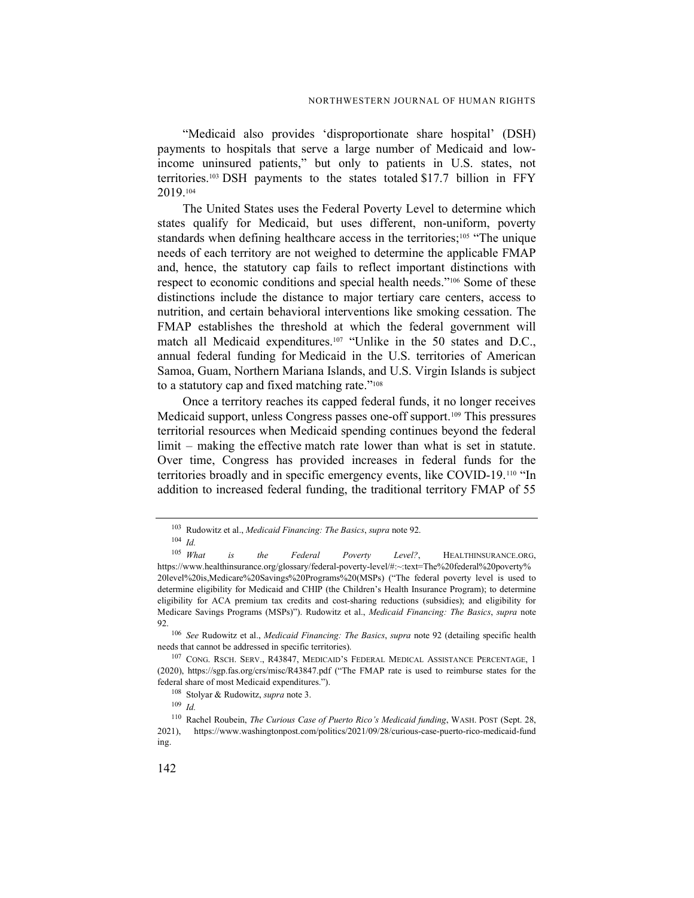"Medicaid also provides 'disproportionate share hospital' (DSH) payments to hospitals that serve a large number of Medicaid and low-income uninsured patients," but only to patients in U.S. states, not territories.[103] DSH payments to the states totaled $17.7 billion in FFY 2019.[104]

The United States uses the Federal Poverty Level to determine which states qualify for Medicaid, but uses different, non-uniform, poverty standards when defining healthcare access in the territories;[105] "The unique needs of each territory are not weighed to determine the applicable FMAP and, hence, the statutory cap fails to reflect important distinctions with respect to economic conditions and special health needs."[106] Some of these distinctions include the distance to major tertiary care centers, access to nutrition, and certain behavioral interventions like smoking cessation. The FMAP establishes the threshold at which the federal government will match all Medicaid expenditures.[107] "Unlike in the 50 states and D.C., annual federal funding for Medicaid in the U.S. territories of American Samoa, Guam, Northern Mariana Islands, and U.S. Virgin Islands is subject to a statutory cap and fixed matching rate."[108]

Once a territory reaches its capped federal funds, it no longer receives Medicaid support, unless Congress passes one-off support.[109] This pressures territorial resources when Medicaid spending continues beyond the federal limit – making the effective match rate lower than what is set in statute. Over time, Congress has provided increases in federal funds for the territories broadly and in specific emergency events, like COVID-19.[110] "In addition to increased federal funding, the traditional territory FMAP of 55

---

[103] Rudowitz et al., *Medicaid Financing: The Basics*, *supra* note 92.

[104] *Id.*

[105] *What is the Federal Poverty Level?*, HEALTHINSURANCE.ORG, https://www.healthinsurance.org/glossary/federal-poverty-level/#:~:text=The%20federal%20poverty%20level%20is,Medicare%20Savings%20Programs%20(MSPs) ("The federal poverty level is used to determine eligibility for Medicaid and CHIP (the Children's Health Insurance Program); to determine eligibility for ACA premium tax credits and cost-sharing reductions (subsidies); and eligibility for Medicare Savings Programs (MSPs)"). Rudowitz et al., *Medicaid Financing: The Basics*, *supra* note 92.

[106] *See* Rudowitz et al., *Medicaid Financing: The Basics*, *supra* note 92 (detailing specific health needs that cannot be addressed in specific territories).

[107] CONG. RSCH. SERV., R43847, MEDICAID'S FEDERAL MEDICAL ASSISTANCE PERCENTAGE, 1 (2020), https://sgp.fas.org/crs/misc/R43847.pdf ("The FMAP rate is used to reimburse states for the federal share of most Medicaid expenditures.").

[108] Stolyar & Rudowitz, *supra* note 3.

[109] *Id.*

[110] Rachel Roubein, *The Curious Case of Puerto Rico's Medicaid funding*, WASH. POST (Sept. 28, 2021), https://www.washingtonpost.com/politics/2021/09/28/curious-case-puerto-rico-medicaid-funding.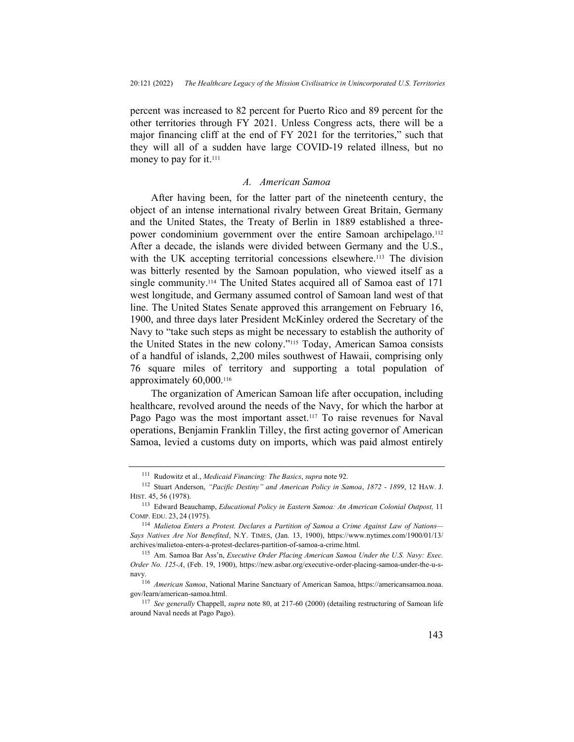percent was increased to 82 percent for Puerto Rico and 89 percent for the other territories through FY 2021. Unless Congress acts, there will be a major financing cliff at the end of FY 2021 for the territories," such that they will all of a sudden have large COVID-19 related illness, but no money to pay for it.[111]

### *A. American Samoa*

After having been, for the latter part of the nineteenth century, the object of an intense international rivalry between Great Britain, Germany and the United States, the Treaty of Berlin in 1889 established a three-power condominium government over the entire Samoan archipelago.[112] After a decade, the islands were divided between Germany and the U.S., with the UK accepting territorial concessions elsewhere.[113] The division was bitterly resented by the Samoan population, who viewed itself as a single community.[114] The United States acquired all of Samoa east of 171 west longitude, and Germany assumed control of Samoan land west of that line. The United States Senate approved this arrangement on February 16, 1900, and three days later President McKinley ordered the Secretary of the Navy to "take such steps as might be necessary to establish the authority of the United States in the new colony."[115] Today, American Samoa consists of a handful of islands, 2,200 miles southwest of Hawaii, comprising only 76 square miles of territory and supporting a total population of approximately 60,000.[116]

The organization of American Samoan life after occupation, including healthcare, revolved around the needs of the Navy, for which the harbor at Pago Pago was the most important asset.[117] To raise revenues for Naval operations, Benjamin Franklin Tilley, the first acting governor of American Samoa, levied a customs duty on imports, which was paid almost entirely

---

[111] Rudowitz et al., *Medicaid Financing: The Basics*, *supra* note 92.

[112] Stuart Anderson, *"Pacific Destiny" and American Policy in Samoa*, *1872 - 1899*, 12 HAW. J. HIST. 45, 56 (1978).

[113] Edward Beauchamp, *Educational Policy in Eastern Samoa: An American Colonial Outpost,* 11 COMP. EDU. 23, 24 (1975).

[114] *Malietoa Enters a Protest. Declares a Partition of Samoa a Crime Against Law of Nations—Says Natives Are Not Benefited*, N.Y. TIMES, (Jan. 13, 1900), https://www.nytimes.com/1900/01/13/archives/malietoa-enters-a-protest-declares-partition-of-samoa-a-crime.html.

[115] Am. Samoa Bar Ass'n, *Executive Order Placing American Samoa Under the U.S. Navy: Exec. Order No. 125-A*, (Feb. 19, 1900), https://new.asbar.org/executive-order-placing-samoa-under-the-u-s-navy.

[116] *American Samoa*, National Marine Sanctuary of American Samoa, https://americansamoa.noaa.gov/learn/american-samoa.html.

[117] *See generally* Chappell, *supra* note 80, at 217-60 (2000) (detailing restructuring of Samoan life around Naval needs at Pago Pago).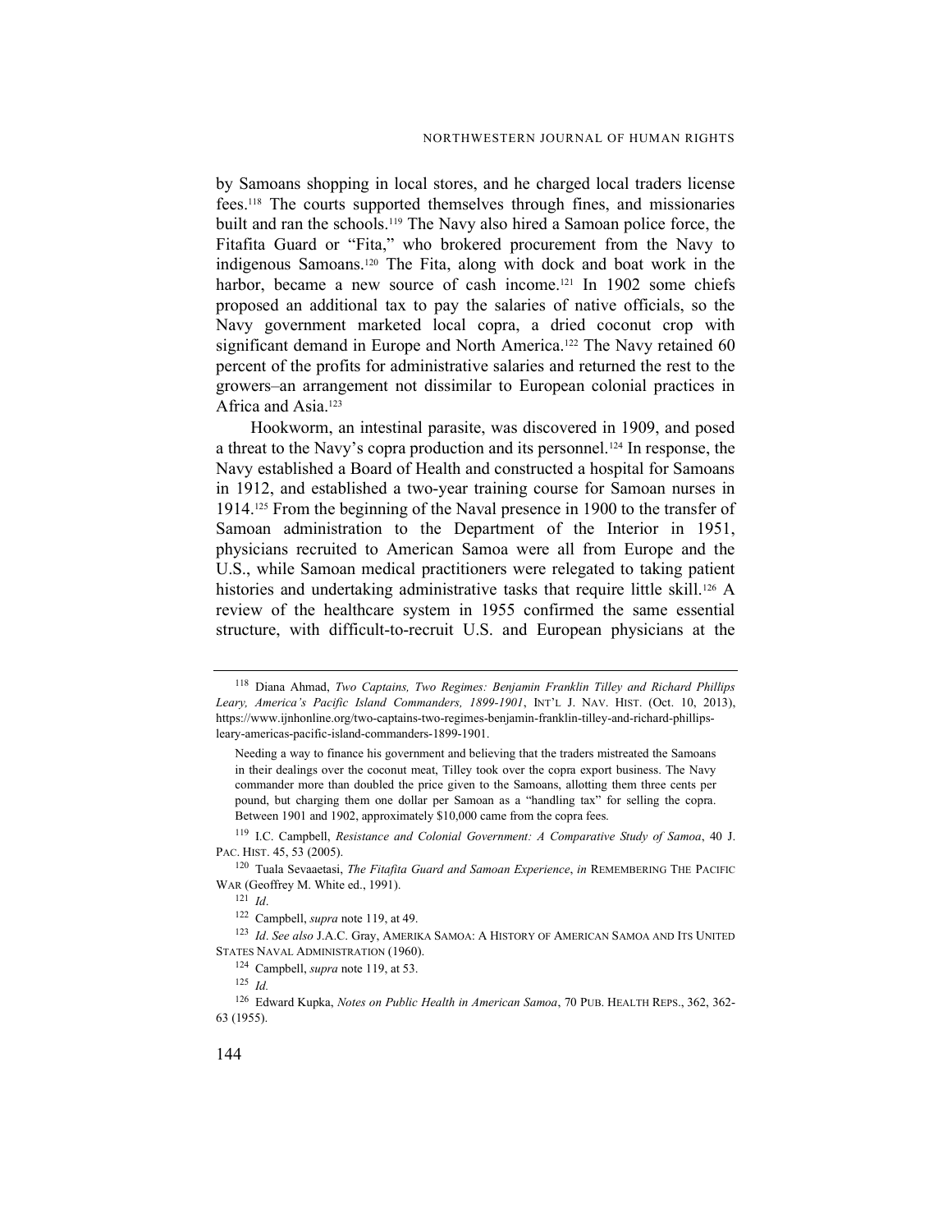by Samoans shopping in local stores, and he charged local traders license fees.[118] The courts supported themselves through fines, and missionaries built and ran the schools.[119] The Navy also hired a Samoan police force, the Fitafita Guard or "Fita," who brokered procurement from the Navy to indigenous Samoans.[120] The Fita, along with dock and boat work in the harbor, became a new source of cash income.[121] In 1902 some chiefs proposed an additional tax to pay the salaries of native officials, so the Navy government marketed local copra, a dried coconut crop with significant demand in Europe and North America.[122] The Navy retained 60 percent of the profits for administrative salaries and returned the rest to the growers–an arrangement not dissimilar to European colonial practices in Africa and Asia.[123]

Hookworm, an intestinal parasite, was discovered in 1909, and posed a threat to the Navy's copra production and its personnel.[124] In response, the Navy established a Board of Health and constructed a hospital for Samoans in 1912, and established a two-year training course for Samoan nurses in 1914.[125] From the beginning of the Naval presence in 1900 to the transfer of Samoan administration to the Department of the Interior in 1951, physicians recruited to American Samoa were all from Europe and the U.S., while Samoan medical practitioners were relegated to taking patient histories and undertaking administrative tasks that require little skill.[126] A review of the healthcare system in 1955 confirmed the same essential structure, with difficult-to-recruit U.S. and European physicians at the

---

[118] Diana Ahmad, *Two Captains, Two Regimes: Benjamin Franklin Tilley and Richard Phillips Leary, America's Pacific Island Commanders, 1899-1901*, INT'L J. NAV. HIST. (Oct. 10, 2013), https://www.ijnhonline.org/two-captains-two-regimes-benjamin-franklin-tilley-and-richard-phillips-leary-americas-pacific-island-commanders-1899-1901.

> Needing a way to finance his government and believing that the traders mistreated the Samoans in their dealings over the coconut meat, Tilley took over the copra export business. The Navy commander more than doubled the price given to the Samoans, allotting them three cents per pound, but charging them one dollar per Samoan as a "handling tax" for selling the copra. Between 1901 and 1902, approximately $10,000 came from the copra fees.

[119] I.C. Campbell, *Resistance and Colonial Government: A Comparative Study of Samoa*, 40 J. PAC. HIST. 45, 53 (2005).

[120] Tuala Sevaaetasi, *The Fitafita Guard and Samoan Experience*, *in* REMEMBERING THE PACIFIC WAR (Geoffrey M. White ed., 1991).

[121] *Id*.

[122] Campbell, *supra* note 119, at 49.

[123] *Id*. *See also* J.A.C. Gray, AMERIKA SAMOA: A HISTORY OF AMERICAN SAMOA AND ITS UNITED STATES NAVAL ADMINISTRATION (1960).

[124] Campbell, *supra* note 119, at 53.

[125] *Id.*

[126] Edward Kupka, *Notes on Public Health in American Samoa*, 70 PUB. HEALTH REPS., 362, 362-63 (1955).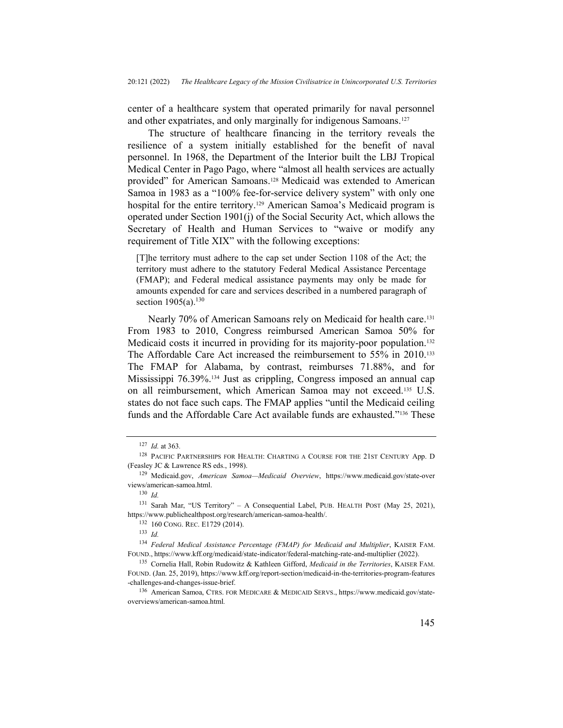center of a healthcare system that operated primarily for naval personnel and other expatriates, and only marginally for indigenous Samoans.[127]

The structure of healthcare financing in the territory reveals the resilience of a system initially established for the benefit of naval personnel. In 1968, the Department of the Interior built the LBJ Tropical Medical Center in Pago Pago, where "almost all health services are actually provided" for American Samoans.[128] Medicaid was extended to American Samoa in 1983 as a "100% fee-for-service delivery system" with only one hospital for the entire territory.[129] American Samoa's Medicaid program is operated under Section 1901(j) of the Social Security Act, which allows the Secretary of Health and Human Services to "waive or modify any requirement of Title XIX" with the following exceptions:

> [T]he territory must adhere to the cap set under Section 1108 of the Act; the territory must adhere to the statutory Federal Medical Assistance Percentage (FMAP); and Federal medical assistance payments may only be made for amounts expended for care and services described in a numbered paragraph of section 1905(a).[130]

Nearly 70% of American Samoans rely on Medicaid for health care.[131] From 1983 to 2010, Congress reimbursed American Samoa 50% for Medicaid costs it incurred in providing for its majority-poor population.[132] The Affordable Care Act increased the reimbursement to 55% in 2010.[133] The FMAP for Alabama, by contrast, reimburses 71.88%, and for Mississippi 76.39%.[134] Just as crippling, Congress imposed an annual cap on all reimbursement, which American Samoa may not exceed.[135] U.S. states do not face such caps. The FMAP applies "until the Medicaid ceiling funds and the Affordable Care Act available funds are exhausted."[136] These

---

[127] *Id.* at 363.

[128] PACIFIC PARTNERSHIPS FOR HEALTH: CHARTING A COURSE FOR THE 21ST CENTURY App. D (Feasley JC & Lawrence RS eds., 1998).

[129] Medicaid.gov, *American Samoa—Medicaid Overview*, https://www.medicaid.gov/state-overviews/american-samoa.html.

[130] *Id.*

[131] Sarah Mar, "US Territory" – A Consequential Label, PUB. HEALTH POST (May 25, 2021), https://www.publichealthpost.org/research/american-samoa-health/.

[132] 160 CONG. REC. E1729 (2014).

[133] *Id.*

[134] *Federal Medical Assistance Percentage (FMAP) for Medicaid and Multiplier*, KAISER FAM. FOUND., https://www.kff.org/medicaid/state-indicator/federal-matching-rate-and-multiplier (2022).

[135] Cornelia Hall, Robin Rudowitz & Kathleen Gifford, *Medicaid in the Territories*, KAISER FAM. FOUND. (Jan. 25, 2019), https://www.kff.org/report-section/medicaid-in-the-territories-program-features-challenges-and-changes-issue-brief.

[136] American Samoa, CTRS. FOR MEDICARE & MEDICAID SERVS., https://www.medicaid.gov/state-overviews/american-samoa.html.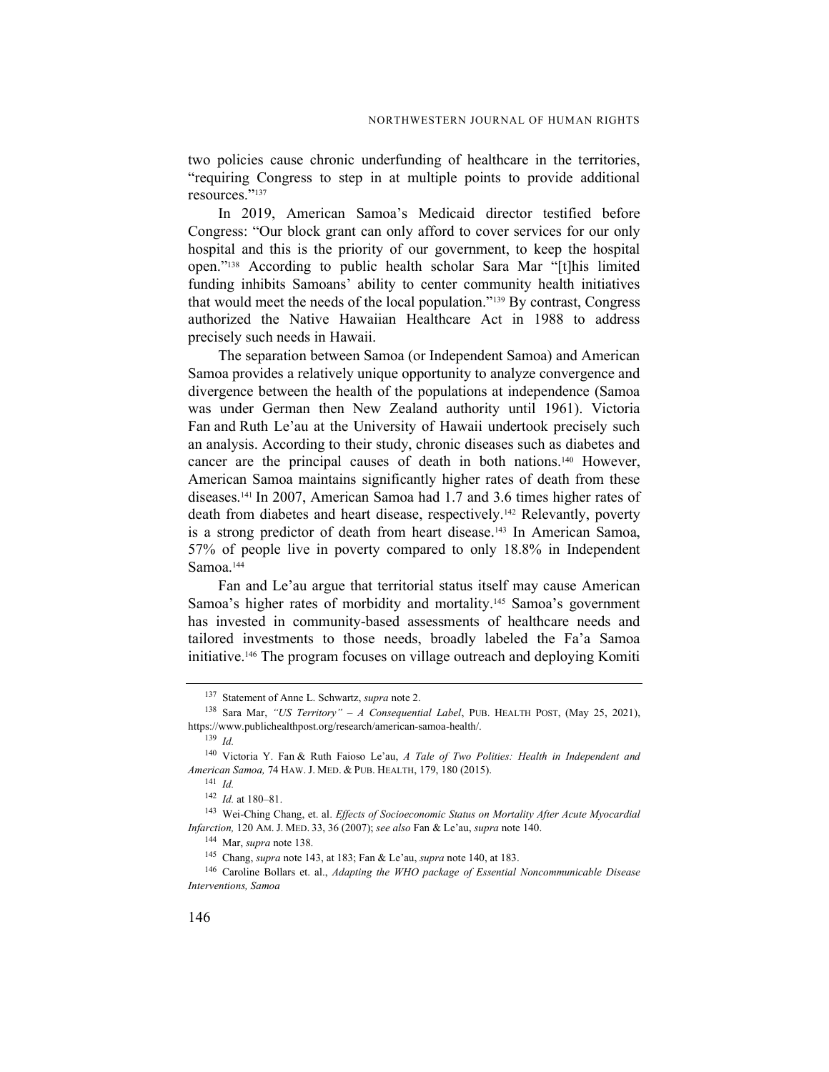two policies cause chronic underfunding of healthcare in the territories, "requiring Congress to step in at multiple points to provide additional resources."[137]

In 2019, American Samoa's Medicaid director testified before Congress: "Our block grant can only afford to cover services for our only hospital and this is the priority of our government, to keep the hospital open."[138] According to public health scholar Sara Mar "[t]his limited funding inhibits Samoans' ability to center community health initiatives that would meet the needs of the local population."[139] By contrast, Congress authorized the Native Hawaiian Healthcare Act in 1988 to address precisely such needs in Hawaii.

The separation between Samoa (or Independent Samoa) and American Samoa provides a relatively unique opportunity to analyze convergence and divergence between the health of the populations at independence (Samoa was under German then New Zealand authority until 1961). Victoria Fan and Ruth Le'au at the University of Hawaii undertook precisely such an analysis. According to their study, chronic diseases such as diabetes and cancer are the principal causes of death in both nations.[140] However, American Samoa maintains significantly higher rates of death from these diseases.[141] In 2007, American Samoa had 1.7 and 3.6 times higher rates of death from diabetes and heart disease, respectively.[142] Relevantly, poverty is a strong predictor of death from heart disease.[143] In American Samoa, 57% of people live in poverty compared to only 18.8% in Independent Samoa.[144]

Fan and Le'au argue that territorial status itself may cause American Samoa's higher rates of morbidity and mortality.[145] Samoa's government has invested in community-based assessments of healthcare needs and tailored investments to those needs, broadly labeled the Fa'a Samoa initiative.[146] The program focuses on village outreach and deploying Komiti

---

[137] Statement of Anne L. Schwartz, *supra* note 2.

[138] Sara Mar, *"US Territory" – A Consequential Label*, PUB. HEALTH POST, (May 25, 2021), https://www.publichealthpost.org/research/american-samoa-health/.

[139] *Id.*

[140] Victoria Y. Fan & Ruth Faioso Le'au, *A Tale of Two Polities: Health in Independent and American Samoa,* 74 HAW. J. MED. & PUB. HEALTH, 179, 180 (2015).

[141] *Id.*

[142] *Id.* at 180–81.

[143] Wei-Ching Chang, et. al. *Effects of Socioeconomic Status on Mortality After Acute Myocardial Infarction,* 120 AM. J. MED. 33, 36 (2007); *see also* Fan & Le'au, *supra* note 140.

[144] Mar, *supra* note 138.

[145] Chang, *supra* note 143, at 183; Fan & Le'au, *supra* note 140, at 183.

[146] Caroline Bollars et. al., *Adapting the WHO package of Essential Noncommunicable Disease Interventions, Samoa*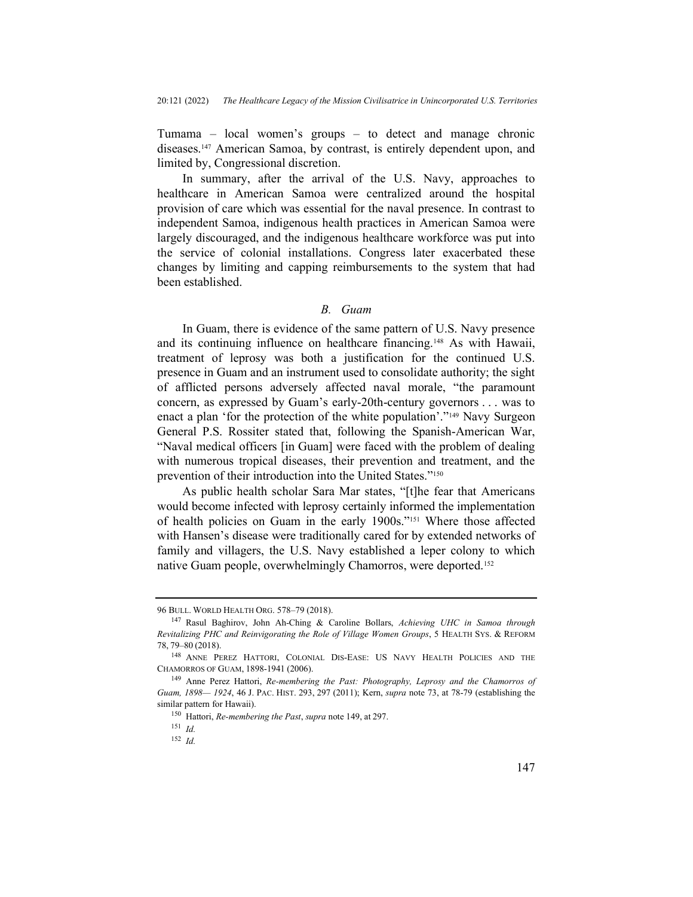Tumama – local women's groups – to detect and manage chronic diseases.[147] American Samoa, by contrast, is entirely dependent upon, and limited by, Congressional discretion.

In summary, after the arrival of the U.S. Navy, approaches to healthcare in American Samoa were centralized around the hospital provision of care which was essential for the naval presence. In contrast to independent Samoa, indigenous health practices in American Samoa were largely discouraged, and the indigenous healthcare workforce was put into the service of colonial installations. Congress later exacerbated these changes by limiting and capping reimbursements to the system that had been established.

### *B. Guam*

In Guam, there is evidence of the same pattern of U.S. Navy presence and its continuing influence on healthcare financing.[148] As with Hawaii, treatment of leprosy was both a justification for the continued U.S. presence in Guam and an instrument used to consolidate authority; the sight of afflicted persons adversely affected naval morale, "the paramount concern, as expressed by Guam's early-20th-century governors . . . was to enact a plan 'for the protection of the white population'."[149] Navy Surgeon General P.S. Rossiter stated that, following the Spanish-American War, "Naval medical officers [in Guam] were faced with the problem of dealing with numerous tropical diseases, their prevention and treatment, and the prevention of their introduction into the United States."[150]

As public health scholar Sara Mar states, "[t]he fear that Americans would become infected with leprosy certainly informed the implementation of health policies on Guam in the early 1900s."[151] Where those affected with Hansen's disease were traditionally cared for by extended networks of family and villagers, the U.S. Navy established a leper colony to which native Guam people, overwhelmingly Chamorros, were deported.[152]

---

96 BULL. WORLD HEALTH ORG. 578–79 (2018).

[147] Rasul Baghirov, John Ah-Ching & Caroline Bollars, *Achieving UHC in Samoa through Revitalizing PHC and Reinvigorating the Role of Village Women Groups*, 5 HEALTH SYS. & REFORM 78, 79–80 (2018).

[148] ANNE PEREZ HATTORI, COLONIAL DIS-EASE: US NAVY HEALTH POLICIES AND THE CHAMORROS OF GUAM, 1898-1941 (2006).

[149] Anne Perez Hattori, *Re-membering the Past: Photography, Leprosy and the Chamorros of Guam, 1898— 1924*, 46 J. PAC. HIST. 293, 297 (2011); Kern, *supra* note 73, at 78-79 (establishing the similar pattern for Hawaii).

[150] Hattori, *Re-membering the Past*, *supra* note 149, at 297.

[151] *Id.*

[152] *Id.*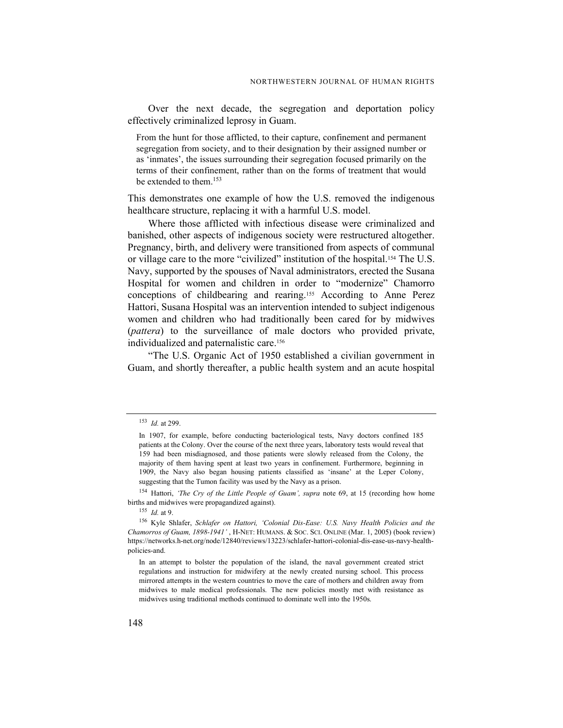Over the next decade, the segregation and deportation policy effectively criminalized leprosy in Guam.

> From the hunt for those afflicted, to their capture, confinement and permanent segregation from society, and to their designation by their assigned number or as 'inmates', the issues surrounding their segregation focused primarily on the terms of their confinement, rather than on the forms of treatment that would be extended to them.[153]

This demonstrates one example of how the U.S. removed the indigenous healthcare structure, replacing it with a harmful U.S. model.

Where those afflicted with infectious disease were criminalized and banished, other aspects of indigenous society were restructured altogether. Pregnancy, birth, and delivery were transitioned from aspects of communal or village care to the more "civilized" institution of the hospital.[154] The U.S. Navy, supported by the spouses of Naval administrators, erected the Susana Hospital for women and children in order to "modernize" Chamorro conceptions of childbearing and rearing.[155] According to Anne Perez Hattori, Susana Hospital was an intervention intended to subject indigenous women and children who had traditionally been cared for by midwives (*pattera*) to the surveillance of male doctors who provided private, individualized and paternalistic care.[156]

"The U.S. Organic Act of 1950 established a civilian government in Guam, and shortly thereafter, a public health system and an acute hospital

---

[153] *Id.* at 299.

> In 1907, for example, before conducting bacteriological tests, Navy doctors confined 185 patients at the Colony. Over the course of the next three years, laboratory tests would reveal that 159 had been misdiagnosed, and those patients were slowly released from the Colony, the majority of them having spent at least two years in confinement. Furthermore, beginning in 1909, the Navy also began housing patients classified as 'insane' at the Leper Colony, suggesting that the Tumon facility was used by the Navy as a prison.

[154] Hattori, *'The Cry of the Little People of Guam', supra* note 69, at 15 (recording how home births and midwives were propagandized against).

[155] *Id.* at 9.

[156] Kyle Shlafer, *Schlafer on Hattori, 'Colonial Dis-Ease: U.S. Navy Health Policies and the Chamorros of Guam, 1898-1941'* , H-NET: HUMANS. & SOC. SCI. ONLINE (Mar. 1, 2005) (book review) https://networks.h-net.org/node/12840/reviews/13223/schlafer-hattori-colonial-dis-ease-us-navy-health-policies-and.

> In an attempt to bolster the population of the island, the naval government created strict regulations and instruction for midwifery at the newly created nursing school. This process mirrored attempts in the western countries to move the care of mothers and children away from midwives to male medical professionals. The new policies mostly met with resistance as midwives using traditional methods continued to dominate well into the 1950s.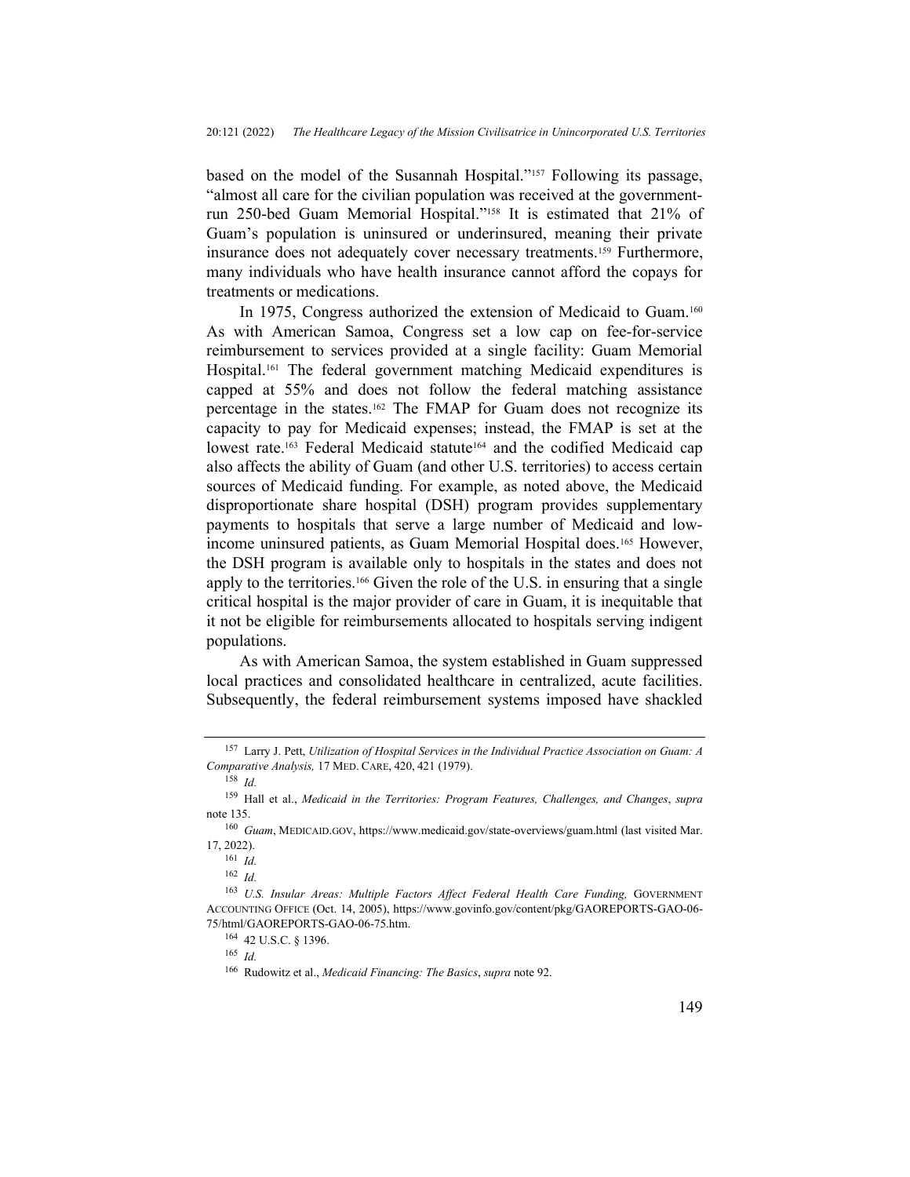based on the model of the Susannah Hospital."[157] Following its passage, "almost all care for the civilian population was received at the government-run 250-bed Guam Memorial Hospital."[158] It is estimated that 21% of Guam's population is uninsured or underinsured, meaning their private insurance does not adequately cover necessary treatments.[159] Furthermore, many individuals who have health insurance cannot afford the copays for treatments or medications.

In 1975, Congress authorized the extension of Medicaid to Guam.[160] As with American Samoa, Congress set a low cap on fee-for-service reimbursement to services provided at a single facility: Guam Memorial Hospital.[161] The federal government matching Medicaid expenditures is capped at 55% and does not follow the federal matching assistance percentage in the states.[162] The FMAP for Guam does not recognize its capacity to pay for Medicaid expenses; instead, the FMAP is set at the lowest rate.[163] Federal Medicaid statute[164] and the codified Medicaid cap also affects the ability of Guam (and other U.S. territories) to access certain sources of Medicaid funding. For example, as noted above, the Medicaid disproportionate share hospital (DSH) program provides supplementary payments to hospitals that serve a large number of Medicaid and low-income uninsured patients, as Guam Memorial Hospital does.[165] However, the DSH program is available only to hospitals in the states and does not apply to the territories.[166] Given the role of the U.S. in ensuring that a single critical hospital is the major provider of care in Guam, it is inequitable that it not be eligible for reimbursements allocated to hospitals serving indigent populations.

As with American Samoa, the system established in Guam suppressed local practices and consolidated healthcare in centralized, acute facilities. Subsequently, the federal reimbursement systems imposed have shackled

---

[157] Larry J. Pett, *Utilization of Hospital Services in the Individual Practice Association on Guam: A Comparative Analysis,* 17 MED. CARE, 420, 421 (1979).

[158] *Id.*

[159] Hall et al., *Medicaid in the Territories: Program Features, Challenges, and Changes*, *supra* note 135.

[160] *Guam*, MEDICAID.GOV, https://www.medicaid.gov/state-overviews/guam.html (last visited Mar. 17, 2022).

[161] *Id.*

[162] *Id.*

[163] *U.S. Insular Areas: Multiple Factors Affect Federal Health Care Funding,* GOVERNMENT ACCOUNTING OFFICE (Oct. 14, 2005), https://www.govinfo.gov/content/pkg/GAOREPORTS-GAO-06-75/html/GAOREPORTS-GAO-06-75.htm.

[164] 42 U.S.C. § 1396.

[165] *Id.*

[166] Rudowitz et al., *Medicaid Financing: The Basics*, *supra* note 92.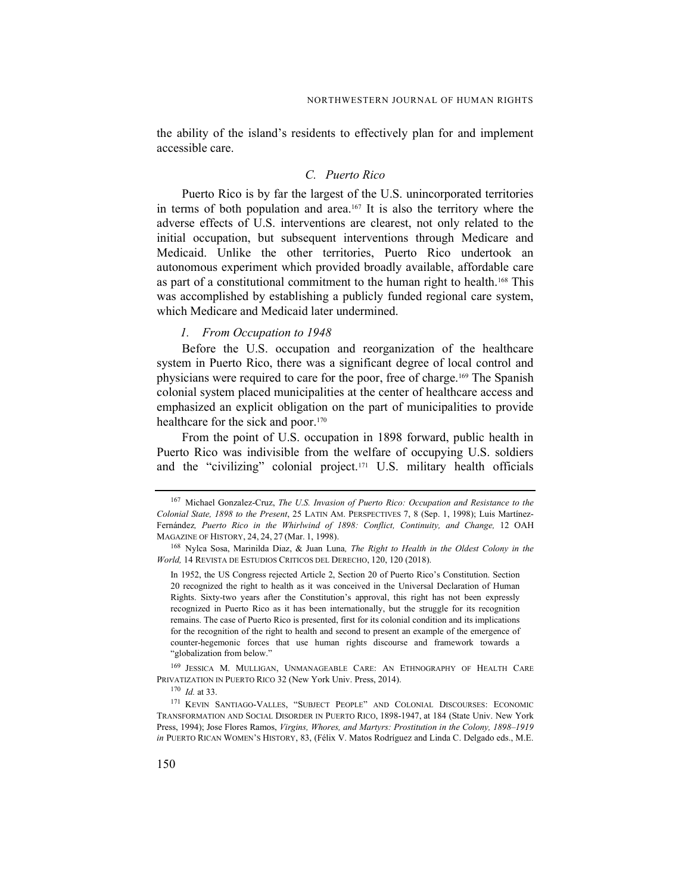the ability of the island's residents to effectively plan for and implement accessible care.

### *C. Puerto Rico*

Puerto Rico is by far the largest of the U.S. unincorporated territories in terms of both population and area.[167] It is also the territory where the adverse effects of U.S. interventions are clearest, not only related to the initial occupation, but subsequent interventions through Medicare and Medicaid. Unlike the other territories, Puerto Rico undertook an autonomous experiment which provided broadly available, affordable care as part of a constitutional commitment to the human right to health.[168] This was accomplished by establishing a publicly funded regional care system, which Medicare and Medicaid later undermined.

#### *1. From Occupation to 1948*

Before the U.S. occupation and reorganization of the healthcare system in Puerto Rico, there was a significant degree of local control and physicians were required to care for the poor, free of charge.[169] The Spanish colonial system placed municipalities at the center of healthcare access and emphasized an explicit obligation on the part of municipalities to provide healthcare for the sick and poor.[170]

From the point of U.S. occupation in 1898 forward, public health in Puerto Rico was indivisible from the welfare of occupying U.S. soldiers and the "civilizing" colonial project.[171] U.S. military health officials

---

[167] Michael Gonzalez-Cruz, *The U.S. Invasion of Puerto Rico: Occupation and Resistance to the Colonial State, 1898 to the Present*, 25 LATIN AM. PERSPECTIVES 7, 8 (Sep. 1, 1998); Luis Martínez-Fernández, *Puerto Rico in the Whirlwind of 1898: Conflict, Continuity, and Change,* 12 OAH MAGAZINE OF HISTORY, 24, 24, 27 (Mar. 1, 1998).

[168] Nylca Sosa, Marinilda Diaz, & Juan Luna, *The Right to Health in the Oldest Colony in the World,* 14 REVISTA DE ESTUDIOS CRITICOS DEL DERECHO, 120, 120 (2018).

> In 1952, the US Congress rejected Article 2, Section 20 of Puerto Rico's Constitution. Section 20 recognized the right to health as it was conceived in the Universal Declaration of Human Rights. Sixty-two years after the Constitution's approval, this right has not been expressly recognized in Puerto Rico as it has been internationally, but the struggle for its recognition remains. The case of Puerto Rico is presented, first for its colonial condition and its implications for the recognition of the right to health and second to present an example of the emergence of counter-hegemonic forces that use human rights discourse and framework towards a "globalization from below."

[169] JESSICA M. MULLIGAN, UNMANAGEABLE CARE: AN ETHNOGRAPHY OF HEALTH CARE PRIVATIZATION IN PUERTO RICO 32 (New York Univ. Press, 2014).

[170] *Id.* at 33.

[171] KEVIN SANTIAGO-VALLES, "SUBJECT PEOPLE" AND COLONIAL DISCOURSES: ECONOMIC TRANSFORMATION AND SOCIAL DISORDER IN PUERTO RICO, 1898-1947, at 184 (State Univ. New York Press, 1994); Jose Flores Ramos, *Virgins, Whores, and Martyrs: Prostitution in the Colony, 1898–1919 in* PUERTO RICAN WOMEN'S HISTORY, 83, (Félix V. Matos Rodríguez and Linda C. Delgado eds., M.E.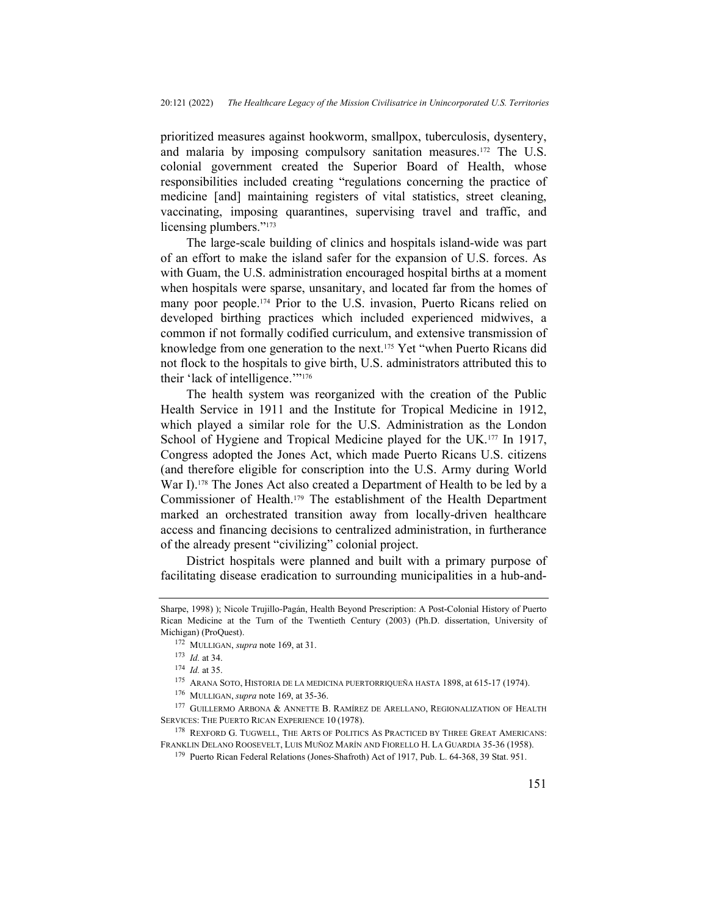prioritized measures against hookworm, smallpox, tuberculosis, dysentery, and malaria by imposing compulsory sanitation measures.[172] The U.S. colonial government created the Superior Board of Health, whose responsibilities included creating "regulations concerning the practice of medicine [and] maintaining registers of vital statistics, street cleaning, vaccinating, imposing quarantines, supervising travel and traffic, and licensing plumbers."[173]

The large-scale building of clinics and hospitals island-wide was part of an effort to make the island safer for the expansion of U.S. forces. As with Guam, the U.S. administration encouraged hospital births at a moment when hospitals were sparse, unsanitary, and located far from the homes of many poor people.[174] Prior to the U.S. invasion, Puerto Ricans relied on developed birthing practices which included experienced midwives, a common if not formally codified curriculum, and extensive transmission of knowledge from one generation to the next.[175] Yet "when Puerto Ricans did not flock to the hospitals to give birth, U.S. administrators attributed this to their 'lack of intelligence.'"[176]

The health system was reorganized with the creation of the Public Health Service in 1911 and the Institute for Tropical Medicine in 1912, which played a similar role for the U.S. Administration as the London School of Hygiene and Tropical Medicine played for the UK.[177] In 1917, Congress adopted the Jones Act, which made Puerto Ricans U.S. citizens (and therefore eligible for conscription into the U.S. Army during World War I).[178] The Jones Act also created a Department of Health to be led by a Commissioner of Health.[179] The establishment of the Health Department marked an orchestrated transition away from locally-driven healthcare access and financing decisions to centralized administration, in furtherance of the already present "civilizing" colonial project.

District hospitals were planned and built with a primary purpose of facilitating disease eradication to surrounding municipalities in a hub-and-

---

Sharpe, 1998) ); Nicole Trujillo-Pagán, Health Beyond Prescription: A Post-Colonial History of Puerto Rican Medicine at the Turn of the Twentieth Century (2003) (Ph.D. dissertation, University of Michigan) (ProQuest).

[172] MULLIGAN, *supra* note 169, at 31.

[173] *Id.* at 34.

[174] *Id.* at 35.

[175] ARANA SOTO, HISTORIA DE LA MEDICINA PUERTORRIQUEÑA HASTA 1898, at 615-17 (1974).

[176] MULLIGAN, *supra* note 169, at 35-36.

[177] GUILLERMO ARBONA & ANNETTE B. RAMÍREZ DE ARELLANO, REGIONALIZATION OF HEALTH SERVICES: THE PUERTO RICAN EXPERIENCE 10 (1978).

[178] REXFORD G. TUGWELL, THE ARTS OF POLITICS AS PRACTICED BY THREE GREAT AMERICANS: FRANKLIN DELANO ROOSEVELT, LUIS MUÑOZ MARÍN AND FIORELLO H. LA GUARDIA 35-36 (1958).

[179] Puerto Rican Federal Relations (Jones-Shafroth) Act of 1917, Pub. L. 64-368, 39 Stat. 951.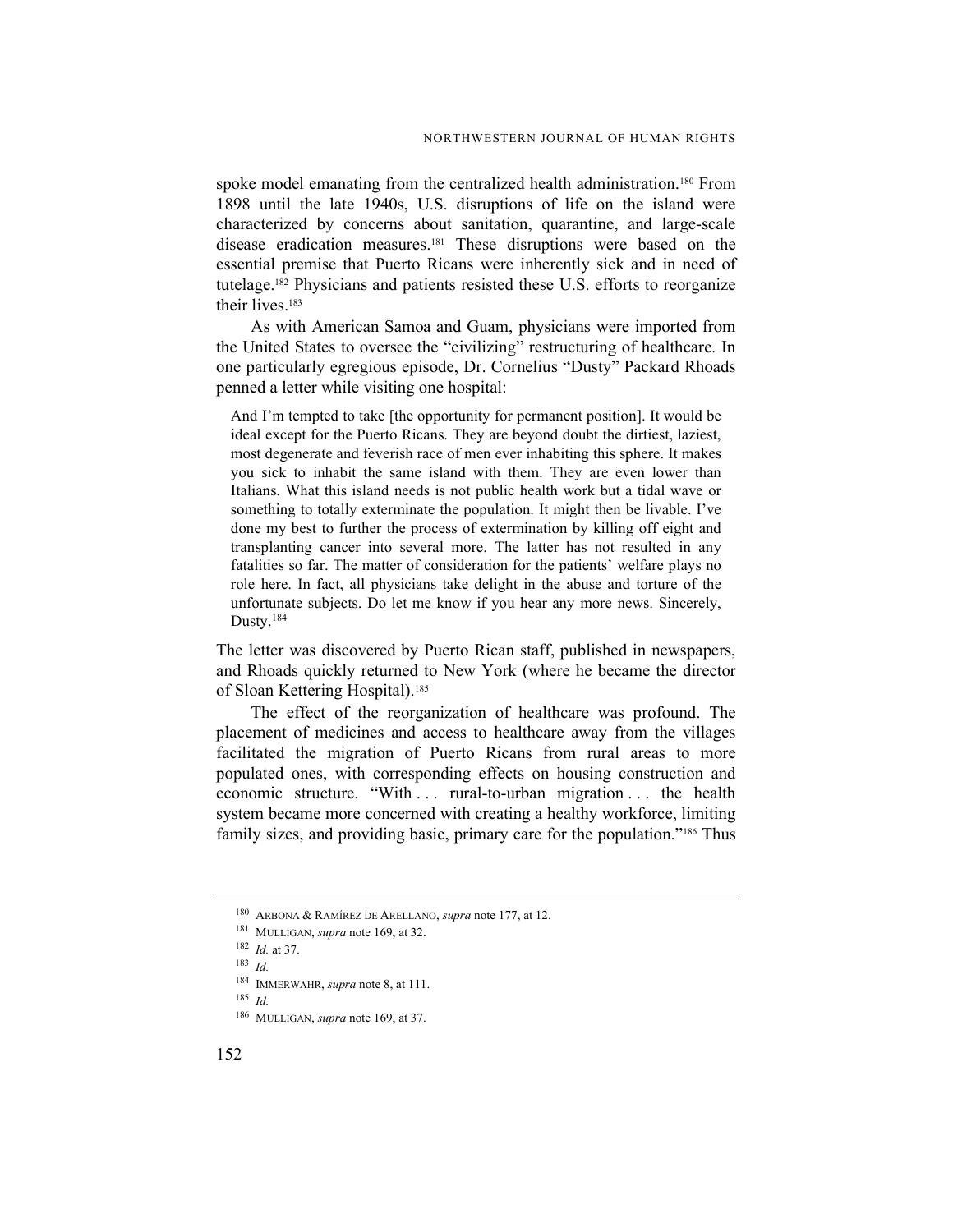spoke model emanating from the centralized health administration.[180] From 1898 until the late 1940s, U.S. disruptions of life on the island were characterized by concerns about sanitation, quarantine, and large-scale disease eradication measures.[181] These disruptions were based on the essential premise that Puerto Ricans were inherently sick and in need of tutelage.[182] Physicians and patients resisted these U.S. efforts to reorganize their lives.[183]

As with American Samoa and Guam, physicians were imported from the United States to oversee the "civilizing" restructuring of healthcare. In one particularly egregious episode, Dr. Cornelius "Dusty" Packard Rhoads penned a letter while visiting one hospital:

> And I'm tempted to take [the opportunity for permanent position]. It would be ideal except for the Puerto Ricans. They are beyond doubt the dirtiest, laziest, most degenerate and feverish race of men ever inhabiting this sphere. It makes you sick to inhabit the same island with them. They are even lower than Italians. What this island needs is not public health work but a tidal wave or something to totally exterminate the population. It might then be livable. I've done my best to further the process of extermination by killing off eight and transplanting cancer into several more. The latter has not resulted in any fatalities so far. The matter of consideration for the patients' welfare plays no role here. In fact, all physicians take delight in the abuse and torture of the unfortunate subjects. Do let me know if you hear any more news. Sincerely, Dusty.[184]

The letter was discovered by Puerto Rican staff, published in newspapers, and Rhoads quickly returned to New York (where he became the director of Sloan Kettering Hospital).[185]

The effect of the reorganization of healthcare was profound. The placement of medicines and access to healthcare away from the villages facilitated the migration of Puerto Ricans from rural areas to more populated ones, with corresponding effects on housing construction and economic structure. "With . . . rural-to-urban migration . . . the health system became more concerned with creating a healthy workforce, limiting family sizes, and providing basic, primary care for the population."[186] Thus

---

[180] ARBONA & RAMÍREZ DE ARELLANO, *supra* note 177, at 12.

[181] MULLIGAN, *supra* note 169, at 32.

[182] *Id.* at 37.

[183] *Id.*

[184] IMMERWAHR, *supra* note 8, at 111.

[185] *Id.*

[186] MULLIGAN, *supra* note 169, at 37.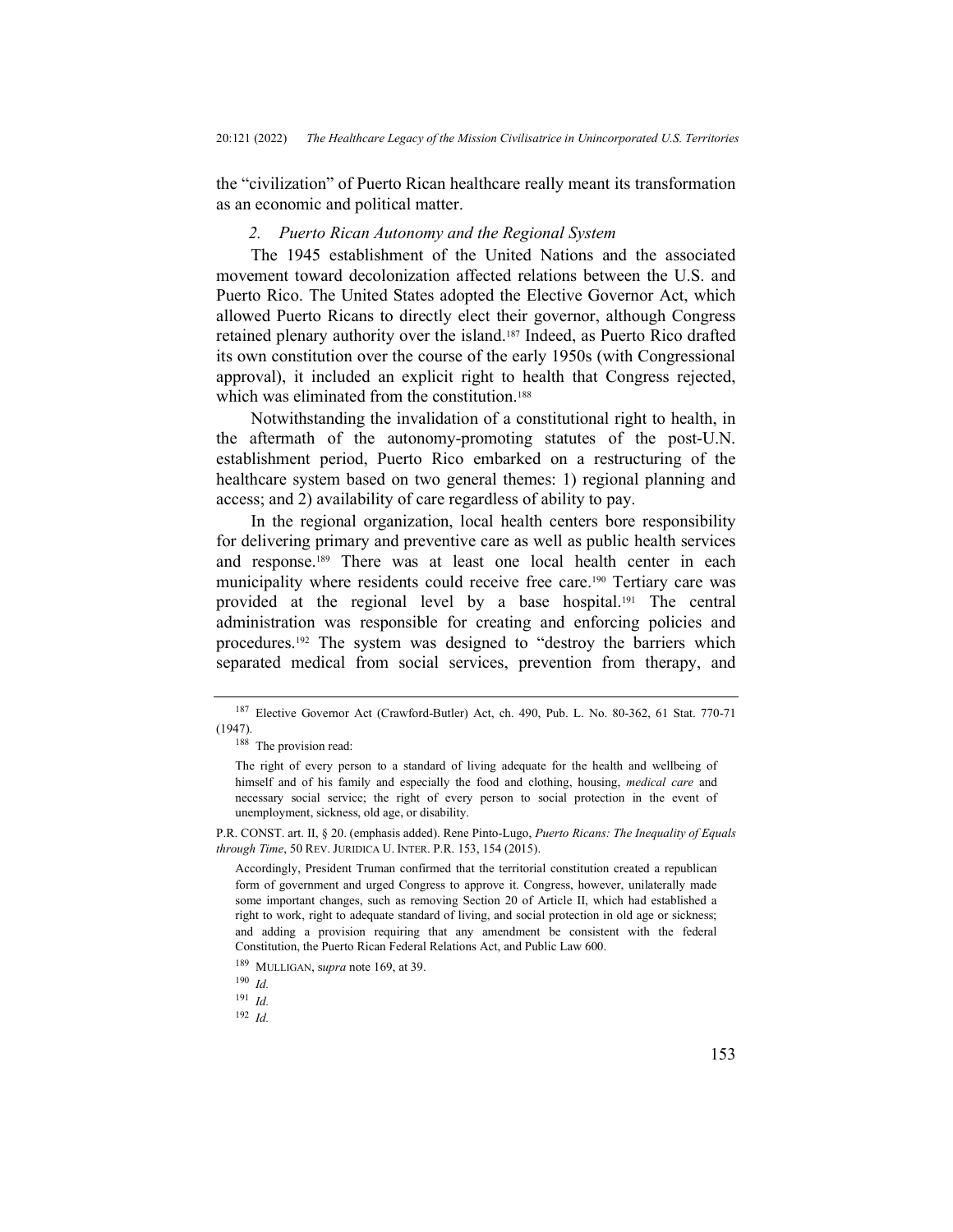the "civilization" of Puerto Rican healthcare really meant its transformation as an economic and political matter.

### *2. Puerto Rican Autonomy and the Regional System*

The 1945 establishment of the United Nations and the associated movement toward decolonization affected relations between the U.S. and Puerto Rico. The United States adopted the Elective Governor Act, which allowed Puerto Ricans to directly elect their governor, although Congress retained plenary authority over the island.[187] Indeed, as Puerto Rico drafted its own constitution over the course of the early 1950s (with Congressional approval), it included an explicit right to health that Congress rejected, which was eliminated from the constitution.[188]

Notwithstanding the invalidation of a constitutional right to health, in the aftermath of the autonomy-promoting statutes of the post-U.N. establishment period, Puerto Rico embarked on a restructuring of the healthcare system based on two general themes: 1) regional planning and access; and 2) availability of care regardless of ability to pay.

In the regional organization, local health centers bore responsibility for delivering primary and preventive care as well as public health services and response.[189] There was at least one local health center in each municipality where residents could receive free care.[190] Tertiary care was provided at the regional level by a base hospital.[191] The central administration was responsible for creating and enforcing policies and procedures.[192] The system was designed to "destroy the barriers which separated medical from social services, prevention from therapy, and

---

[187] Elective Governor Act (Crawford-Butler) Act, ch. 490, Pub. L. No. 80-362, 61 Stat. 770-71 (1947).

[188] The provision read:

> The right of every person to a standard of living adequate for the health and wellbeing of himself and of his family and especially the food and clothing, housing, *medical care* and necessary social service; the right of every person to social protection in the event of unemployment, sickness, old age, or disability.

P.R. CONST. art. II, § 20. (emphasis added). Rene Pinto-Lugo, *Puerto Ricans: The Inequality of Equals through Time*, 50 REV. JURIDICA U. INTER. P.R. 153, 154 (2015).

> Accordingly, President Truman confirmed that the territorial constitution created a republican form of government and urged Congress to approve it. Congress, however, unilaterally made some important changes, such as removing Section 20 of Article II, which had established a right to work, right to adequate standard of living, and social protection in old age or sickness; and adding a provision requiring that any amendment be consistent with the federal Constitution, the Puerto Rican Federal Relations Act, and Public Law 600.

[189] MULLIGAN, s*upra* note 169, at 39.

[190] *Id.*

[191] *Id.*

[192] *Id.*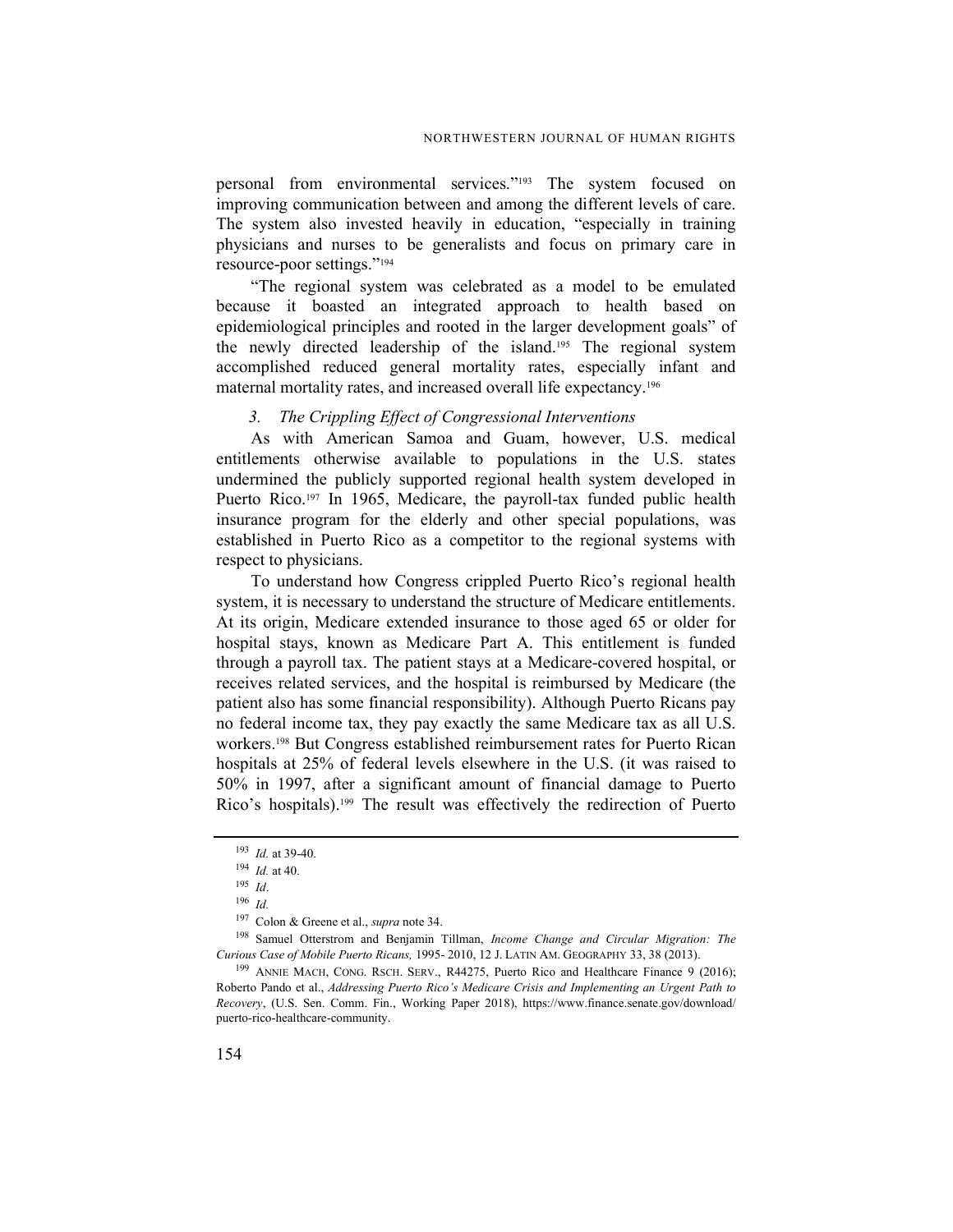personal from environmental services."[193] The system focused on improving communication between and among the different levels of care. The system also invested heavily in education, "especially in training physicians and nurses to be generalists and focus on primary care in resource-poor settings."[194]

"The regional system was celebrated as a model to be emulated because it boasted an integrated approach to health based on epidemiological principles and rooted in the larger development goals" of the newly directed leadership of the island.[195] The regional system accomplished reduced general mortality rates, especially infant and maternal mortality rates, and increased overall life expectancy.[196]

### *3. The Crippling Effect of Congressional Interventions*

As with American Samoa and Guam, however, U.S. medical entitlements otherwise available to populations in the U.S. states undermined the publicly supported regional health system developed in Puerto Rico.[197] In 1965, Medicare, the payroll-tax funded public health insurance program for the elderly and other special populations, was established in Puerto Rico as a competitor to the regional systems with respect to physicians.

To understand how Congress crippled Puerto Rico's regional health system, it is necessary to understand the structure of Medicare entitlements. At its origin, Medicare extended insurance to those aged 65 or older for hospital stays, known as Medicare Part A. This entitlement is funded through a payroll tax. The patient stays at a Medicare-covered hospital, or receives related services, and the hospital is reimbursed by Medicare (the patient also has some financial responsibility). Although Puerto Ricans pay no federal income tax, they pay exactly the same Medicare tax as all U.S. workers.[198] But Congress established reimbursement rates for Puerto Rican hospitals at 25% of federal levels elsewhere in the U.S. (it was raised to 50% in 1997, after a significant amount of financial damage to Puerto Rico's hospitals).[199] The result was effectively the redirection of Puerto

---

[193] *Id.* at 39-40.

[194] *Id.* at 40.

[195] *Id*.

[196] *Id.*

[197] Colon & Greene et al., *supra* note 34.

[198] Samuel Otterstrom and Benjamin Tillman, *Income Change and Circular Migration: The Curious Case of Mobile Puerto Ricans,* 1995- 2010, 12 J. LATIN AM. GEOGRAPHY 33, 38 (2013).

[199] ANNIE MACH, CONG. RSCH. SERV., R44275, Puerto Rico and Healthcare Finance 9 (2016); Roberto Pando et al., *Addressing Puerto Rico's Medicare Crisis and Implementing an Urgent Path to Recovery*, (U.S. Sen. Comm. Fin., Working Paper 2018), https://www.finance.senate.gov/download/puerto-rico-healthcare-community.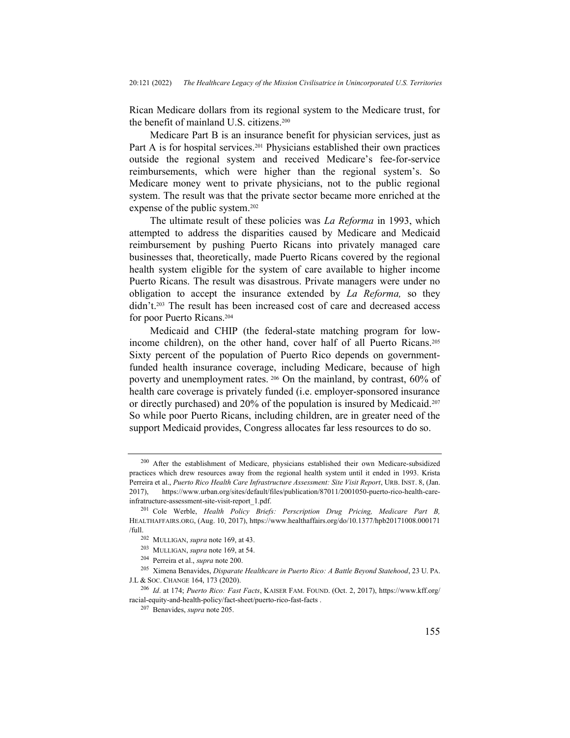Rican Medicare dollars from its regional system to the Medicare trust, for the benefit of mainland U.S. citizens.[200]

Medicare Part B is an insurance benefit for physician services, just as Part A is for hospital services.[201] Physicians established their own practices outside the regional system and received Medicare's fee-for-service reimbursements, which were higher than the regional system's. So Medicare money went to private physicians, not to the public regional system. The result was that the private sector became more enriched at the expense of the public system.[202]

The ultimate result of these policies was *La Reforma* in 1993, which attempted to address the disparities caused by Medicare and Medicaid reimbursement by pushing Puerto Ricans into privately managed care businesses that, theoretically, made Puerto Ricans covered by the regional health system eligible for the system of care available to higher income Puerto Ricans. The result was disastrous. Private managers were under no obligation to accept the insurance extended by *La Reforma,* so they didn't.[203] The result has been increased cost of care and decreased access for poor Puerto Ricans.[204]

Medicaid and CHIP (the federal-state matching program for low-income children), on the other hand, cover half of all Puerto Ricans.[205] Sixty percent of the population of Puerto Rico depends on government-funded health insurance coverage, including Medicare, because of high poverty and unemployment rates.[206] On the mainland, by contrast, 60% of health care coverage is privately funded (i.e. employer-sponsored insurance or directly purchased) and 20% of the population is insured by Medicaid.[207] So while poor Puerto Ricans, including children, are in greater need of the support Medicaid provides, Congress allocates far less resources to do so.

---

[200] After the establishment of Medicare, physicians established their own Medicare-subsidized practices which drew resources away from the regional health system until it ended in 1993. Krista Perreira et al., *Puerto Rico Health Care Infrastructure Assessment: Site Visit Report*, URB. INST. 8, (Jan. 2017), https://www.urban.org/sites/default/files/publication/87011/2001050-puerto-rico-health-care-infratructure-assessment-site-visit-report_1.pdf.

[201] Cole Werble, *Health Policy Briefs: Perscription Drug Pricing, Medicare Part B,* HEALTHAFFAIRS.ORG, (Aug. 10, 2017), https://www.healthaffairs.org/do/10.1377/hpb20171008.000171/full.

[202] MULLIGAN, *supra* note 169, at 43.

[203] MULLIGAN, *supra* note 169, at 54.

[204] Perreira et al., *supra* note 200.

[205] Ximena Benavides, *Disparate Healthcare in Puerto Rico: A Battle Beyond Statehood*, 23 U. PA. J.L & SOC. CHANGE 164, 173 (2020).

[206] *Id*. at 174; *Puerto Rico: Fast Facts*, KAISER FAM. FOUND. (Oct. 2, 2017), https://www.kff.org/racial-equity-and-health-policy/fact-sheet/puerto-rico-fast-facts .

[207] Benavides, *supra* note 205.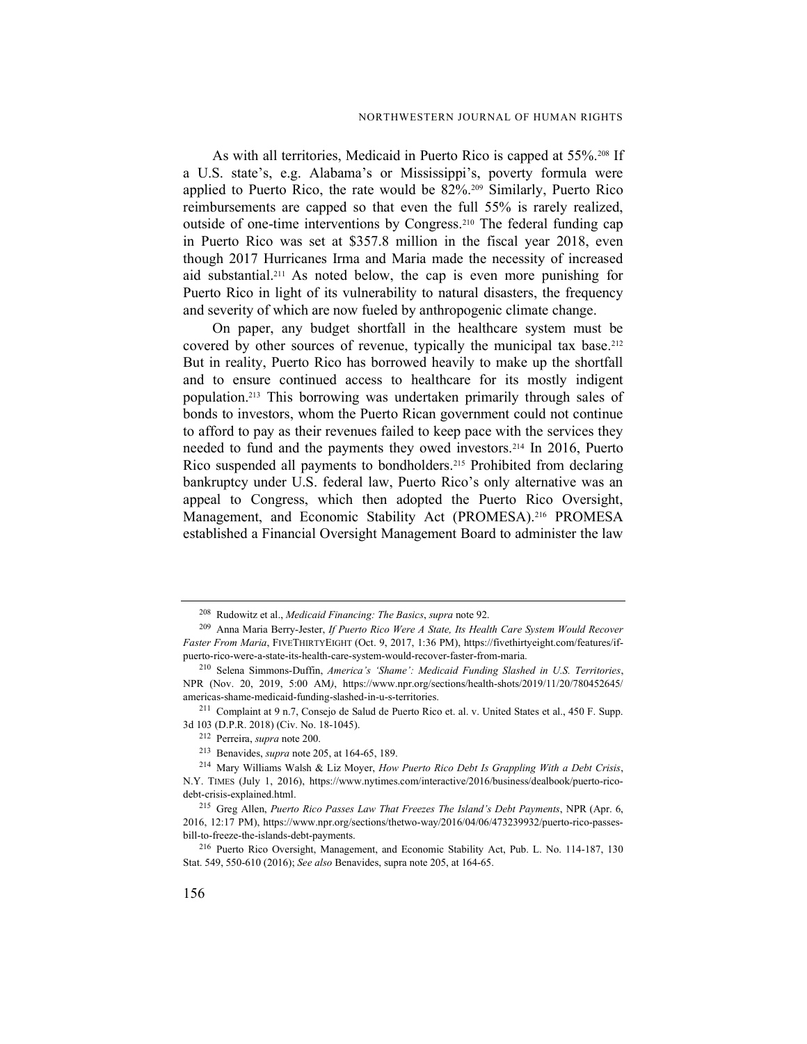As with all territories, Medicaid in Puerto Rico is capped at 55%.[208] If a U.S. state's, e.g. Alabama's or Mississippi's, poverty formula were applied to Puerto Rico, the rate would be 82%.[209] Similarly, Puerto Rico reimbursements are capped so that even the full 55% is rarely realized, outside of one-time interventions by Congress.[210] The federal funding cap in Puerto Rico was set at $357.8 million in the fiscal year 2018, even though 2017 Hurricanes Irma and Maria made the necessity of increased aid substantial.[211] As noted below, the cap is even more punishing for Puerto Rico in light of its vulnerability to natural disasters, the frequency and severity of which are now fueled by anthropogenic climate change.

On paper, any budget shortfall in the healthcare system must be covered by other sources of revenue, typically the municipal tax base.[212] But in reality, Puerto Rico has borrowed heavily to make up the shortfall and to ensure continued access to healthcare for its mostly indigent population.[213] This borrowing was undertaken primarily through sales of bonds to investors, whom the Puerto Rican government could not continue to afford to pay as their revenues failed to keep pace with the services they needed to fund and the payments they owed investors.[214] In 2016, Puerto Rico suspended all payments to bondholders.[215] Prohibited from declaring bankruptcy under U.S. federal law, Puerto Rico's only alternative was an appeal to Congress, which then adopted the Puerto Rico Oversight, Management, and Economic Stability Act (PROMESA).[216] PROMESA established a Financial Oversight Management Board to administer the law

---

[208] Rudowitz et al., *Medicaid Financing: The Basics*, *supra* note 92.

[209] Anna Maria Berry-Jester, *If Puerto Rico Were A State, Its Health Care System Would Recover Faster From Maria*, FIVETHIRTYEIGHT (Oct. 9, 2017, 1:36 PM), https://fivethirtyeight.com/features/if-puerto-rico-were-a-state-its-health-care-system-would-recover-faster-from-maria.

[210] Selena Simmons-Duffin, *America's 'Shame': Medicaid Funding Slashed in U.S. Territories*, NPR (Nov. 20, 2019, 5:00 AM), https://www.npr.org/sections/health-shots/2019/11/20/780452645/americas-shame-medicaid-funding-slashed-in-u-s-territories.

[211] Complaint at 9 n.7, Consejo de Salud de Puerto Rico et. al. v. United States et al., 450 F. Supp. 3d 103 (D.P.R. 2018) (Civ. No. 18-1045).

[212] Perreira, *supra* note 200.

[213] Benavides, *supra* note 205, at 164-65, 189.

[214] Mary Williams Walsh & Liz Moyer, *How Puerto Rico Debt Is Grappling With a Debt Crisis*, N.Y. TIMES (July 1, 2016), https://www.nytimes.com/interactive/2016/business/dealbook/puerto-rico-debt-crisis-explained.html.

[215] Greg Allen, *Puerto Rico Passes Law That Freezes The Island's Debt Payments*, NPR (Apr. 6, 2016, 12:17 PM), https://www.npr.org/sections/thetwo-way/2016/04/06/473239932/puerto-rico-passes-bill-to-freeze-the-islands-debt-payments.

[216] Puerto Rico Oversight, Management, and Economic Stability Act, Pub. L. No. 114-187, 130 Stat. 549, 550-610 (2016); *See also* Benavides, supra note 205, at 164-65.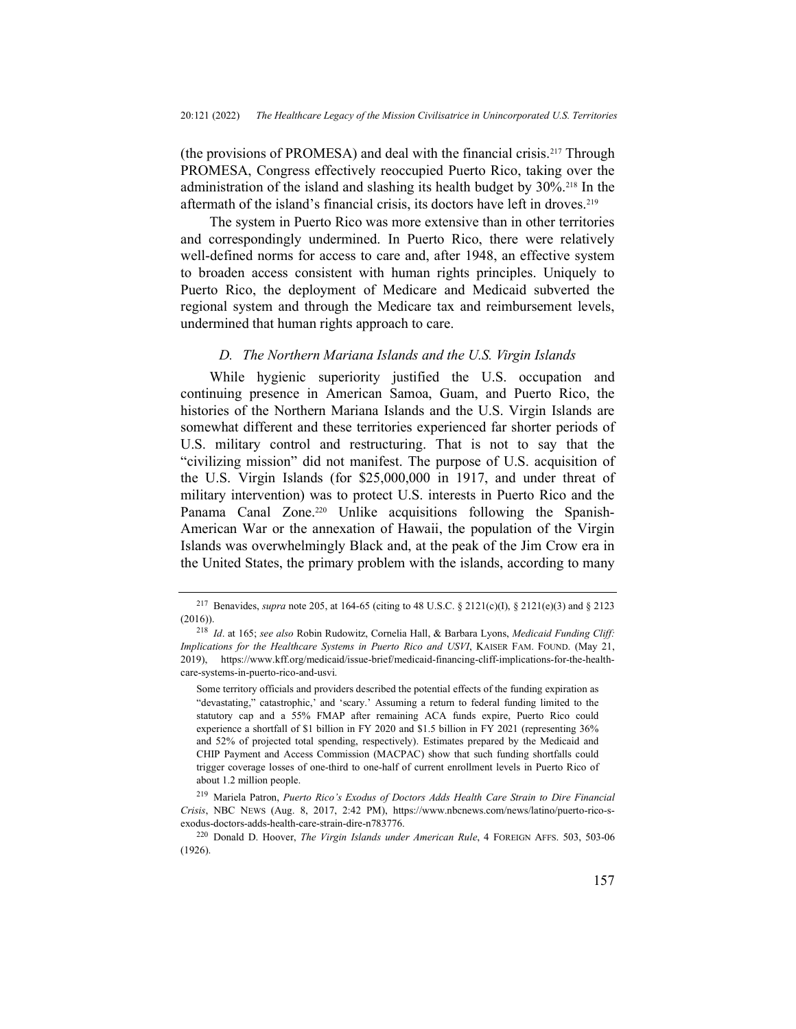(the provisions of PROMESA) and deal with the financial crisis.[217] Through PROMESA, Congress effectively reoccupied Puerto Rico, taking over the administration of the island and slashing its health budget by 30%.[218] In the aftermath of the island's financial crisis, its doctors have left in droves.[219]

The system in Puerto Rico was more extensive than in other territories and correspondingly undermined. In Puerto Rico, there were relatively well-defined norms for access to care and, after 1948, an effective system to broaden access consistent with human rights principles. Uniquely to Puerto Rico, the deployment of Medicare and Medicaid subverted the regional system and through the Medicare tax and reimbursement levels, undermined that human rights approach to care.

### *D. The Northern Mariana Islands and the U.S. Virgin Islands*

While hygienic superiority justified the U.S. occupation and continuing presence in American Samoa, Guam, and Puerto Rico, the histories of the Northern Mariana Islands and the U.S. Virgin Islands are somewhat different and these territories experienced far shorter periods of U.S. military control and restructuring. That is not to say that the "civilizing mission" did not manifest. The purpose of U.S. acquisition of the U.S. Virgin Islands (for $25,000,000 in 1917, and under threat of military intervention) was to protect U.S. interests in Puerto Rico and the Panama Canal Zone.[220] Unlike acquisitions following the Spanish-American War or the annexation of Hawaii, the population of the Virgin Islands was overwhelmingly Black and, at the peak of the Jim Crow era in the United States, the primary problem with the islands, according to many

---

[217] Benavides, *supra* note 205, at 164-65 (citing to 48 U.S.C. § 2121(c)(I), § 2121(e)(3) and § 2123 (2016)).

[218] *Id*. at 165; *see also* Robin Rudowitz, Cornelia Hall, & Barbara Lyons, *Medicaid Funding Cliff: Implications for the Healthcare Systems in Puerto Rico and USVI*, KAISER FAM. FOUND. (May 21, 2019), https://www.kff.org/medicaid/issue-brief/medicaid-financing-cliff-implications-for-the-health-care-systems-in-puerto-rico-and-usvi.

> Some territory officials and providers described the potential effects of the funding expiration as "devastating," catastrophic,' and 'scary.' Assuming a return to federal funding limited to the statutory cap and a 55% FMAP after remaining ACA funds expire, Puerto Rico could experience a shortfall of $1 billion in FY 2020 and $1.5 billion in FY 2021 (representing 36% and 52% of projected total spending, respectively). Estimates prepared by the Medicaid and CHIP Payment and Access Commission (MACPAC) show that such funding shortfalls could trigger coverage losses of one-third to one-half of current enrollment levels in Puerto Rico of about 1.2 million people.

[219] Mariela Patron, *Puerto Rico's Exodus of Doctors Adds Health Care Strain to Dire Financial Crisis*, NBC NEWS (Aug. 8, 2017, 2:42 PM), https://www.nbcnews.com/news/latino/puerto-rico-s-exodus-doctors-adds-health-care-strain-dire-n783776.

[220] Donald D. Hoover, *The Virgin Islands under American Rule*, 4 FOREIGN AFFS. 503, 503-06 (1926).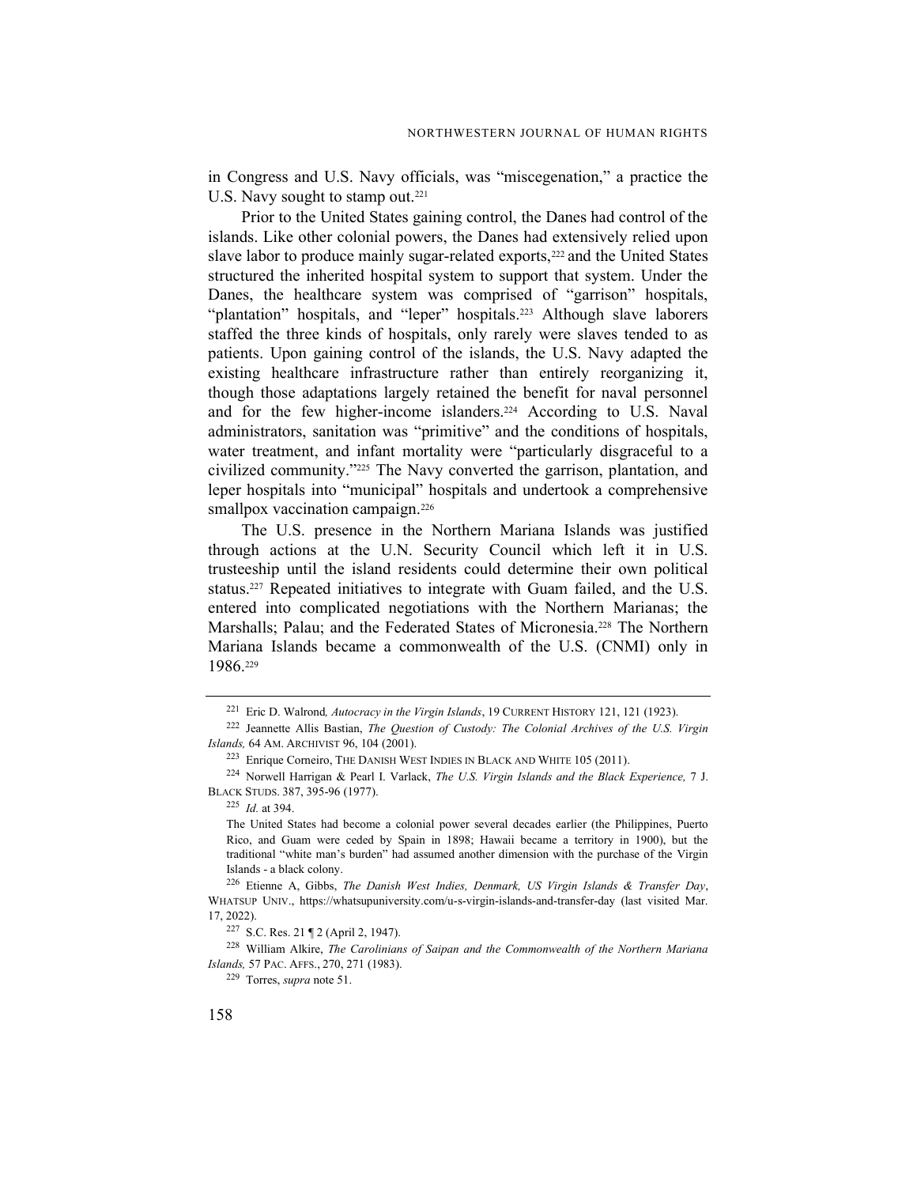in Congress and U.S. Navy officials, was "miscegenation," a practice the U.S. Navy sought to stamp out.[221]

Prior to the United States gaining control, the Danes had control of the islands. Like other colonial powers, the Danes had extensively relied upon slave labor to produce mainly sugar-related exports,[222] and the United States structured the inherited hospital system to support that system. Under the Danes, the healthcare system was comprised of "garrison" hospitals, "plantation" hospitals, and "leper" hospitals.[223] Although slave laborers staffed the three kinds of hospitals, only rarely were slaves tended to as patients. Upon gaining control of the islands, the U.S. Navy adapted the existing healthcare infrastructure rather than entirely reorganizing it, though those adaptations largely retained the benefit for naval personnel and for the few higher-income islanders.[224] According to U.S. Naval administrators, sanitation was "primitive" and the conditions of hospitals, water treatment, and infant mortality were "particularly disgraceful to a civilized community."[225] The Navy converted the garrison, plantation, and leper hospitals into "municipal" hospitals and undertook a comprehensive smallpox vaccination campaign.[226]

The U.S. presence in the Northern Mariana Islands was justified through actions at the U.N. Security Council which left it in U.S. trusteeship until the island residents could determine their own political status.[227] Repeated initiatives to integrate with Guam failed, and the U.S. entered into complicated negotiations with the Northern Marianas; the Marshalls; Palau; and the Federated States of Micronesia.[228] The Northern Mariana Islands became a commonwealth of the U.S. (CNMI) only in 1986.[229]

---

[221] Eric D. Walrond, *Autocracy in the Virgin Islands*, 19 CURRENT HISTORY 121, 121 (1923).

[222] Jeannette Allis Bastian, *The Question of Custody: The Colonial Archives of the U.S. Virgin Islands,* 64 AM. ARCHIVIST 96, 104 (2001).

[223] Enrique Corneiro, THE DANISH WEST INDIES IN BLACK AND WHITE 105 (2011).

[224] Norwell Harrigan & Pearl I. Varlack, *The U.S. Virgin Islands and the Black Experience,* 7 J. BLACK STUDS. 387, 395-96 (1977).

[225] *Id.* at 394.

The United States had become a colonial power several decades earlier (the Philippines, Puerto Rico, and Guam were ceded by Spain in 1898; Hawaii became a territory in 1900), but the traditional "white man's burden" had assumed another dimension with the purchase of the Virgin Islands - a black colony.

[226] Etienne A, Gibbs, *The Danish West Indies, Denmark, US Virgin Islands & Transfer Day*, WHATSUP UNIV., https://whatsupuniversity.com/u-s-virgin-islands-and-transfer-day (last visited Mar. 17, 2022).

[227] S.C. Res. 21 ¶ 2 (April 2, 1947).

[228] William Alkire, *The Carolinians of Saipan and the Commonwealth of the Northern Mariana Islands,* 57 PAC. AFFS., 270, 271 (1983).

[229] Torres, *supra* note 51.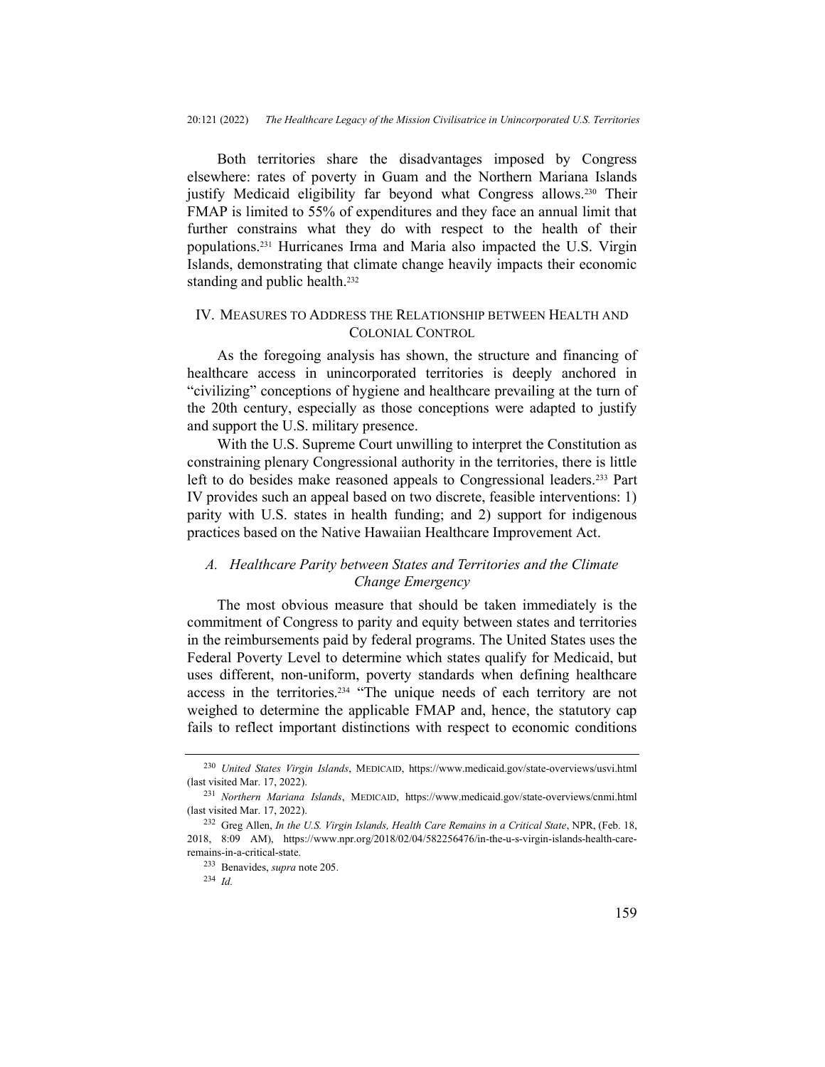Both territories share the disadvantages imposed by Congress elsewhere: rates of poverty in Guam and the Northern Mariana Islands justify Medicaid eligibility far beyond what Congress allows.[230] Their FMAP is limited to 55% of expenditures and they face an annual limit that further constrains what they do with respect to the health of their populations.[231] Hurricanes Irma and Maria also impacted the U.S. Virgin Islands, demonstrating that climate change heavily impacts their economic standing and public health.[232]

## IV. Measures to Address the Relationship between Health and Colonial Control

As the foregoing analysis has shown, the structure and financing of healthcare access in unincorporated territories is deeply anchored in "civilizing" conceptions of hygiene and healthcare prevailing at the turn of the 20th century, especially as those conceptions were adapted to justify and support the U.S. military presence.

With the U.S. Supreme Court unwilling to interpret the Constitution as constraining plenary Congressional authority in the territories, there is little left to do besides make reasoned appeals to Congressional leaders.[233] Part IV provides such an appeal based on two discrete, feasible interventions: 1) parity with U.S. states in health funding; and 2) support for indigenous practices based on the Native Hawaiian Healthcare Improvement Act.

### *A. Healthcare Parity between States and Territories and the Climate Change Emergency*

The most obvious measure that should be taken immediately is the commitment of Congress to parity and equity between states and territories in the reimbursements paid by federal programs. The United States uses the Federal Poverty Level to determine which states qualify for Medicaid, but uses different, non-uniform, poverty standards when defining healthcare access in the territories.[234] "The unique needs of each territory are not weighed to determine the applicable FMAP and, hence, the statutory cap fails to reflect important distinctions with respect to economic conditions

---

[230] *United States Virgin Islands*, MEDICAID, https://www.medicaid.gov/state-overviews/usvi.html (last visited Mar. 17, 2022).

[231] *Northern Mariana Islands*, MEDICAID, https://www.medicaid.gov/state-overviews/cnmi.html (last visited Mar. 17, 2022).

[232] Greg Allen, *In the U.S. Virgin Islands, Health Care Remains in a Critical State*, NPR, (Feb. 18, 2018, 8:09 AM), https://www.npr.org/2018/02/04/582256476/in-the-u-s-virgin-islands-health-care-remains-in-a-critical-state.

[233] Benavides, *supra* note 205.

[234] *Id.*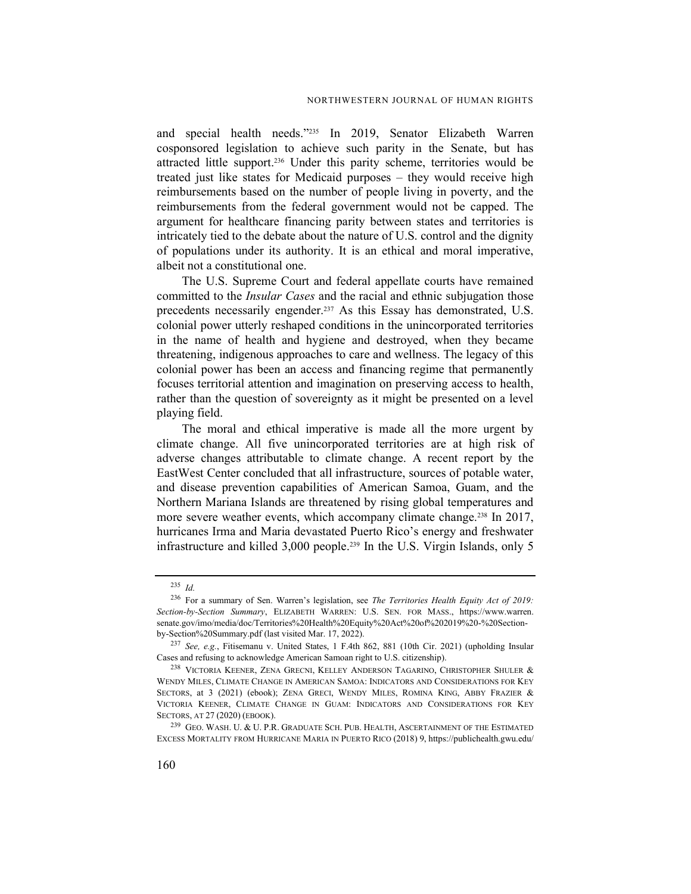and special health needs."[235] In 2019, Senator Elizabeth Warren cosponsored legislation to achieve such parity in the Senate, but has attracted little support.[236] Under this parity scheme, territories would be treated just like states for Medicaid purposes – they would receive high reimbursements based on the number of people living in poverty, and the reimbursements from the federal government would not be capped. The argument for healthcare financing parity between states and territories is intricately tied to the debate about the nature of U.S. control and the dignity of populations under its authority. It is an ethical and moral imperative, albeit not a constitutional one.

The U.S. Supreme Court and federal appellate courts have remained committed to the *Insular Cases* and the racial and ethnic subjugation those precedents necessarily engender.[237] As this Essay has demonstrated, U.S. colonial power utterly reshaped conditions in the unincorporated territories in the name of health and hygiene and destroyed, when they became threatening, indigenous approaches to care and wellness. The legacy of this colonial power has been an access and financing regime that permanently focuses territorial attention and imagination on preserving access to health, rather than the question of sovereignty as it might be presented on a level playing field.

The moral and ethical imperative is made all the more urgent by climate change. All five unincorporated territories are at high risk of adverse changes attributable to climate change. A recent report by the EastWest Center concluded that all infrastructure, sources of potable water, and disease prevention capabilities of American Samoa, Guam, and the Northern Mariana Islands are threatened by rising global temperatures and more severe weather events, which accompany climate change.[238] In 2017, hurricanes Irma and Maria devastated Puerto Rico's energy and freshwater infrastructure and killed 3,000 people.[239] In the U.S. Virgin Islands, only 5

---

[235] *Id.*

[236] For a summary of Sen. Warren's legislation, see *The Territories Health Equity Act of 2019: Section-by-Section Summary*, ELIZABETH WARREN: U.S. SEN. FOR MASS., https://www.warren.senate.gov/imo/media/doc/Territories%20Health%20Equity%20Act%20of%202019%20-%20Section-by-Section%20Summary.pdf (last visited Mar. 17, 2022).

[237] *See, e.g.*, Fitisemanu v. United States, 1 F.4th 862, 881 (10th Cir. 2021) (upholding Insular Cases and refusing to acknowledge American Samoan right to U.S. citizenship).

[238] VICTORIA KEENER, ZENA GRECNI, KELLEY ANDERSON TAGARINO, CHRISTOPHER SHULER & WENDY MILES, CLIMATE CHANGE IN AMERICAN SAMOA: INDICATORS AND CONSIDERATIONS FOR KEY SECTORS, at 3 (2021) (ebook); ZENA GRECI, WENDY MILES, ROMINA KING, ABBY FRAZIER & VICTORIA KEENER, CLIMATE CHANGE IN GUAM: INDICATORS AND CONSIDERATIONS FOR KEY SECTORS, AT 27 (2020) (EBOOK).

[239] GEO. WASH. U. & U. P.R. GRADUATE SCH. PUB. HEALTH, ASCERTAINMENT OF THE ESTIMATED EXCESS MORTALITY FROM HURRICANE MARIA IN PUERTO RICO (2018) 9, https://publichealth.gwu.edu/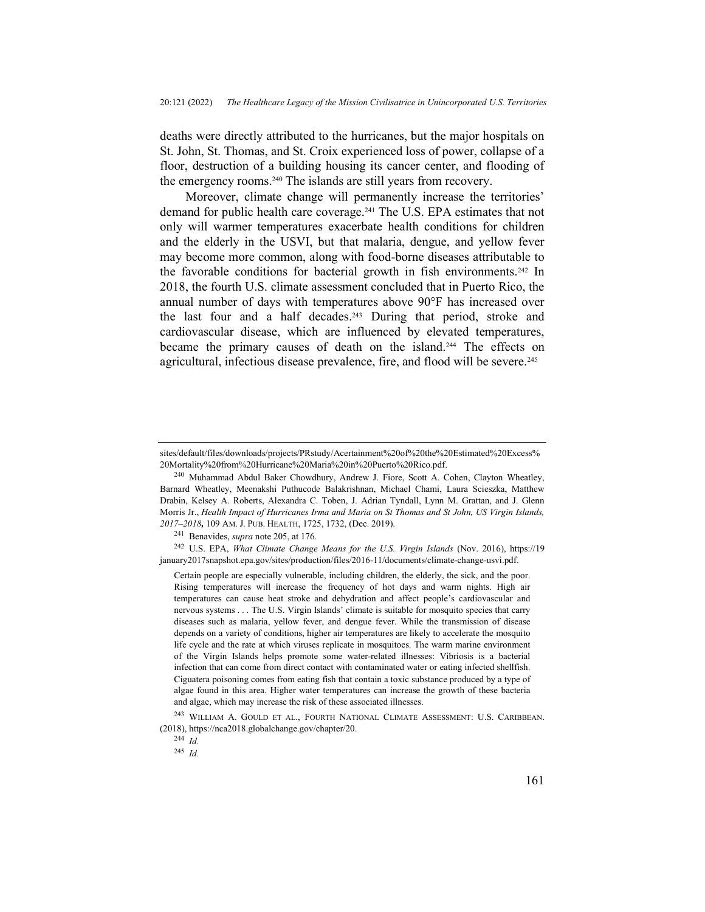deaths were directly attributed to the hurricanes, but the major hospitals on St. John, St. Thomas, and St. Croix experienced loss of power, collapse of a floor, destruction of a building housing its cancer center, and flooding of the emergency rooms.[240] The islands are still years from recovery.

Moreover, climate change will permanently increase the territories' demand for public health care coverage.[241] The U.S. EPA estimates that not only will warmer temperatures exacerbate health conditions for children and the elderly in the USVI, but that malaria, dengue, and yellow fever may become more common, along with food-borne diseases attributable to the favorable conditions for bacterial growth in fish environments.[242] In 2018, the fourth U.S. climate assessment concluded that in Puerto Rico, the annual number of days with temperatures above 90°F has increased over the last four and a half decades.[243] During that period, stroke and cardiovascular disease, which are influenced by elevated temperatures, became the primary causes of death on the island.[244] The effects on agricultural, infectious disease prevalence, fire, and flood will be severe.[245]

---

sites/default/files/downloads/projects/PRstudy/Acertainment%20of%20the%20Estimated%20Excess%20Mortality%20from%20Hurricane%20Maria%20in%20Puerto%20Rico.pdf.

[240] Muhammad Abdul Baker Chowdhury, Andrew J. Fiore, Scott A. Cohen, Clayton Wheatley, Barnard Wheatley, Meenakshi Puthucode Balakrishnan, Michael Chami, Laura Scieszka, Matthew Drabin, Kelsey A. Roberts, Alexandra C. Toben, J. Adrian Tyndall, Lynn M. Grattan, and J. Glenn Morris Jr., *Health Impact of Hurricanes Irma and Maria on St Thomas and St John, US Virgin Islands, 2017–2018***,** 109 AM. J. PUB. HEALTH, 1725, 1732, (Dec. 2019).

[241] Benavides, *supra* note 205, at 176.

[242] U.S. EPA, *What Climate Change Means for the U.S. Virgin Islands* (Nov. 2016), https://19january2017snapshot.epa.gov/sites/production/files/2016-11/documents/climate-change-usvi.pdf.

> Certain people are especially vulnerable, including children, the elderly, the sick, and the poor. Rising temperatures will increase the frequency of hot days and warm nights. High air temperatures can cause heat stroke and dehydration and affect people's cardiovascular and nervous systems . . . The U.S. Virgin Islands' climate is suitable for mosquito species that carry diseases such as malaria, yellow fever, and dengue fever. While the transmission of disease depends on a variety of conditions, higher air temperatures are likely to accelerate the mosquito life cycle and the rate at which viruses replicate in mosquitoes. The warm marine environment of the Virgin Islands helps promote some water-related illnesses: Vibriosis is a bacterial infection that can come from direct contact with contaminated water or eating infected shellfish. Ciguatera poisoning comes from eating fish that contain a toxic substance produced by a type of algae found in this area. Higher water temperatures can increase the growth of these bacteria and algae, which may increase the risk of these associated illnesses.

[243] WILLIAM A. GOULD ET AL., FOURTH NATIONAL CLIMATE ASSESSMENT: U.S. CARIBBEAN. (2018), https://nca2018.globalchange.gov/chapter/20.

[244] *Id.*

[245] *Id.*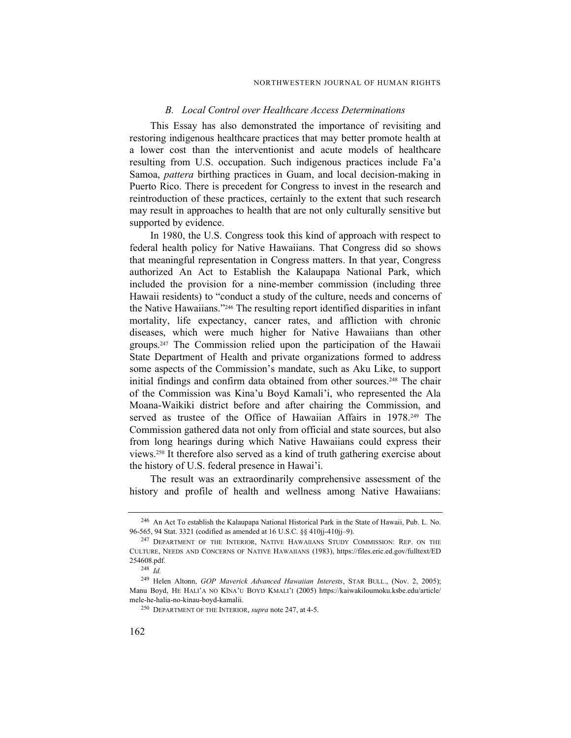### *B. Local Control over Healthcare Access Determinations*

This Essay has also demonstrated the importance of revisiting and restoring indigenous healthcare practices that may better promote health at a lower cost than the interventionist and acute models of healthcare resulting from U.S. occupation. Such indigenous practices include Fa'a Samoa, *pattera* birthing practices in Guam, and local decision-making in Puerto Rico. There is precedent for Congress to invest in the research and reintroduction of these practices, certainly to the extent that such research may result in approaches to health that are not only culturally sensitive but supported by evidence.

In 1980, the U.S. Congress took this kind of approach with respect to federal health policy for Native Hawaiians. That Congress did so shows that meaningful representation in Congress matters. In that year, Congress authorized An Act to Establish the Kalaupapa National Park, which included the provision for a nine-member commission (including three Hawaii residents) to "conduct a study of the culture, needs and concerns of the Native Hawaiians."[246] The resulting report identified disparities in infant mortality, life expectancy, cancer rates, and affliction with chronic diseases, which were much higher for Native Hawaiians than other groups.[247] The Commission relied upon the participation of the Hawaii State Department of Health and private organizations formed to address some aspects of the Commission's mandate, such as Aku Like, to support initial findings and confirm data obtained from other sources.[248] The chair of the Commission was Kina'u Boyd Kamali'i, who represented the Ala Moana-Waikiki district before and after chairing the Commission, and served as trustee of the Office of Hawaiian Affairs in 1978.[249] The Commission gathered data not only from official and state sources, but also from long hearings during which Native Hawaiians could express their views.[250] It therefore also served as a kind of truth gathering exercise about the history of U.S. federal presence in Hawai'i.

The result was an extraordinarily comprehensive assessment of the history and profile of health and wellness among Native Hawaiians:

---

[246] An Act To establish the Kalaupapa National Historical Park in the State of Hawaii, Pub. L. No. 96-565, 94 Stat. 3321 (codified as amended at 16 U.S.C. §§ 410jj-410jj–9).

[247] DEPARTMENT OF THE INTERIOR, NATIVE HAWAIIANS STUDY COMMISSION: REP. ON THE CULTURE, NEEDS AND CONCERNS OF NATIVE HAWAIIANS (1983), https://files.eric.ed.gov/fulltext/ED254608.pdf.

[248] *Id.*

[249] Helen Altonn, *GOP Maverick Advanced Hawaiian Interests*, STAR BULL., (Nov. 2, 2005); Manu Boyd, HE HALI'A NO KĪNA'U BOYD KMALI'I (2005) https://kaiwakiloumoku.ksbe.edu/article/mele-he-halia-no-kinau-boyd-kamalii.

[250] DEPARTMENT OF THE INTERIOR, *supra* note 247, at 4-5.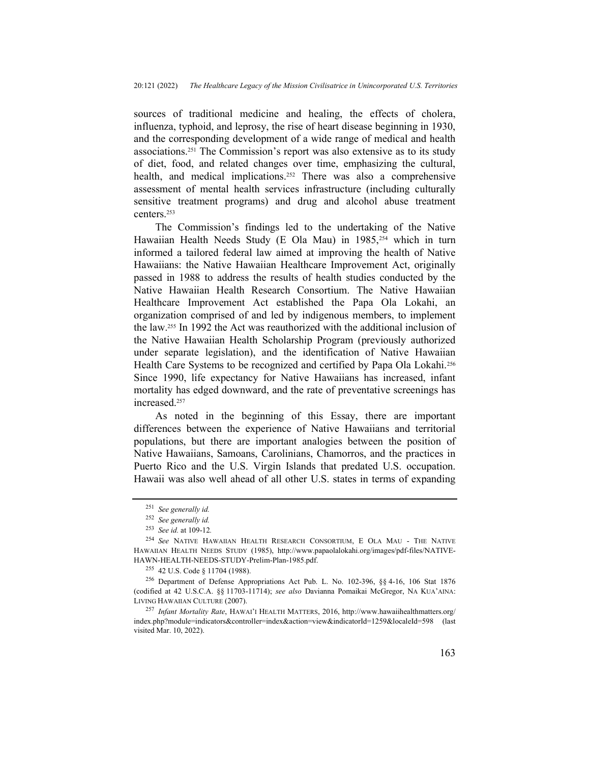sources of traditional medicine and healing, the effects of cholera, influenza, typhoid, and leprosy, the rise of heart disease beginning in 1930, and the corresponding development of a wide range of medical and health associations.[251] The Commission's report was also extensive as to its study of diet, food, and related changes over time, emphasizing the cultural, health, and medical implications.[252] There was also a comprehensive assessment of mental health services infrastructure (including culturally sensitive treatment programs) and drug and alcohol abuse treatment centers.[253]

The Commission's findings led to the undertaking of the Native Hawaiian Health Needs Study (E Ola Mau) in 1985,[254] which in turn informed a tailored federal law aimed at improving the health of Native Hawaiians: the Native Hawaiian Healthcare Improvement Act, originally passed in 1988 to address the results of health studies conducted by the Native Hawaiian Health Research Consortium. The Native Hawaiian Healthcare Improvement Act established the Papa Ola Lokahi, an organization comprised of and led by indigenous members, to implement the law.[255] In 1992 the Act was reauthorized with the additional inclusion of the Native Hawaiian Health Scholarship Program (previously authorized under separate legislation), and the identification of Native Hawaiian Health Care Systems to be recognized and certified by Papa Ola Lokahi.[256] Since 1990, life expectancy for Native Hawaiians has increased, infant mortality has edged downward, and the rate of preventative screenings has increased.[257]

As noted in the beginning of this Essay, there are important differences between the experience of Native Hawaiians and territorial populations, but there are important analogies between the position of Native Hawaiians, Samoans, Carolinians, Chamorros, and the practices in Puerto Rico and the U.S. Virgin Islands that predated U.S. occupation. Hawaii was also well ahead of all other U.S. states in terms of expanding

---

[251] *See generally id.*

[252] *See generally id.*

[253] *See id.* at 109-12*.*

[254] *See* NATIVE HAWAIIAN HEALTH RESEARCH CONSORTIUM, E OLA MAU - THE NATIVE HAWAIIAN HEALTH NEEDS STUDY (1985), http://www.papaolalokahi.org/images/pdf-files/NATIVE-HAWN-HEALTH-NEEDS-STUDY-Prelim-Plan-1985.pdf.

[255] 42 U.S. Code § 11704 (1988).

[256] Department of Defense Appropriations Act Pub. L. No. 102-396, §§ 4-16, 106 Stat 1876 (codified at 42 U.S.C.A. §§ 11703-11714); *see also* Davianna Pomaikai McGregor, NA KUA'AINA: LIVING HAWAIIAN CULTURE (2007).

[257] *Infant Mortality Rate*, HAWAI'I HEALTH MATTERS, 2016, http://www.hawaiihealthmatters.org/index.php?module=indicators&controller=index&action=view&indicatorId=1259&localeId=598 (last visited Mar. 10, 2022).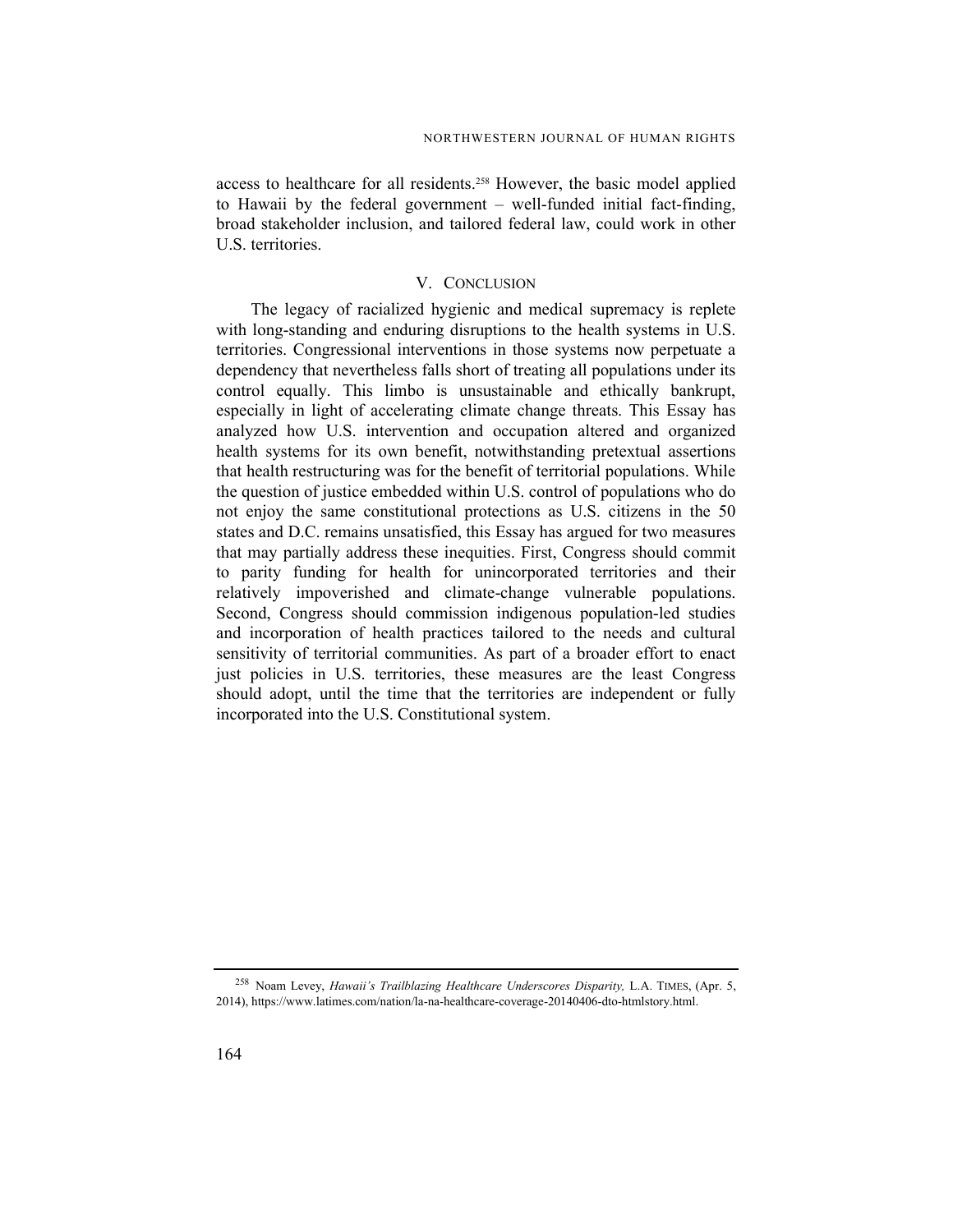access to healthcare for all residents.[258] However, the basic model applied to Hawaii by the federal government – well-funded initial fact-finding, broad stakeholder inclusion, and tailored federal law, could work in other U.S. territories.

## V. Conclusion

The legacy of racialized hygienic and medical supremacy is replete with long-standing and enduring disruptions to the health systems in U.S. territories. Congressional interventions in those systems now perpetuate a dependency that nevertheless falls short of treating all populations under its control equally. This limbo is unsustainable and ethically bankrupt, especially in light of accelerating climate change threats. This Essay has analyzed how U.S. intervention and occupation altered and organized health systems for its own benefit, notwithstanding pretextual assertions that health restructuring was for the benefit of territorial populations. While the question of justice embedded within U.S. control of populations who do not enjoy the same constitutional protections as U.S. citizens in the 50 states and D.C. remains unsatisfied, this Essay has argued for two measures that may partially address these inequities. First, Congress should commit to parity funding for health for unincorporated territories and their relatively impoverished and climate-change vulnerable populations. Second, Congress should commission indigenous population-led studies and incorporation of health practices tailored to the needs and cultural sensitivity of territorial communities. As part of a broader effort to enact just policies in U.S. territories, these measures are the least Congress should adopt, until the time that the territories are independent or fully incorporated into the U.S. Constitutional system.

---

[258] Noam Levey, *Hawaii's Trailblazing Healthcare Underscores Disparity,* L.A. TIMES, (Apr. 5, 2014), https://www.latimes.com/nation/la-na-healthcare-coverage-20140406-dto-htmlstory.html.